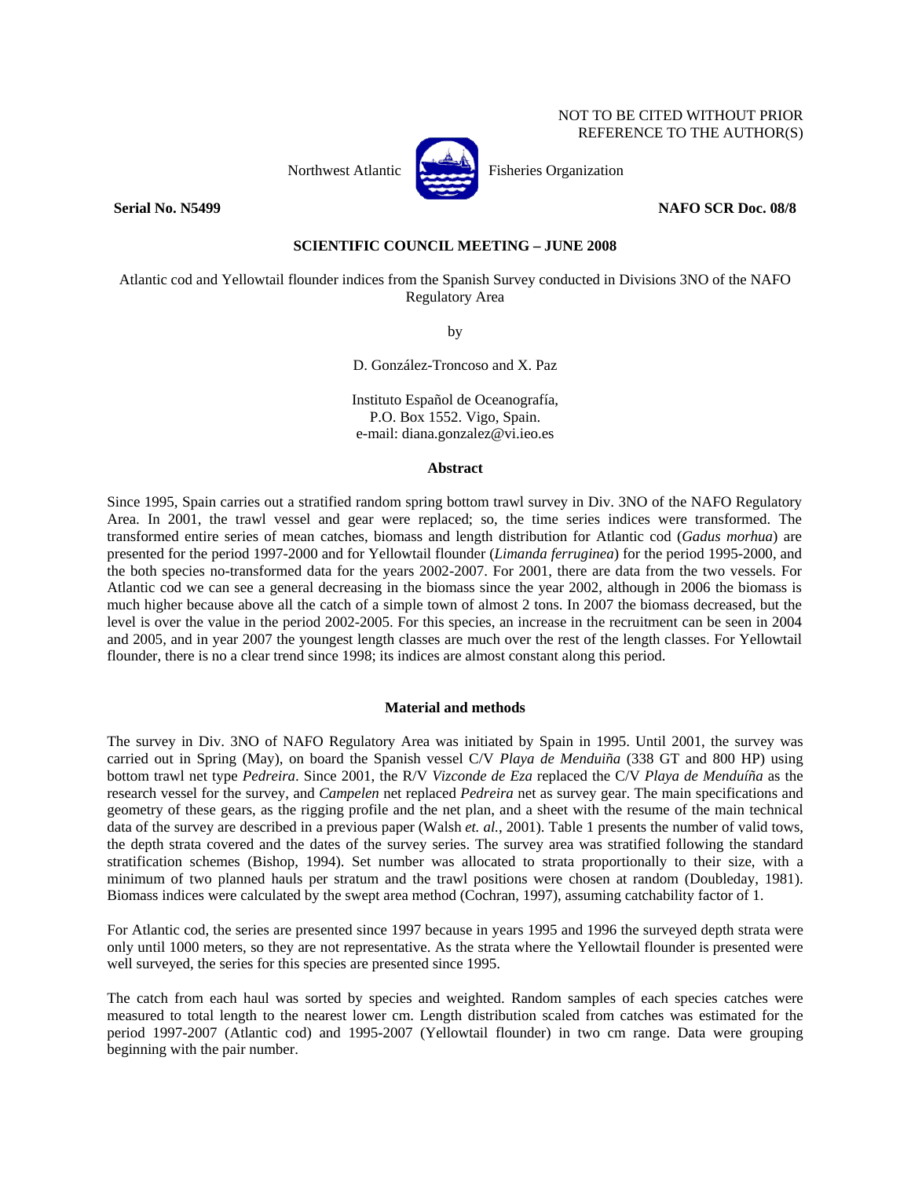NOT TO BE CITED WITHOUT PRIOR
REFERENCE TO THE AUTHOR(S)

Northwest Atlantic Fisheries Organization

**Serial No. N5499** **NAFO SCR Doc. 08/8**

**SCIENTIFIC COUNCIL MEETING – JUNE 2008**

Atlantic cod and Yellowtail flounder indices from the Spanish Survey conducted in Divisions 3NO of the NAFO Regulatory Area

by

D. González-Troncoso and X. Paz

Instituto Español de Oceanografía,
P.O. Box 1552. Vigo, Spain.
e-mail: diana.gonzalez@vi.ieo.es

### Abstract

Since 1995, Spain carries out a stratified random spring bottom trawl survey in Div. 3NO of the NAFO Regulatory Area. In 2001, the trawl vessel and gear were replaced; so, the time series indices were transformed. The transformed entire series of mean catches, biomass and length distribution for Atlantic cod (*Gadus morhua*) are presented for the period 1997-2000 and for Yellowtail flounder (*Limanda ferruginea*) for the period 1995-2000, and the both species no-transformed data for the years 2002-2007. For 2001, there are data from the two vessels. For Atlantic cod we can see a general decreasing in the biomass since the year 2002, although in 2006 the biomass is much higher because above all the catch of a simple town of almost 2 tons. In 2007 the biomass decreased, but the level is over the value in the period 2002-2005. For this species, an increase in the recruitment can be seen in 2004 and 2005, and in year 2007 the youngest length classes are much over the rest of the length classes. For Yellowtail flounder, there is no a clear trend since 1998; its indices are almost constant along this period.

### Material and methods

The survey in Div. 3NO of NAFO Regulatory Area was initiated by Spain in 1995. Until 2001, the survey was carried out in Spring (May), on board the Spanish vessel C/V *Playa de Menduiña* (338 GT and 800 HP) using bottom trawl net type *Pedreira*. Since 2001, the R/V *Vizconde de Eza* replaced the C/V *Playa de Menduíña* as the research vessel for the survey, and *Campelen* net replaced *Pedreira* net as survey gear. The main specifications and geometry of these gears, as the rigging profile and the net plan, and a sheet with the resume of the main technical data of the survey are described in a previous paper (Walsh *et. al.*, 2001). Table 1 presents the number of valid tows, the depth strata covered and the dates of the survey series. The survey area was stratified following the standard stratification schemes (Bishop, 1994). Set number was allocated to strata proportionally to their size, with a minimum of two planned hauls per stratum and the trawl positions were chosen at random (Doubleday, 1981). Biomass indices were calculated by the swept area method (Cochran, 1997), assuming catchability factor of 1.

For Atlantic cod, the series are presented since 1997 because in years 1995 and 1996 the surveyed depth strata were only until 1000 meters, so they are not representative. As the strata where the Yellowtail flounder is presented were well surveyed, the series for this species are presented since 1995.

The catch from each haul was sorted by species and weighted. Random samples of each species catches were measured to total length to the nearest lower cm. Length distribution scaled from catches was estimated for the period 1997-2007 (Atlantic cod) and 1995-2007 (Yellowtail flounder) in two cm range. Data were grouping beginning with the pair number.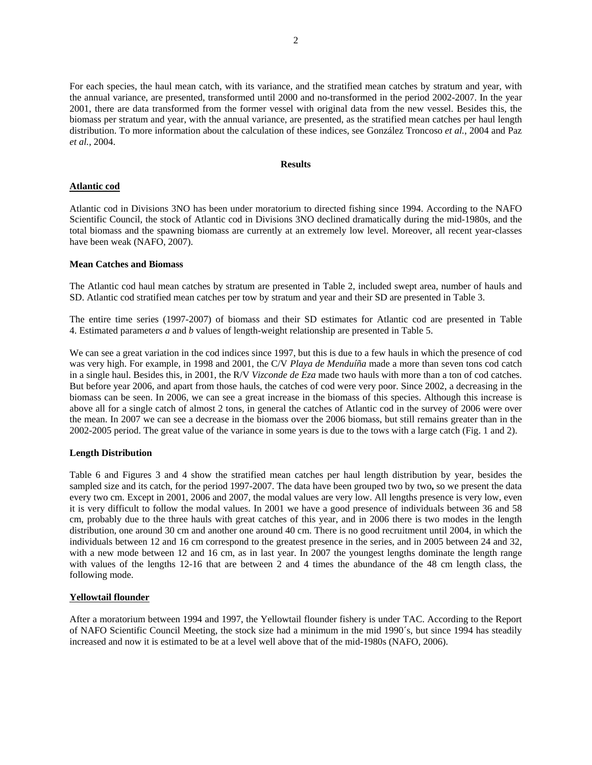For each species, the haul mean catch, with its variance, and the stratified mean catches by stratum and year, with the annual variance, are presented, transformed until 2000 and no-transformed in the period 2002-2007. In the year 2001, there are data transformed from the former vessel with original data from the new vessel. Besides this, the biomass per stratum and year, with the annual variance, are presented, as the stratified mean catches per haul length distribution. To more information about the calculation of these indices, see González Troncoso *et al.*, 2004 and Paz *et al.*, 2004.

## Results

### Atlantic cod

Atlantic cod in Divisions 3NO has been under moratorium to directed fishing since 1994. According to the NAFO Scientific Council, the stock of Atlantic cod in Divisions 3NO declined dramatically during the mid-1980s, and the total biomass and the spawning biomass are currently at an extremely low level. Moreover, all recent year-classes have been weak (NAFO, 2007).

#### Mean Catches and Biomass

The Atlantic cod haul mean catches by stratum are presented in Table 2, included swept area, number of hauls and SD. Atlantic cod stratified mean catches per tow by stratum and year and their SD are presented in Table 3.

The entire time series (1997-2007) of biomass and their SD estimates for Atlantic cod are presented in Table 4. Estimated parameters *a* and *b* values of length-weight relationship are presented in Table 5.

We can see a great variation in the cod indices since 1997, but this is due to a few hauls in which the presence of cod was very high. For example, in 1998 and 2001, the C/V *Playa de Menduíña* made a more than seven tons cod catch in a single haul. Besides this, in 2001, the R/V *Vizconde de Eza* made two hauls with more than a ton of cod catches. But before year 2006, and apart from those hauls, the catches of cod were very poor. Since 2002, a decreasing in the biomass can be seen. In 2006, we can see a great increase in the biomass of this species. Although this increase is above all for a single catch of almost 2 tons, in general the catches of Atlantic cod in the survey of 2006 were over the mean. In 2007 we can see a decrease in the biomass over the 2006 biomass, but still remains greater than in the 2002-2005 period. The great value of the variance in some years is due to the tows with a large catch (Fig. 1 and 2).

#### Length Distribution

Table 6 and Figures 3 and 4 show the stratified mean catches per haul length distribution by year, besides the sampled size and its catch, for the period 1997-2007. The data have been grouped two by two**,** so we present the data every two cm. Except in 2001, 2006 and 2007, the modal values are very low. All lengths presence is very low, even it is very difficult to follow the modal values. In 2001 we have a good presence of individuals between 36 and 58 cm, probably due to the three hauls with great catches of this year, and in 2006 there is two modes in the length distribution, one around 30 cm and another one around 40 cm. There is no good recruitment until 2004, in which the individuals between 12 and 16 cm correspond to the greatest presence in the series, and in 2005 between 24 and 32, with a new mode between 12 and 16 cm, as in last year. In 2007 the youngest lengths dominate the length range with values of the lengths 12-16 that are between 2 and 4 times the abundance of the 48 cm length class, the following mode.

### Yellowtail flounder

After a moratorium between 1994 and 1997, the Yellowtail flounder fishery is under TAC. According to the Report of NAFO Scientific Council Meeting, the stock size had a minimum in the mid 1990´s, but since 1994 has steadily increased and now it is estimated to be at a level well above that of the mid-1980s (NAFO, 2006).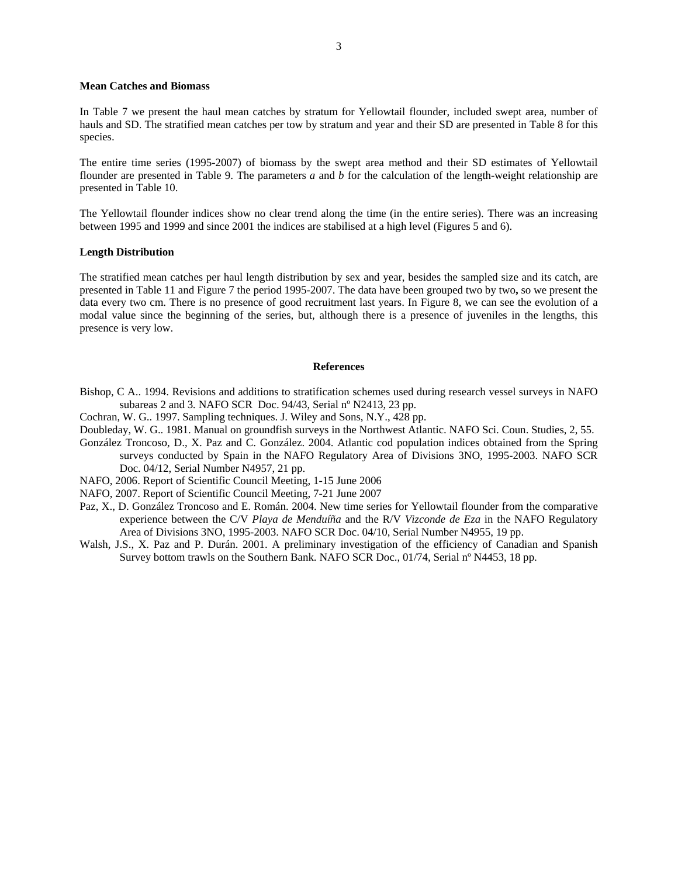**Mean Catches and Biomass**

In Table 7 we present the haul mean catches by stratum for Yellowtail flounder, included swept area, number of hauls and SD. The stratified mean catches per tow by stratum and year and their SD are presented in Table 8 for this species.

The entire time series (1995-2007) of biomass by the swept area method and their SD estimates of Yellowtail flounder are presented in Table 9. The parameters *a* and *b* for the calculation of the length-weight relationship are presented in Table 10.

The Yellowtail flounder indices show no clear trend along the time (in the entire series). There was an increasing between 1995 and 1999 and since 2001 the indices are stabilised at a high level (Figures 5 and 6).

**Length Distribution**

The stratified mean catches per haul length distribution by sex and year, besides the sampled size and its catch, are presented in Table 11 and Figure 7 the period 1995-2007. The data have been grouped two by two**,** so we present the data every two cm. There is no presence of good recruitment last years. In Figure 8, we can see the evolution of a modal value since the beginning of the series, but, although there is a presence of juveniles in the lengths, this presence is very low.

## References

Bishop, C A.. 1994. Revisions and additions to stratification schemes used during research vessel surveys in NAFO subareas 2 and 3*.* NAFO SCR Doc. 94/43, Serial nº N2413, 23 pp.

Cochran, W. G.. 1997. Sampling techniques. J. Wiley and Sons, N.Y., 428 pp.

Doubleday, W. G.. 1981. Manual on groundfish surveys in the Northwest Atlantic. NAFO Sci. Coun. Studies, 2, 55.

González Troncoso, D., X. Paz and C. González. 2004. Atlantic cod population indices obtained from the Spring surveys conducted by Spain in the NAFO Regulatory Area of Divisions 3NO, 1995-2003. NAFO SCR Doc. 04/12, Serial Number N4957, 21 pp.

NAFO, 2006. Report of Scientific Council Meeting, 1-15 June 2006

NAFO, 2007. Report of Scientific Council Meeting, 7-21 June 2007

Paz, X., D. González Troncoso and E. Román. 2004. New time series for Yellowtail flounder from the comparative experience between the C/V *Playa de Menduíña* and the R/V *Vizconde de Eza* in the NAFO Regulatory Area of Divisions 3NO, 1995-2003. NAFO SCR Doc. 04/10, Serial Number N4955, 19 pp.

Walsh, J.S., X. Paz and P. Durán. 2001. A preliminary investigation of the efficiency of Canadian and Spanish Survey bottom trawls on the Southern Bank. NAFO SCR Doc., 01/74, Serial nº N4453, 18 pp.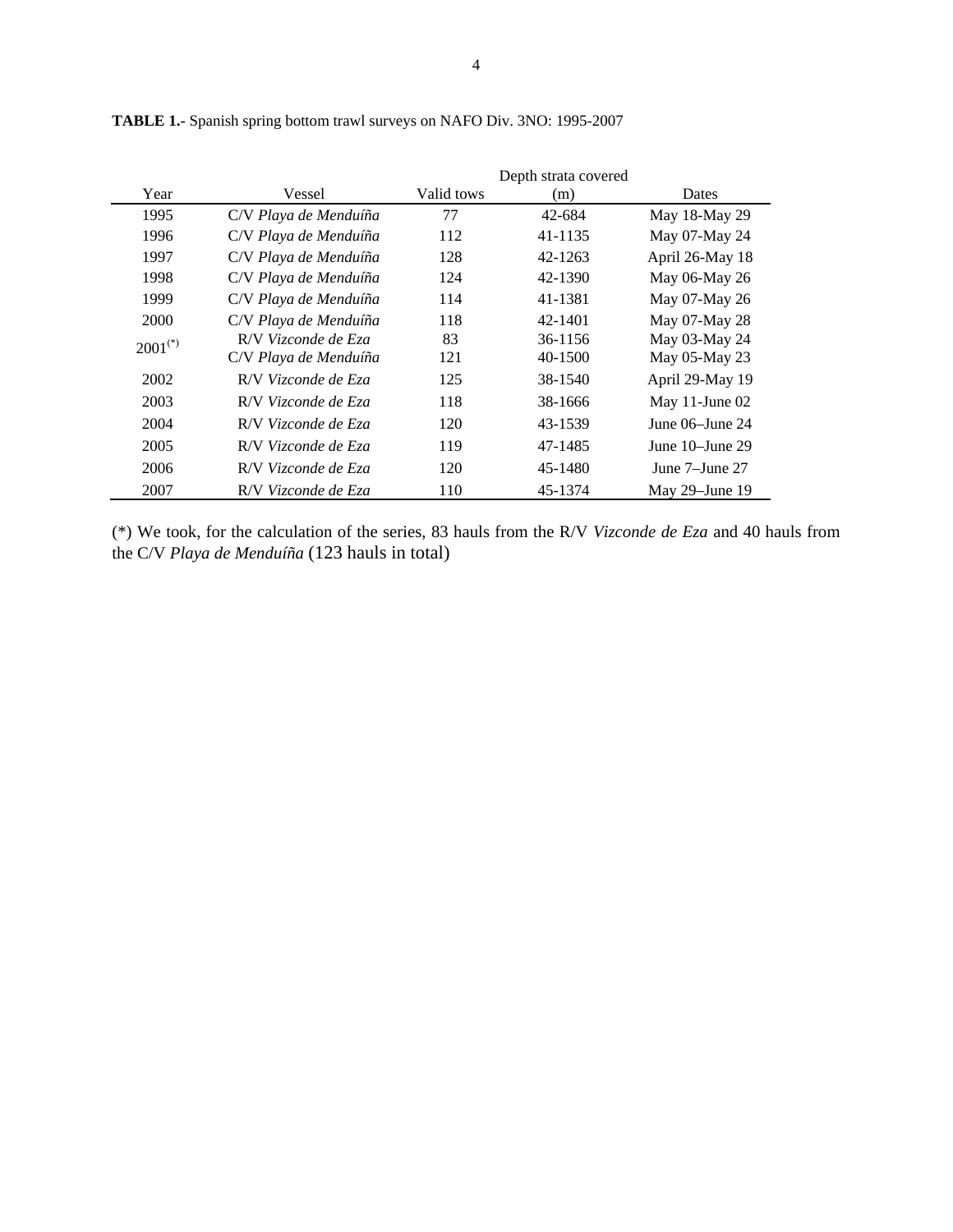**TABLE 1.-** Spanish spring bottom trawl surveys on NAFO Div. 3NO: 1995-2007

| Year | Vessel | Valid tows | Depth strata covered (m) | Dates |
|---|---|---|---|---|
| 1995 | C/V *Playa de Menduíña* | 77 | 42-684 | May 18-May 29 |
| 1996 | C/V *Playa de Menduíña* | 112 | 41-1135 | May 07-May 24 |
| 1997 | C/V *Playa de Menduíña* | 128 | 42-1263 | April 26-May 18 |
| 1998 | C/V *Playa de Menduíña* | 124 | 42-1390 | May 06-May 26 |
| 1999 | C/V *Playa de Menduíña* | 114 | 41-1381 | May 07-May 26 |
| 2000 | C/V *Playa de Menduíña* | 118 | 42-1401 | May 07-May 28 |
| 2001(*) | R/V *Vizconde de Eza* | 83 | 36-1156 | May 03-May 24 |
| | C/V *Playa de Menduíña* | 121 | 40-1500 | May 05-May 23 |
| 2002 | R/V *Vizconde de Eza* | 125 | 38-1540 | April 29-May 19 |
| 2003 | R/V *Vizconde de Eza* | 118 | 38-1666 | May 11-June 02 |
| 2004 | R/V *Vizconde de Eza* | 120 | 43-1539 | June 06–June 24 |
| 2005 | R/V *Vizconde de Eza* | 119 | 47-1485 | June 10–June 29 |
| 2006 | R/V *Vizconde de Eza* | 120 | 45-1480 | June 7–June 27 |
| 2007 | R/V *Vizconde de Eza* | 110 | 45-1374 | May 29–June 19 |

(*) We took, for the calculation of the series, 83 hauls from the R/V *Vizconde de Eza* and 40 hauls from the C/V *Playa de Menduíña* (123 hauls in total)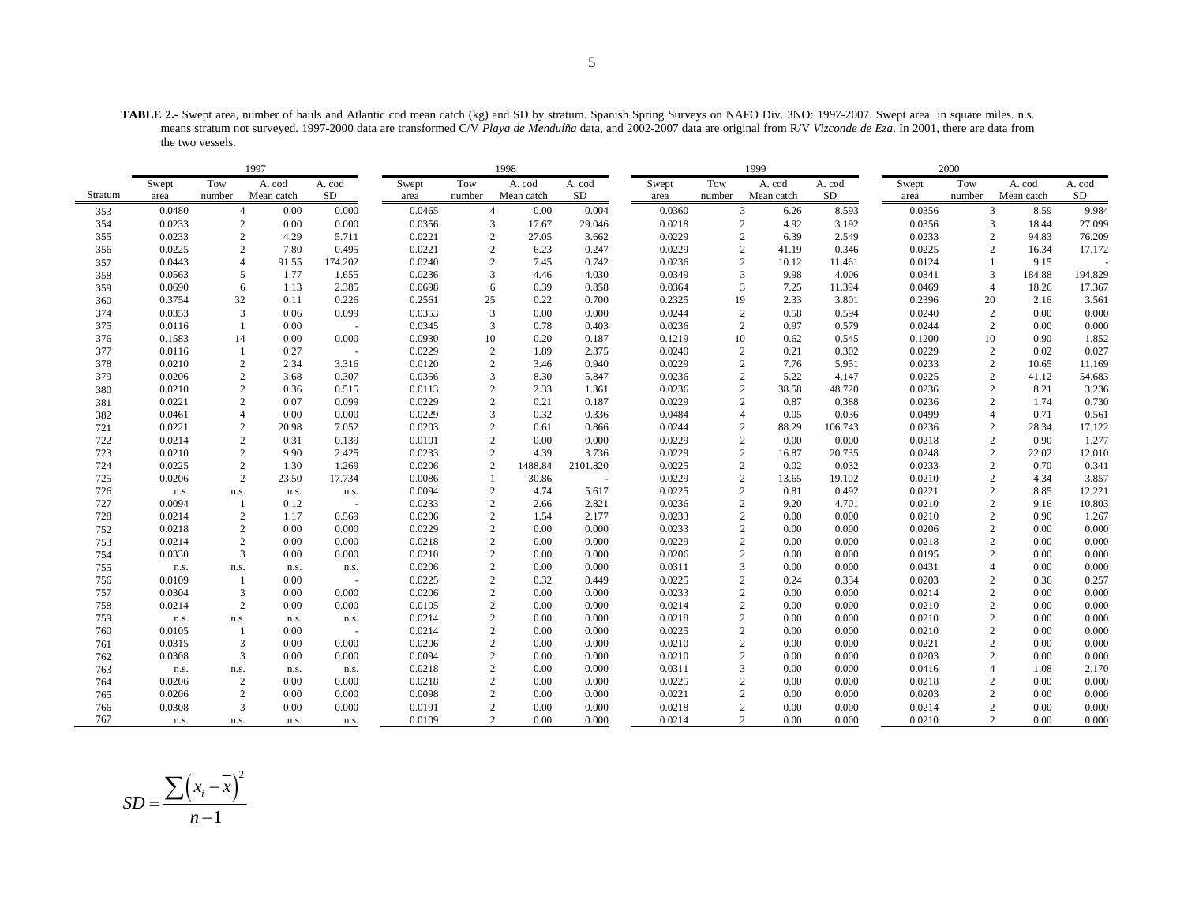**TABLE 2.-** Swept area, number of hauls and Atlantic cod mean catch (kg) and SD by stratum. Spanish Spring Surveys on NAFO Div. 3NO: 1997-2007. Swept area in square miles. n.s. means stratum not surveyed. 1997-2000 data are transformed C/V *Playa de Menduíña* data, and 2002-2007 data are original from R/V *Vizconde de Eza*. In 2001, there are data from the two vessels.

| | 1997 | | | | 1998 | | | | 1999 | | | | 2000 | | | |
|---|---|---|---|---|---|---|---|---|---|---|---|---|---|---|---|---|
| Stratum | Swept area | Tow number | A. cod Mean catch | A. cod SD | Swept area | Tow number | A. cod Mean catch | A. cod SD | Swept area | Tow number | A. cod Mean catch | A. cod SD | Swept area | Tow number | A. cod Mean catch | A. cod SD |
| 353 | 0.0480 | 4 | 0.00 | 0.000 | 0.0465 | 4 | 0.00 | 0.004 | 0.0360 | 3 | 6.26 | 8.593 | 0.0356 | 3 | 8.59 | 9.984 |
| 354 | 0.0233 | 2 | 0.00 | 0.000 | 0.0356 | 3 | 17.67 | 29.046 | 0.0218 | 2 | 4.92 | 3.192 | 0.0356 | 3 | 18.44 | 27.099 |
| 355 | 0.0233 | 2 | 4.29 | 5.711 | 0.0221 | 2 | 27.05 | 3.662 | 0.0229 | 2 | 6.39 | 2.549 | 0.0233 | 2 | 94.83 | 76.209 |
| 356 | 0.0225 | 2 | 7.80 | 0.495 | 0.0221 | 2 | 6.23 | 0.247 | 0.0229 | 2 | 41.19 | 0.346 | 0.0225 | 2 | 16.34 | 17.172 |
| 357 | 0.0443 | 4 | 91.55 | 174.202 | 0.0240 | 2 | 7.45 | 0.742 | 0.0236 | 2 | 10.12 | 11.461 | 0.0124 | 1 | 9.15 | - |
| 358 | 0.0563 | 5 | 1.77 | 1.655 | 0.0236 | 3 | 4.46 | 4.030 | 0.0349 | 3 | 9.98 | 4.006 | 0.0341 | 3 | 184.88 | 194.829 |
| 359 | 0.0690 | 6 | 1.13 | 2.385 | 0.0698 | 6 | 0.39 | 0.858 | 0.0364 | 3 | 7.25 | 11.394 | 0.0469 | 4 | 18.26 | 17.367 |
| 360 | 0.3754 | 32 | 0.11 | 0.226 | 0.2561 | 25 | 0.22 | 0.700 | 0.2325 | 19 | 2.33 | 3.801 | 0.2396 | 20 | 2.16 | 3.561 |
| 374 | 0.0353 | 3 | 0.06 | 0.099 | 0.0353 | 3 | 0.00 | 0.000 | 0.0244 | 2 | 0.58 | 0.594 | 0.0240 | 2 | 0.00 | 0.000 |
| 375 | 0.0116 | 1 | 0.00 | - | 0.0345 | 3 | 0.78 | 0.403 | 0.0236 | 2 | 0.97 | 0.579 | 0.0244 | 2 | 0.00 | 0.000 |
| 376 | 0.1583 | 14 | 0.00 | 0.000 | 0.0930 | 10 | 0.20 | 0.187 | 0.1219 | 10 | 0.62 | 0.545 | 0.1200 | 10 | 0.90 | 1.852 |
| 377 | 0.0116 | 1 | 0.27 | - | 0.0229 | 2 | 1.89 | 2.375 | 0.0240 | 2 | 0.21 | 0.302 | 0.0229 | 2 | 0.02 | 0.027 |
| 378 | 0.0210 | 2 | 2.34 | 3.316 | 0.0120 | 2 | 3.46 | 0.940 | 0.0229 | 2 | 7.76 | 5.951 | 0.0233 | 2 | 10.65 | 11.169 |
| 379 | 0.0206 | 2 | 3.68 | 0.307 | 0.0356 | 3 | 8.30 | 5.847 | 0.0236 | 2 | 5.22 | 4.147 | 0.0225 | 2 | 41.12 | 54.683 |
| 380 | 0.0210 | 2 | 0.36 | 0.515 | 0.0113 | 2 | 2.33 | 1.361 | 0.0236 | 2 | 38.58 | 48.720 | 0.0236 | 2 | 8.21 | 3.236 |
| 381 | 0.0221 | 2 | 0.07 | 0.099 | 0.0229 | 2 | 0.21 | 0.187 | 0.0229 | 2 | 0.87 | 0.388 | 0.0236 | 2 | 1.74 | 0.730 |
| 382 | 0.0461 | 4 | 0.00 | 0.000 | 0.0229 | 3 | 0.32 | 0.336 | 0.0484 | 4 | 0.05 | 0.036 | 0.0499 | 4 | 0.71 | 0.561 |
| 721 | 0.0221 | 2 | 20.98 | 7.052 | 0.0203 | 2 | 0.61 | 0.866 | 0.0244 | 2 | 88.29 | 106.743 | 0.0236 | 2 | 28.34 | 17.122 |
| 722 | 0.0214 | 2 | 0.31 | 0.139 | 0.0101 | 2 | 0.00 | 0.000 | 0.0229 | 2 | 0.00 | 0.000 | 0.0218 | 2 | 0.90 | 1.277 |
| 723 | 0.0210 | 2 | 9.90 | 2.425 | 0.0233 | 2 | 4.39 | 3.736 | 0.0229 | 2 | 16.87 | 20.735 | 0.0248 | 2 | 22.02 | 12.010 |
| 724 | 0.0225 | 2 | 1.30 | 1.269 | 0.0206 | 2 | 1488.84 | 2101.820 | 0.0225 | 2 | 0.02 | 0.032 | 0.0233 | 2 | 0.70 | 0.341 |
| 725 | 0.0206 | 2 | 23.50 | 17.734 | 0.0086 | 1 | 30.86 | - | 0.0229 | 2 | 13.65 | 19.102 | 0.0210 | 2 | 4.34 | 3.857 |
| 726 | n.s. | n.s. | n.s. | n.s. | 0.0094 | 2 | 4.74 | 5.617 | 0.0225 | 2 | 0.81 | 0.492 | 0.0221 | 2 | 8.85 | 12.221 |
| 727 | 0.0094 | 1 | 0.12 | - | 0.0233 | 2 | 2.66 | 2.821 | 0.0236 | 2 | 9.20 | 4.701 | 0.0210 | 2 | 9.16 | 10.803 |
| 728 | 0.0214 | 2 | 1.17 | 0.569 | 0.0206 | 2 | 1.54 | 2.177 | 0.0233 | 2 | 0.00 | 0.000 | 0.0210 | 2 | 0.90 | 1.267 |
| 752 | 0.0218 | 2 | 0.00 | 0.000 | 0.0229 | 2 | 0.00 | 0.000 | 0.0233 | 2 | 0.00 | 0.000 | 0.0206 | 2 | 0.00 | 0.000 |
| 753 | 0.0214 | 2 | 0.00 | 0.000 | 0.0218 | 2 | 0.00 | 0.000 | 0.0229 | 2 | 0.00 | 0.000 | 0.0218 | 2 | 0.00 | 0.000 |
| 754 | 0.0330 | 3 | 0.00 | 0.000 | 0.0210 | 2 | 0.00 | 0.000 | 0.0206 | 2 | 0.00 | 0.000 | 0.0195 | 2 | 0.00 | 0.000 |
| 755 | n.s. | n.s. | n.s. | n.s. | 0.0206 | 2 | 0.00 | 0.000 | 0.0311 | 3 | 0.00 | 0.000 | 0.0431 | 4 | 0.00 | 0.000 |
| 756 | 0.0109 | 1 | 0.00 | - | 0.0225 | 2 | 0.32 | 0.449 | 0.0225 | 2 | 0.24 | 0.334 | 0.0203 | 2 | 0.36 | 0.257 |
| 757 | 0.0304 | 3 | 0.00 | 0.000 | 0.0206 | 2 | 0.00 | 0.000 | 0.0233 | 2 | 0.00 | 0.000 | 0.0214 | 2 | 0.00 | 0.000 |
| 758 | 0.0214 | 2 | 0.00 | 0.000 | 0.0105 | 2 | 0.00 | 0.000 | 0.0214 | 2 | 0.00 | 0.000 | 0.0210 | 2 | 0.00 | 0.000 |
| 759 | n.s. | n.s. | n.s. | n.s. | 0.0214 | 2 | 0.00 | 0.000 | 0.0218 | 2 | 0.00 | 0.000 | 0.0210 | 2 | 0.00 | 0.000 |
| 760 | 0.0105 | 1 | 0.00 | - | 0.0214 | 2 | 0.00 | 0.000 | 0.0225 | 2 | 0.00 | 0.000 | 0.0210 | 2 | 0.00 | 0.000 |
| 761 | 0.0315 | 3 | 0.00 | 0.000 | 0.0206 | 2 | 0.00 | 0.000 | 0.0210 | 2 | 0.00 | 0.000 | 0.0221 | 2 | 0.00 | 0.000 |
| 762 | 0.0308 | 3 | 0.00 | 0.000 | 0.0094 | 2 | 0.00 | 0.000 | 0.0210 | 2 | 0.00 | 0.000 | 0.0203 | 2 | 0.00 | 0.000 |
| 763 | n.s. | n.s. | n.s. | n.s. | 0.0218 | 2 | 0.00 | 0.000 | 0.0311 | 3 | 0.00 | 0.000 | 0.0416 | 4 | 1.08 | 2.170 |
| 764 | 0.0206 | 2 | 0.00 | 0.000 | 0.0218 | 2 | 0.00 | 0.000 | 0.0225 | 2 | 0.00 | 0.000 | 0.0218 | 2 | 0.00 | 0.000 |
| 765 | 0.0206 | 2 | 0.00 | 0.000 | 0.0098 | 2 | 0.00 | 0.000 | 0.0221 | 2 | 0.00 | 0.000 | 0.0203 | 2 | 0.00 | 0.000 |
| 766 | 0.0308 | 3 | 0.00 | 0.000 | 0.0191 | 2 | 0.00 | 0.000 | 0.0218 | 2 | 0.00 | 0.000 | 0.0214 | 2 | 0.00 | 0.000 |
| 767 | n.s. | n.s. | n.s. | n.s. | 0.0109 | 2 | 0.00 | 0.000 | 0.0214 | 2 | 0.00 | 0.000 | 0.0210 | 2 | 0.00 | 0.000 |

$$SD = \frac{\sum \left( x_i - \overline{x} \right)^2}{n-1}$$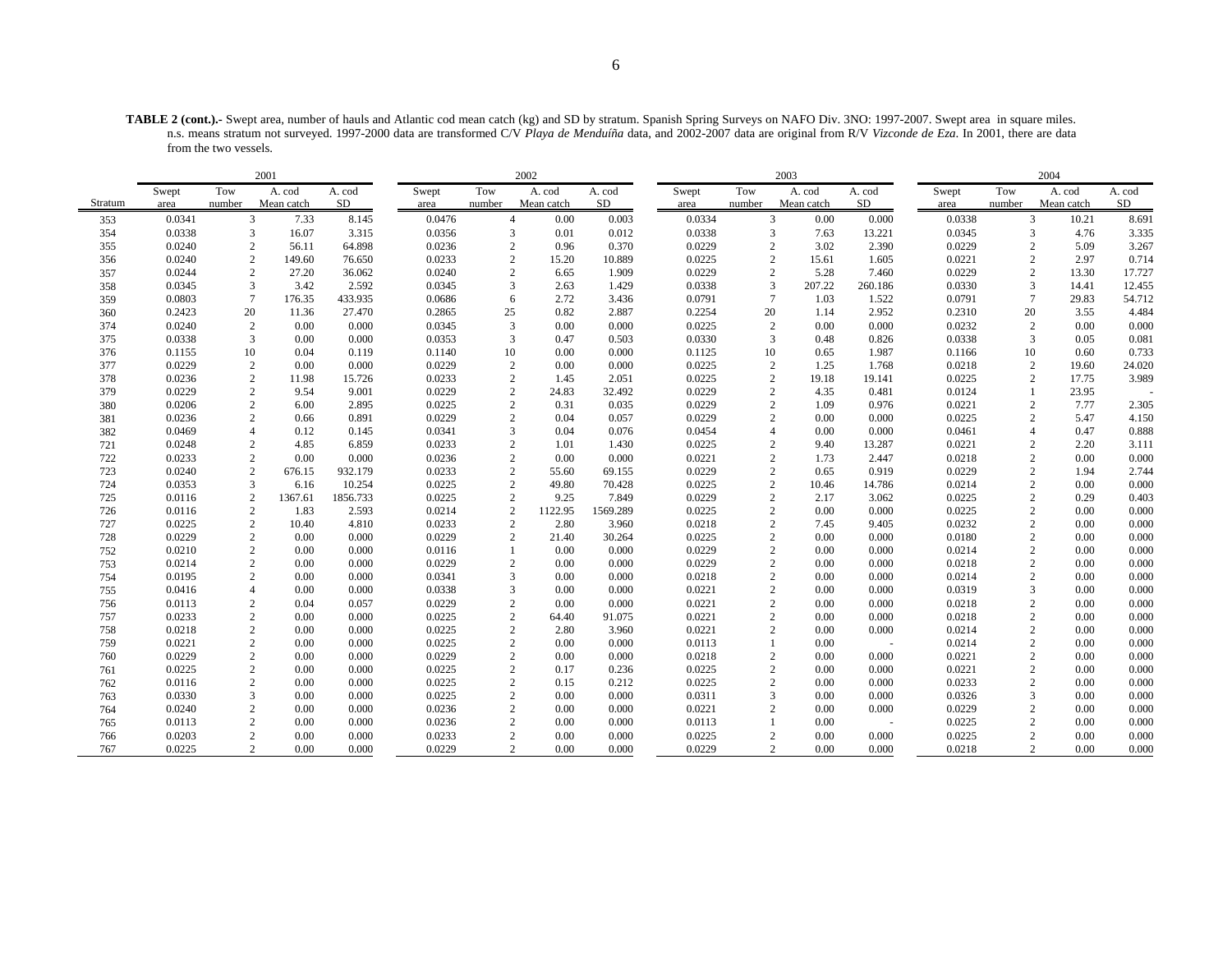**TABLE 2 (cont.).-** Swept area, number of hauls and Atlantic cod mean catch (kg) and SD by stratum. Spanish Spring Surveys on NAFO Div. 3NO: 1997-2007. Swept area in square miles. n.s. means stratum not surveyed. 1997-2000 data are transformed C/V *Playa de Menduíña* data, and 2002-2007 data are original from R/V *Vizconde de Eza*. In 2001, there are data from the two vessels.

| | 2001 | | | | 2002 | | | | 2003 | | | | 2004 | | | |
|---|---|---|---|---|---|---|---|---|---|---|---|---|---|---|---|---|
| Stratum | Swept area | Tow number | A. cod Mean catch | A. cod SD | Swept area | Tow number | A. cod Mean catch | A. cod SD | Swept area | Tow number | A. cod Mean catch | A. cod SD | Swept area | Tow number | A. cod Mean catch | A. cod SD |
| 353 | 0.0341 | 3 | 7.33 | 8.145 | 0.0476 | 4 | 0.00 | 0.003 | 0.0334 | 3 | 0.00 | 0.000 | 0.0338 | 3 | 10.21 | 8.691 |
| 354 | 0.0338 | 3 | 16.07 | 3.315 | 0.0356 | 3 | 0.01 | 0.012 | 0.0338 | 3 | 7.63 | 13.221 | 0.0345 | 3 | 4.76 | 3.335 |
| 355 | 0.0240 | 2 | 56.11 | 64.898 | 0.0236 | 2 | 0.96 | 0.370 | 0.0229 | 2 | 3.02 | 2.390 | 0.0229 | 2 | 5.09 | 3.267 |
| 356 | 0.0240 | 2 | 149.60 | 76.650 | 0.0233 | 2 | 15.20 | 10.889 | 0.0225 | 2 | 15.61 | 1.605 | 0.0221 | 2 | 2.97 | 0.714 |
| 357 | 0.0244 | 2 | 27.20 | 36.062 | 0.0240 | 2 | 6.65 | 1.909 | 0.0229 | 2 | 5.28 | 7.460 | 0.0229 | 2 | 13.30 | 17.727 |
| 358 | 0.0345 | 3 | 3.42 | 2.592 | 0.0345 | 3 | 2.63 | 1.429 | 0.0338 | 3 | 207.22 | 260.186 | 0.0330 | 3 | 14.41 | 12.455 |
| 359 | 0.0803 | 7 | 176.35 | 433.935 | 0.0686 | 6 | 2.72 | 3.436 | 0.0791 | 7 | 1.03 | 1.522 | 0.0791 | 7 | 29.83 | 54.712 |
| 360 | 0.2423 | 20 | 11.36 | 27.470 | 0.2865 | 25 | 0.82 | 2.887 | 0.2254 | 20 | 1.14 | 2.952 | 0.2310 | 20 | 3.55 | 4.484 |
| 374 | 0.0240 | 2 | 0.00 | 0.000 | 0.0345 | 3 | 0.00 | 0.000 | 0.0225 | 2 | 0.00 | 0.000 | 0.0232 | 2 | 0.00 | 0.000 |
| 375 | 0.0338 | 3 | 0.00 | 0.000 | 0.0353 | 3 | 0.47 | 0.503 | 0.0330 | 3 | 0.48 | 0.826 | 0.0338 | 3 | 0.05 | 0.081 |
| 376 | 0.1155 | 10 | 0.04 | 0.119 | 0.1140 | 10 | 0.00 | 0.000 | 0.1125 | 10 | 0.65 | 1.987 | 0.1166 | 10 | 0.60 | 0.733 |
| 377 | 0.0229 | 2 | 0.00 | 0.000 | 0.0229 | 2 | 0.00 | 0.000 | 0.0225 | 2 | 1.25 | 1.768 | 0.0218 | 2 | 19.60 | 24.020 |
| 378 | 0.0236 | 2 | 11.98 | 15.726 | 0.0233 | 2 | 1.45 | 2.051 | 0.0225 | 2 | 19.18 | 19.141 | 0.0225 | 2 | 17.75 | 3.989 |
| 379 | 0.0229 | 2 | 9.54 | 9.001 | 0.0229 | 2 | 24.83 | 32.492 | 0.0229 | 2 | 4.35 | 0.481 | 0.0124 | 1 | 23.95 | - |
| 380 | 0.0206 | 2 | 6.00 | 2.895 | 0.0225 | 2 | 0.31 | 0.035 | 0.0229 | 2 | 1.09 | 0.976 | 0.0221 | 2 | 7.77 | 2.305 |
| 381 | 0.0236 | 2 | 0.66 | 0.891 | 0.0229 | 2 | 0.04 | 0.057 | 0.0229 | 2 | 0.00 | 0.000 | 0.0225 | 2 | 5.47 | 4.150 |
| 382 | 0.0469 | 4 | 0.12 | 0.145 | 0.0341 | 3 | 0.04 | 0.076 | 0.0454 | 4 | 0.00 | 0.000 | 0.0461 | 4 | 0.47 | 0.888 |
| 721 | 0.0248 | 2 | 4.85 | 6.859 | 0.0233 | 2 | 1.01 | 1.430 | 0.0225 | 2 | 9.40 | 13.287 | 0.0221 | 2 | 2.20 | 3.111 |
| 722 | 0.0233 | 2 | 0.00 | 0.000 | 0.0236 | 2 | 0.00 | 0.000 | 0.0221 | 2 | 1.73 | 2.447 | 0.0218 | 2 | 0.00 | 0.000 |
| 723 | 0.0240 | 2 | 676.15 | 932.179 | 0.0233 | 2 | 55.60 | 69.155 | 0.0229 | 2 | 0.65 | 0.919 | 0.0229 | 2 | 1.94 | 2.744 |
| 724 | 0.0353 | 3 | 6.16 | 10.254 | 0.0225 | 2 | 49.80 | 70.428 | 0.0225 | 2 | 10.46 | 14.786 | 0.0214 | 2 | 0.00 | 0.000 |
| 725 | 0.0116 | 2 | 1367.61 | 1856.733 | 0.0225 | 2 | 9.25 | 7.849 | 0.0229 | 2 | 2.17 | 3.062 | 0.0225 | 2 | 0.29 | 0.403 |
| 726 | 0.0116 | 2 | 1.83 | 2.593 | 0.0214 | 2 | 1122.95 | 1569.289 | 0.0225 | 2 | 0.00 | 0.000 | 0.0225 | 2 | 0.00 | 0.000 |
| 727 | 0.0225 | 2 | 10.40 | 4.810 | 0.0233 | 2 | 2.80 | 3.960 | 0.0218 | 2 | 7.45 | 9.405 | 0.0232 | 2 | 0.00 | 0.000 |
| 728 | 0.0229 | 2 | 0.00 | 0.000 | 0.0229 | 2 | 21.40 | 30.264 | 0.0225 | 2 | 0.00 | 0.000 | 0.0180 | 2 | 0.00 | 0.000 |
| 752 | 0.0210 | 2 | 0.00 | 0.000 | 0.0116 | 1 | 0.00 | 0.000 | 0.0229 | 2 | 0.00 | 0.000 | 0.0214 | 2 | 0.00 | 0.000 |
| 753 | 0.0214 | 2 | 0.00 | 0.000 | 0.0229 | 2 | 0.00 | 0.000 | 0.0229 | 2 | 0.00 | 0.000 | 0.0218 | 2 | 0.00 | 0.000 |
| 754 | 0.0195 | 2 | 0.00 | 0.000 | 0.0341 | 3 | 0.00 | 0.000 | 0.0218 | 2 | 0.00 | 0.000 | 0.0214 | 2 | 0.00 | 0.000 |
| 755 | 0.0416 | 4 | 0.00 | 0.000 | 0.0338 | 3 | 0.00 | 0.000 | 0.0221 | 2 | 0.00 | 0.000 | 0.0319 | 3 | 0.00 | 0.000 |
| 756 | 0.0113 | 2 | 0.04 | 0.057 | 0.0229 | 2 | 0.00 | 0.000 | 0.0221 | 2 | 0.00 | 0.000 | 0.0218 | 2 | 0.00 | 0.000 |
| 757 | 0.0233 | 2 | 0.00 | 0.000 | 0.0225 | 2 | 64.40 | 91.075 | 0.0221 | 2 | 0.00 | 0.000 | 0.0218 | 2 | 0.00 | 0.000 |
| 758 | 0.0218 | 2 | 0.00 | 0.000 | 0.0225 | 2 | 2.80 | 3.960 | 0.0221 | 2 | 0.00 | 0.000 | 0.0214 | 2 | 0.00 | 0.000 |
| 759 | 0.0221 | 2 | 0.00 | 0.000 | 0.0225 | 2 | 0.00 | 0.000 | 0.0113 | 1 | 0.00 | - | 0.0214 | 2 | 0.00 | 0.000 |
| 760 | 0.0229 | 2 | 0.00 | 0.000 | 0.0229 | 2 | 0.00 | 0.000 | 0.0218 | 2 | 0.00 | 0.000 | 0.0221 | 2 | 0.00 | 0.000 |
| 761 | 0.0225 | 2 | 0.00 | 0.000 | 0.0225 | 2 | 0.17 | 0.236 | 0.0225 | 2 | 0.00 | 0.000 | 0.0221 | 2 | 0.00 | 0.000 |
| 762 | 0.0116 | 2 | 0.00 | 0.000 | 0.0225 | 2 | 0.15 | 0.212 | 0.0225 | 2 | 0.00 | 0.000 | 0.0233 | 2 | 0.00 | 0.000 |
| 763 | 0.0330 | 3 | 0.00 | 0.000 | 0.0225 | 2 | 0.00 | 0.000 | 0.0311 | 3 | 0.00 | 0.000 | 0.0326 | 3 | 0.00 | 0.000 |
| 764 | 0.0240 | 2 | 0.00 | 0.000 | 0.0236 | 2 | 0.00 | 0.000 | 0.0221 | 2 | 0.00 | 0.000 | 0.0229 | 2 | 0.00 | 0.000 |
| 765 | 0.0113 | 2 | 0.00 | 0.000 | 0.0236 | 2 | 0.00 | 0.000 | 0.0113 | 1 | 0.00 | - | 0.0225 | 2 | 0.00 | 0.000 |
| 766 | 0.0203 | 2 | 0.00 | 0.000 | 0.0233 | 2 | 0.00 | 0.000 | 0.0225 | 2 | 0.00 | 0.000 | 0.0225 | 2 | 0.00 | 0.000 |
| 767 | 0.0225 | 2 | 0.00 | 0.000 | 0.0229 | 2 | 0.00 | 0.000 | 0.0229 | 2 | 0.00 | 0.000 | 0.0218 | 2 | 0.00 | 0.000 |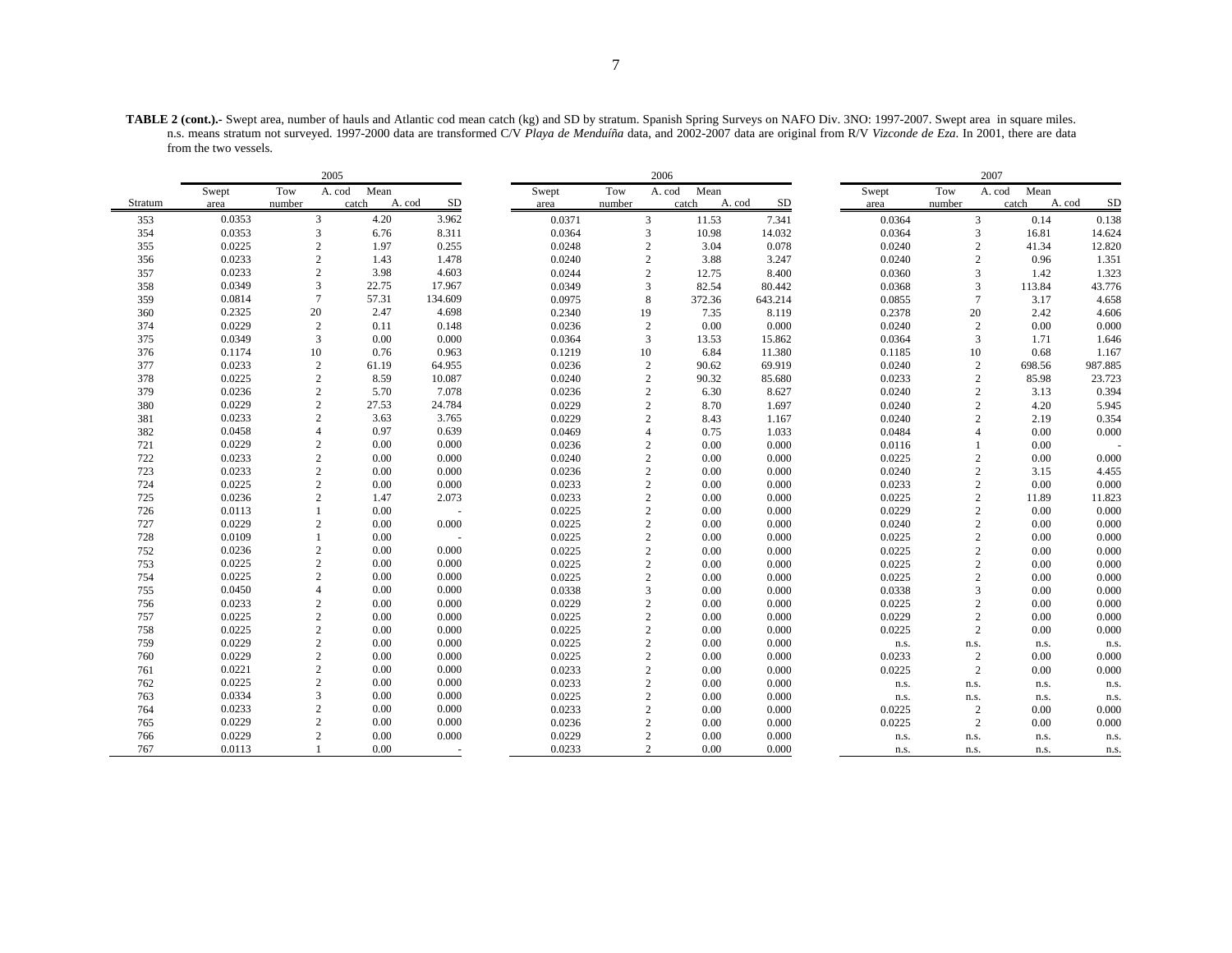**TABLE 2 (cont.).-** Swept area, number of hauls and Atlantic cod mean catch (kg) and SD by stratum. Spanish Spring Surveys on NAFO Div. 3NO: 1997-2007. Swept area in square miles. n.s. means stratum not surveyed. 1997-2000 data are transformed C/V *Playa de Menduíña* data, and 2002-2007 data are original from R/V *Vizconde de Eza*. In 2001, there are data from the two vessels.

| | 2005 | | | | 2006 | | | | 2007 | | | |
|---|---|---|---|---|---|---|---|---|---|---|---|---|
| Stratum | Swept area | Tow number | A. cod Mean catch | A. cod SD | Swept area | Tow number | A. cod Mean catch | A. cod SD | Swept area | Tow number | A. cod Mean catch | A. cod SD |
| 353 | 0.0353 | 3 | 4.20 | 3.962 | 0.0371 | 3 | 11.53 | 7.341 | 0.0364 | 3 | 0.14 | 0.138 |
| 354 | 0.0353 | 3 | 6.76 | 8.311 | 0.0364 | 3 | 10.98 | 14.032 | 0.0364 | 3 | 16.81 | 14.624 |
| 355 | 0.0225 | 2 | 1.97 | 0.255 | 0.0248 | 2 | 3.04 | 0.078 | 0.0240 | 2 | 41.34 | 12.820 |
| 356 | 0.0233 | 2 | 1.43 | 1.478 | 0.0240 | 2 | 3.88 | 3.247 | 0.0240 | 2 | 0.96 | 1.351 |
| 357 | 0.0233 | 2 | 3.98 | 4.603 | 0.0244 | 2 | 12.75 | 8.400 | 0.0360 | 3 | 1.42 | 1.323 |
| 358 | 0.0349 | 3 | 22.75 | 17.967 | 0.0349 | 3 | 82.54 | 80.442 | 0.0368 | 3 | 113.84 | 43.776 |
| 359 | 0.0814 | 7 | 57.31 | 134.609 | 0.0975 | 8 | 372.36 | 643.214 | 0.0855 | 7 | 3.17 | 4.658 |
| 360 | 0.2325 | 20 | 2.47 | 4.698 | 0.2340 | 19 | 7.35 | 8.119 | 0.2378 | 20 | 2.42 | 4.606 |
| 374 | 0.0229 | 2 | 0.11 | 0.148 | 0.0236 | 2 | 0.00 | 0.000 | 0.0240 | 2 | 0.00 | 0.000 |
| 375 | 0.0349 | 3 | 0.00 | 0.000 | 0.0364 | 3 | 13.53 | 15.862 | 0.0364 | 3 | 1.71 | 1.646 |
| 376 | 0.1174 | 10 | 0.76 | 0.963 | 0.1219 | 10 | 6.84 | 11.380 | 0.1185 | 10 | 0.68 | 1.167 |
| 377 | 0.0233 | 2 | 61.19 | 64.955 | 0.0236 | 2 | 90.62 | 69.919 | 0.0240 | 2 | 698.56 | 987.885 |
| 378 | 0.0225 | 2 | 8.59 | 10.087 | 0.0240 | 2 | 90.32 | 85.680 | 0.0233 | 2 | 85.98 | 23.723 |
| 379 | 0.0236 | 2 | 5.70 | 7.078 | 0.0236 | 2 | 6.30 | 8.627 | 0.0240 | 2 | 3.13 | 0.394 |
| 380 | 0.0229 | 2 | 27.53 | 24.784 | 0.0229 | 2 | 8.70 | 1.697 | 0.0240 | 2 | 4.20 | 5.945 |
| 381 | 0.0233 | 2 | 3.63 | 3.765 | 0.0229 | 2 | 8.43 | 1.167 | 0.0240 | 2 | 2.19 | 0.354 |
| 382 | 0.0458 | 4 | 0.97 | 0.639 | 0.0469 | 4 | 0.75 | 1.033 | 0.0484 | 4 | 0.00 | 0.000 |
| 721 | 0.0229 | 2 | 0.00 | 0.000 | 0.0236 | 2 | 0.00 | 0.000 | 0.0116 | 1 | 0.00 | - |
| 722 | 0.0233 | 2 | 0.00 | 0.000 | 0.0240 | 2 | 0.00 | 0.000 | 0.0225 | 2 | 0.00 | 0.000 |
| 723 | 0.0233 | 2 | 0.00 | 0.000 | 0.0236 | 2 | 0.00 | 0.000 | 0.0240 | 2 | 3.15 | 4.455 |
| 724 | 0.0225 | 2 | 0.00 | 0.000 | 0.0233 | 2 | 0.00 | 0.000 | 0.0233 | 2 | 0.00 | 0.000 |
| 725 | 0.0236 | 2 | 1.47 | 2.073 | 0.0233 | 2 | 0.00 | 0.000 | 0.0225 | 2 | 11.89 | 11.823 |
| 726 | 0.0113 | 1 | 0.00 | - | 0.0225 | 2 | 0.00 | 0.000 | 0.0229 | 2 | 0.00 | 0.000 |
| 727 | 0.0229 | 2 | 0.00 | 0.000 | 0.0225 | 2 | 0.00 | 0.000 | 0.0240 | 2 | 0.00 | 0.000 |
| 728 | 0.0109 | 1 | 0.00 | - | 0.0225 | 2 | 0.00 | 0.000 | 0.0225 | 2 | 0.00 | 0.000 |
| 752 | 0.0236 | 2 | 0.00 | 0.000 | 0.0225 | 2 | 0.00 | 0.000 | 0.0225 | 2 | 0.00 | 0.000 |
| 753 | 0.0225 | 2 | 0.00 | 0.000 | 0.0225 | 2 | 0.00 | 0.000 | 0.0225 | 2 | 0.00 | 0.000 |
| 754 | 0.0225 | 2 | 0.00 | 0.000 | 0.0225 | 2 | 0.00 | 0.000 | 0.0225 | 2 | 0.00 | 0.000 |
| 755 | 0.0450 | 4 | 0.00 | 0.000 | 0.0338 | 3 | 0.00 | 0.000 | 0.0338 | 3 | 0.00 | 0.000 |
| 756 | 0.0233 | 2 | 0.00 | 0.000 | 0.0229 | 2 | 0.00 | 0.000 | 0.0225 | 2 | 0.00 | 0.000 |
| 757 | 0.0225 | 2 | 0.00 | 0.000 | 0.0225 | 2 | 0.00 | 0.000 | 0.0229 | 2 | 0.00 | 0.000 |
| 758 | 0.0225 | 2 | 0.00 | 0.000 | 0.0225 | 2 | 0.00 | 0.000 | 0.0225 | 2 | 0.00 | 0.000 |
| 759 | 0.0229 | 2 | 0.00 | 0.000 | 0.0225 | 2 | 0.00 | 0.000 | n.s. | n.s. | n.s. | n.s. |
| 760 | 0.0229 | 2 | 0.00 | 0.000 | 0.0225 | 2 | 0.00 | 0.000 | 0.0233 | 2 | 0.00 | 0.000 |
| 761 | 0.0221 | 2 | 0.00 | 0.000 | 0.0233 | 2 | 0.00 | 0.000 | 0.0225 | 2 | 0.00 | 0.000 |
| 762 | 0.0225 | 2 | 0.00 | 0.000 | 0.0233 | 2 | 0.00 | 0.000 | n.s. | n.s. | n.s. | n.s. |
| 763 | 0.0334 | 3 | 0.00 | 0.000 | 0.0225 | 2 | 0.00 | 0.000 | n.s. | n.s. | n.s. | n.s. |
| 764 | 0.0233 | 2 | 0.00 | 0.000 | 0.0233 | 2 | 0.00 | 0.000 | 0.0225 | 2 | 0.00 | 0.000 |
| 765 | 0.0229 | 2 | 0.00 | 0.000 | 0.0236 | 2 | 0.00 | 0.000 | 0.0225 | 2 | 0.00 | 0.000 |
| 766 | 0.0229 | 2 | 0.00 | 0.000 | 0.0229 | 2 | 0.00 | 0.000 | n.s. | n.s. | n.s. | n.s. |
| 767 | 0.0113 | 1 | 0.00 | - | 0.0233 | 2 | 0.00 | 0.000 | n.s. | n.s. | n.s. | n.s. |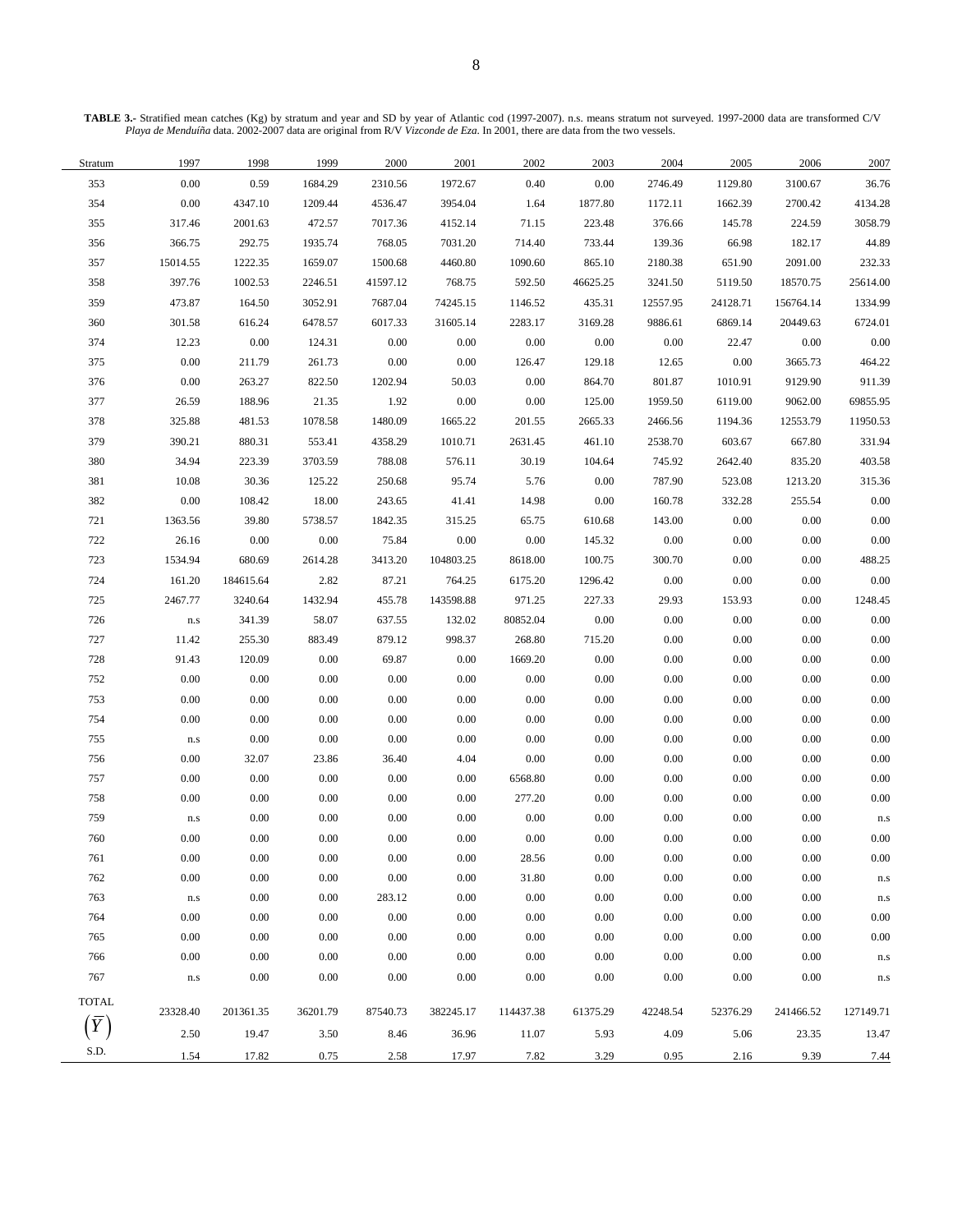**TABLE 3.-** Stratified mean catches (Kg) by stratum and year and SD by year of Atlantic cod (1997-2007). n.s. means stratum not surveyed. 1997-2000 data are transformed C/V *Playa de Menduíña* data. 2002-2007 data are original from R/V *Vizconde de Eza*. In 2001, there are data from the two vessels.

| Stratum | 1997 | 1998 | 1999 | 2000 | 2001 | 2002 | 2003 | 2004 | 2005 | 2006 | 2007 |
|---|---|---|---|---|---|---|---|---|---|---|---|
| 353 | 0.00 | 0.59 | 1684.29 | 2310.56 | 1972.67 | 0.40 | 0.00 | 2746.49 | 1129.80 | 3100.67 | 36.76 |
| 354 | 0.00 | 4347.10 | 1209.44 | 4536.47 | 3954.04 | 1.64 | 1877.80 | 1172.11 | 1662.39 | 2700.42 | 4134.28 |
| 355 | 317.46 | 2001.63 | 472.57 | 7017.36 | 4152.14 | 71.15 | 223.48 | 376.66 | 145.78 | 224.59 | 3058.79 |
| 356 | 366.75 | 292.75 | 1935.74 | 768.05 | 7031.20 | 714.40 | 733.44 | 139.36 | 66.98 | 182.17 | 44.89 |
| 357 | 15014.55 | 1222.35 | 1659.07 | 1500.68 | 4460.80 | 1090.60 | 865.10 | 2180.38 | 651.90 | 2091.00 | 232.33 |
| 358 | 397.76 | 1002.53 | 2246.51 | 41597.12 | 768.75 | 592.50 | 46625.25 | 3241.50 | 5119.50 | 18570.75 | 25614.00 |
| 359 | 473.87 | 164.50 | 3052.91 | 7687.04 | 74245.15 | 1146.52 | 435.31 | 12557.95 | 24128.71 | 156764.14 | 1334.99 |
| 360 | 301.58 | 616.24 | 6478.57 | 6017.33 | 31605.14 | 2283.17 | 3169.28 | 9886.61 | 6869.14 | 20449.63 | 6724.01 |
| 374 | 12.23 | 0.00 | 124.31 | 0.00 | 0.00 | 0.00 | 0.00 | 0.00 | 22.47 | 0.00 | 0.00 |
| 375 | 0.00 | 211.79 | 261.73 | 0.00 | 0.00 | 126.47 | 129.18 | 12.65 | 0.00 | 3665.73 | 464.22 |
| 376 | 0.00 | 263.27 | 822.50 | 1202.94 | 50.03 | 0.00 | 864.70 | 801.87 | 1010.91 | 9129.90 | 911.39 |
| 377 | 26.59 | 188.96 | 21.35 | 1.92 | 0.00 | 0.00 | 125.00 | 1959.50 | 6119.00 | 9062.00 | 69855.95 |
| 378 | 325.88 | 481.53 | 1078.58 | 1480.09 | 1665.22 | 201.55 | 2665.33 | 2466.56 | 1194.36 | 12553.79 | 11950.53 |
| 379 | 390.21 | 880.31 | 553.41 | 4358.29 | 1010.71 | 2631.45 | 461.10 | 2538.70 | 603.67 | 667.80 | 331.94 |
| 380 | 34.94 | 223.39 | 3703.59 | 788.08 | 576.11 | 30.19 | 104.64 | 745.92 | 2642.40 | 835.20 | 403.58 |
| 381 | 10.08 | 30.36 | 125.22 | 250.68 | 95.74 | 5.76 | 0.00 | 787.90 | 523.08 | 1213.20 | 315.36 |
| 382 | 0.00 | 108.42 | 18.00 | 243.65 | 41.41 | 14.98 | 0.00 | 160.78 | 332.28 | 255.54 | 0.00 |
| 721 | 1363.56 | 39.80 | 5738.57 | 1842.35 | 315.25 | 65.75 | 610.68 | 143.00 | 0.00 | 0.00 | 0.00 |
| 722 | 26.16 | 0.00 | 0.00 | 75.84 | 0.00 | 0.00 | 145.32 | 0.00 | 0.00 | 0.00 | 0.00 |
| 723 | 1534.94 | 680.69 | 2614.28 | 3413.20 | 104803.25 | 8618.00 | 100.75 | 300.70 | 0.00 | 0.00 | 488.25 |
| 724 | 161.20 | 184615.64 | 2.82 | 87.21 | 764.25 | 6175.20 | 1296.42 | 0.00 | 0.00 | 0.00 | 0.00 |
| 725 | 2467.77 | 3240.64 | 1432.94 | 455.78 | 143598.88 | 971.25 | 227.33 | 29.93 | 153.93 | 0.00 | 1248.45 |
| 726 | n.s | 341.39 | 58.07 | 637.55 | 132.02 | 80852.04 | 0.00 | 0.00 | 0.00 | 0.00 | 0.00 |
| 727 | 11.42 | 255.30 | 883.49 | 879.12 | 998.37 | 268.80 | 715.20 | 0.00 | 0.00 | 0.00 | 0.00 |
| 728 | 91.43 | 120.09 | 0.00 | 69.87 | 0.00 | 1669.20 | 0.00 | 0.00 | 0.00 | 0.00 | 0.00 |
| 752 | 0.00 | 0.00 | 0.00 | 0.00 | 0.00 | 0.00 | 0.00 | 0.00 | 0.00 | 0.00 | 0.00 |
| 753 | 0.00 | 0.00 | 0.00 | 0.00 | 0.00 | 0.00 | 0.00 | 0.00 | 0.00 | 0.00 | 0.00 |
| 754 | 0.00 | 0.00 | 0.00 | 0.00 | 0.00 | 0.00 | 0.00 | 0.00 | 0.00 | 0.00 | 0.00 |
| 755 | n.s | 0.00 | 0.00 | 0.00 | 0.00 | 0.00 | 0.00 | 0.00 | 0.00 | 0.00 | 0.00 |
| 756 | 0.00 | 32.07 | 23.86 | 36.40 | 4.04 | 0.00 | 0.00 | 0.00 | 0.00 | 0.00 | 0.00 |
| 757 | 0.00 | 0.00 | 0.00 | 0.00 | 0.00 | 6568.80 | 0.00 | 0.00 | 0.00 | 0.00 | 0.00 |
| 758 | 0.00 | 0.00 | 0.00 | 0.00 | 0.00 | 277.20 | 0.00 | 0.00 | 0.00 | 0.00 | 0.00 |
| 759 | n.s | 0.00 | 0.00 | 0.00 | 0.00 | 0.00 | 0.00 | 0.00 | 0.00 | 0.00 | n.s |
| 760 | 0.00 | 0.00 | 0.00 | 0.00 | 0.00 | 0.00 | 0.00 | 0.00 | 0.00 | 0.00 | 0.00 |
| 761 | 0.00 | 0.00 | 0.00 | 0.00 | 0.00 | 28.56 | 0.00 | 0.00 | 0.00 | 0.00 | 0.00 |
| 762 | 0.00 | 0.00 | 0.00 | 0.00 | 0.00 | 31.80 | 0.00 | 0.00 | 0.00 | 0.00 | n.s |
| 763 | n.s | 0.00 | 0.00 | 283.12 | 0.00 | 0.00 | 0.00 | 0.00 | 0.00 | 0.00 | n.s |
| 764 | 0.00 | 0.00 | 0.00 | 0.00 | 0.00 | 0.00 | 0.00 | 0.00 | 0.00 | 0.00 | 0.00 |
| 765 | 0.00 | 0.00 | 0.00 | 0.00 | 0.00 | 0.00 | 0.00 | 0.00 | 0.00 | 0.00 | 0.00 |
| 766 | 0.00 | 0.00 | 0.00 | 0.00 | 0.00 | 0.00 | 0.00 | 0.00 | 0.00 | 0.00 | n.s |
| 767 | n.s | 0.00 | 0.00 | 0.00 | 0.00 | 0.00 | 0.00 | 0.00 | 0.00 | 0.00 | n.s |
| TOTAL | 23328.40 | 201361.35 | 36201.79 | 87540.73 | 382245.17 | 114437.38 | 61375.29 | 42248.54 | 52376.29 | 241466.52 | 127149.71 |
| $\left(\bar{Y}\right)$ | 2.50 | 19.47 | 3.50 | 8.46 | 36.96 | 11.07 | 5.93 | 4.09 | 5.06 | 23.35 | 13.47 |
| S.D. | 1.54 | 17.82 | 0.75 | 2.58 | 17.97 | 7.82 | 3.29 | 0.95 | 2.16 | 9.39 | 7.44 |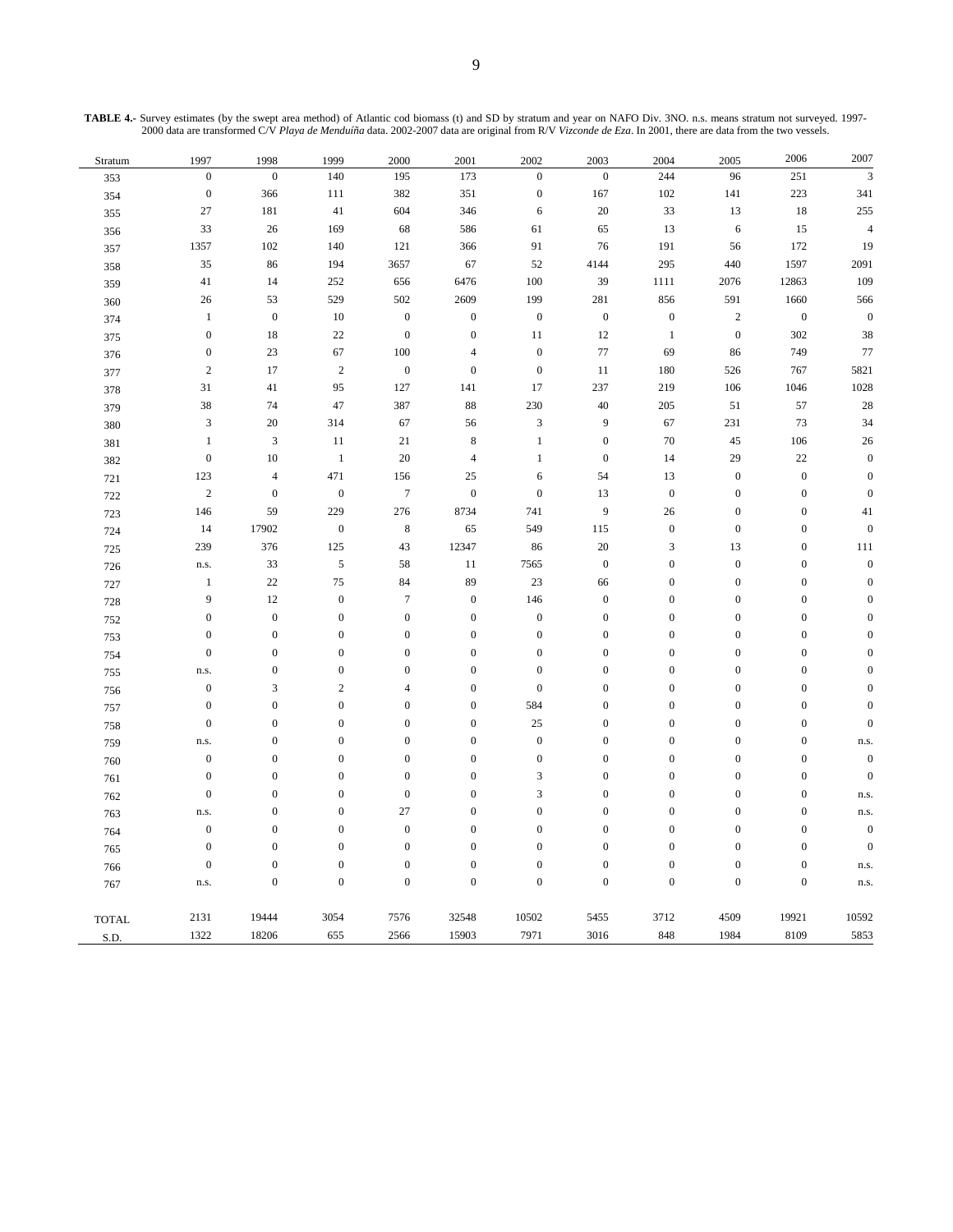**TABLE 4.-** Survey estimates (by the swept area method) of Atlantic cod biomass (t) and SD by stratum and year on NAFO Div. 3NO. n.s. means stratum not surveyed. 1997-2000 data are transformed C/V *Playa de Menduíña* data. 2002-2007 data are original from R/V *Vizconde de Eza*. In 2001, there are data from the two vessels.

| Stratum | 1997 | 1998 | 1999 | 2000 | 2001 | 2002 | 2003 | 2004 | 2005 | 2006 | 2007 |
|---|---|---|---|---|---|---|---|---|---|---|---|
| 353 | 0 | 0 | 140 | 195 | 173 | 0 | 0 | 244 | 96 | 251 | 3 |
| 354 | 0 | 366 | 111 | 382 | 351 | 0 | 167 | 102 | 141 | 223 | 341 |
| 355 | 27 | 181 | 41 | 604 | 346 | 6 | 20 | 33 | 13 | 18 | 255 |
| 356 | 33 | 26 | 169 | 68 | 586 | 61 | 65 | 13 | 6 | 15 | 4 |
| 357 | 1357 | 102 | 140 | 121 | 366 | 91 | 76 | 191 | 56 | 172 | 19 |
| 358 | 35 | 86 | 194 | 3657 | 67 | 52 | 4144 | 295 | 440 | 1597 | 2091 |
| 359 | 41 | 14 | 252 | 656 | 6476 | 100 | 39 | 1111 | 2076 | 12863 | 109 |
| 360 | 26 | 53 | 529 | 502 | 2609 | 199 | 281 | 856 | 591 | 1660 | 566 |
| 374 | 1 | 0 | 10 | 0 | 0 | 0 | 0 | 0 | 2 | 0 | 0 |
| 375 | 0 | 18 | 22 | 0 | 0 | 11 | 12 | 1 | 0 | 302 | 38 |
| 376 | 0 | 23 | 67 | 100 | 4 | 0 | 77 | 69 | 86 | 749 | 77 |
| 377 | 2 | 17 | 2 | 0 | 0 | 0 | 11 | 180 | 526 | 767 | 5821 |
| 378 | 31 | 41 | 95 | 127 | 141 | 17 | 237 | 219 | 106 | 1046 | 1028 |
| 379 | 38 | 74 | 47 | 387 | 88 | 230 | 40 | 205 | 51 | 57 | 28 |
| 380 | 3 | 20 | 314 | 67 | 56 | 3 | 9 | 67 | 231 | 73 | 34 |
| 381 | 1 | 3 | 11 | 21 | 8 | 1 | 0 | 70 | 45 | 106 | 26 |
| 382 | 0 | 10 | 1 | 20 | 4 | 1 | 0 | 14 | 29 | 22 | 0 |
| 721 | 123 | 4 | 471 | 156 | 25 | 6 | 54 | 13 | 0 | 0 | 0 |
| 722 | 2 | 0 | 0 | 7 | 0 | 0 | 13 | 0 | 0 | 0 | 0 |
| 723 | 146 | 59 | 229 | 276 | 8734 | 741 | 9 | 26 | 0 | 0 | 41 |
| 724 | 14 | 17902 | 0 | 8 | 65 | 549 | 115 | 0 | 0 | 0 | 0 |
| 725 | 239 | 376 | 125 | 43 | 12347 | 86 | 20 | 3 | 13 | 0 | 111 |
| 726 | n.s. | 33 | 5 | 58 | 11 | 7565 | 0 | 0 | 0 | 0 | 0 |
| 727 | 1 | 22 | 75 | 84 | 89 | 23 | 66 | 0 | 0 | 0 | 0 |
| 728 | 9 | 12 | 0 | 7 | 0 | 146 | 0 | 0 | 0 | 0 | 0 |
| 752 | 0 | 0 | 0 | 0 | 0 | 0 | 0 | 0 | 0 | 0 | 0 |
| 753 | 0 | 0 | 0 | 0 | 0 | 0 | 0 | 0 | 0 | 0 | 0 |
| 754 | 0 | 0 | 0 | 0 | 0 | 0 | 0 | 0 | 0 | 0 | 0 |
| 755 | n.s. | 0 | 0 | 0 | 0 | 0 | 0 | 0 | 0 | 0 | 0 |
| 756 | 0 | 3 | 2 | 4 | 0 | 0 | 0 | 0 | 0 | 0 | 0 |
| 757 | 0 | 0 | 0 | 0 | 0 | 584 | 0 | 0 | 0 | 0 | 0 |
| 758 | 0 | 0 | 0 | 0 | 0 | 25 | 0 | 0 | 0 | 0 | 0 |
| 759 | n.s. | 0 | 0 | 0 | 0 | 0 | 0 | 0 | 0 | 0 | n.s. |
| 760 | 0 | 0 | 0 | 0 | 0 | 0 | 0 | 0 | 0 | 0 | 0 |
| 761 | 0 | 0 | 0 | 0 | 0 | 3 | 0 | 0 | 0 | 0 | 0 |
| 762 | 0 | 0 | 0 | 0 | 0 | 3 | 0 | 0 | 0 | 0 | n.s. |
| 763 | n.s. | 0 | 0 | 27 | 0 | 0 | 0 | 0 | 0 | 0 | n.s. |
| 764 | 0 | 0 | 0 | 0 | 0 | 0 | 0 | 0 | 0 | 0 | 0 |
| 765 | 0 | 0 | 0 | 0 | 0 | 0 | 0 | 0 | 0 | 0 | 0 |
| 766 | 0 | 0 | 0 | 0 | 0 | 0 | 0 | 0 | 0 | 0 | n.s. |
| 767 | n.s. | 0 | 0 | 0 | 0 | 0 | 0 | 0 | 0 | 0 | n.s. |
| TOTAL | 2131 | 19444 | 3054 | 7576 | 32548 | 10502 | 5455 | 3712 | 4509 | 19921 | 10592 |
| S.D. | 1322 | 18206 | 655 | 2566 | 15903 | 7971 | 3016 | 848 | 1984 | 8109 | 5853 |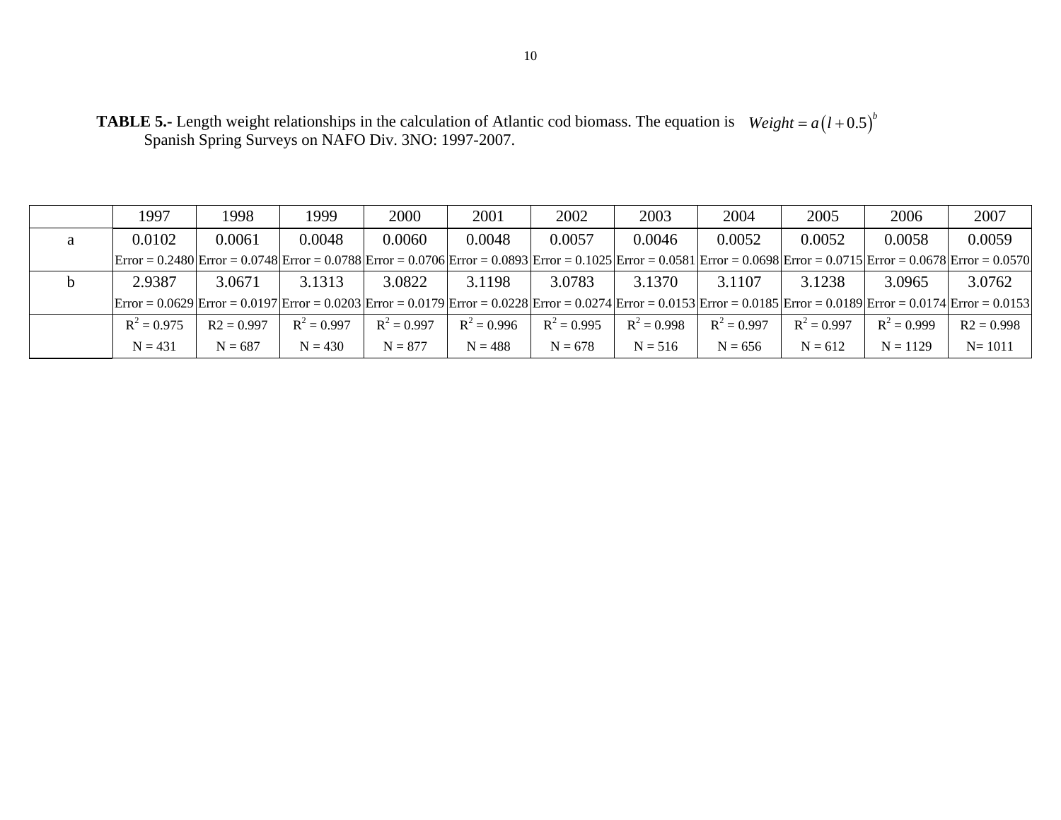**TABLE 5.-** Length weight relationships in the calculation of Atlantic cod biomass. The equation is $Weight = a\left(l + 0.5\right)^{b}$ Spanish Spring Surveys on NAFO Div. 3NO: 1997-2007.

| | 1997 | 1998 | 1999 | 2000 | 2001 | 2002 | 2003 | 2004 | 2005 | 2006 | 2007 |
|---|---|---|---|---|---|---|---|---|---|---|---|
| a | 0.0102 | 0.0061 | 0.0048 | 0.0060 | 0.0048 | 0.0057 | 0.0046 | 0.0052 | 0.0052 | 0.0058 | 0.0059 |
| | Error = 0.2480 | Error = 0.0748 | Error = 0.0788 | Error = 0.0706 | Error = 0.0893 | Error = 0.1025 | Error = 0.0581 | Error = 0.0698 | Error = 0.0715 | Error = 0.0678 | Error = 0.0570 |
| b | 2.9387 | 3.0671 | 3.1313 | 3.0822 | 3.1198 | 3.0783 | 3.1370 | 3.1107 | 3.1238 | 3.0965 | 3.0762 |
| | Error = 0.0629 | Error = 0.0197 | Error = 0.0203 | Error = 0.0179 | Error = 0.0228 | Error = 0.0274 | Error = 0.0153 | Error = 0.0185 | Error = 0.0189 | Error = 0.0174 | Error = 0.0153 |
| | $R^2$ = 0.975 | R2 = 0.997 | $R^2$ = 0.997 | $R^2$ = 0.997 | $R^2$ = 0.996 | $R^2$ = 0.995 | $R^2$ = 0.998 | $R^2$ = 0.997 | $R^2$ = 0.997 | $R^2$ = 0.999 | R2 = 0.998 |
| | N = 431 | N = 687 | N = 430 | N = 877 | N = 488 | N = 678 | N = 516 | N = 656 | N = 612 | N = 1129 | N= 1011 |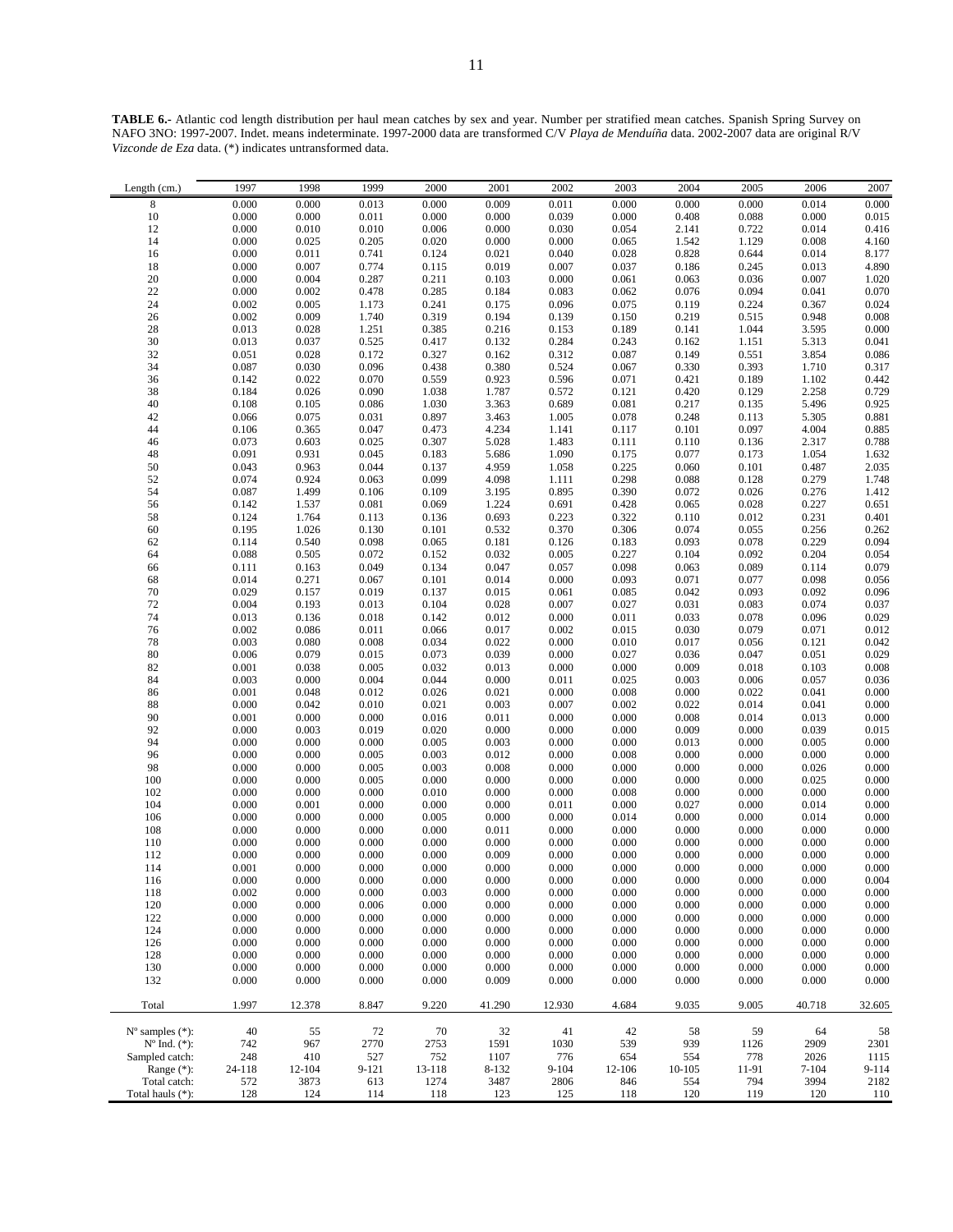**TABLE 6.-** Atlantic cod length distribution per haul mean catches by sex and year. Number per stratified mean catches. Spanish Spring Survey on NAFO 3NO: 1997-2007. Indet. means indeterminate. 1997-2000 data are transformed C/V *Playa de Menduíña* data. 2002-2007 data are original R/V *Vizconde de Eza* data. (*) indicates untransformed data.

| Length (cm.) | 1997 | 1998 | 1999 | 2000 | 2001 | 2002 | 2003 | 2004 | 2005 | 2006 | 2007 |
|---|---|---|---|---|---|---|---|---|---|---|---|
| 8 | 0.000 | 0.000 | 0.013 | 0.000 | 0.009 | 0.011 | 0.000 | 0.000 | 0.000 | 0.014 | 0.000 |
| 10 | 0.000 | 0.000 | 0.011 | 0.000 | 0.000 | 0.039 | 0.000 | 0.408 | 0.088 | 0.000 | 0.015 |
| 12 | 0.000 | 0.010 | 0.010 | 0.006 | 0.000 | 0.030 | 0.054 | 2.141 | 0.722 | 0.014 | 0.416 |
| 14 | 0.000 | 0.025 | 0.205 | 0.020 | 0.000 | 0.000 | 0.065 | 1.542 | 1.129 | 0.008 | 4.160 |
| 16 | 0.000 | 0.011 | 0.741 | 0.124 | 0.021 | 0.040 | 0.028 | 0.828 | 0.644 | 0.014 | 8.177 |
| 18 | 0.000 | 0.007 | 0.774 | 0.115 | 0.019 | 0.007 | 0.037 | 0.186 | 0.245 | 0.013 | 4.890 |
| 20 | 0.000 | 0.004 | 0.287 | 0.211 | 0.103 | 0.000 | 0.061 | 0.063 | 0.036 | 0.007 | 1.020 |
| 22 | 0.000 | 0.002 | 0.478 | 0.285 | 0.184 | 0.083 | 0.062 | 0.076 | 0.094 | 0.041 | 0.070 |
| 24 | 0.002 | 0.005 | 1.173 | 0.241 | 0.175 | 0.096 | 0.075 | 0.119 | 0.224 | 0.367 | 0.024 |
| 26 | 0.002 | 0.009 | 1.740 | 0.319 | 0.194 | 0.139 | 0.150 | 0.219 | 0.515 | 0.948 | 0.008 |
| 28 | 0.013 | 0.028 | 1.251 | 0.385 | 0.216 | 0.153 | 0.189 | 0.141 | 1.044 | 3.595 | 0.000 |
| 30 | 0.013 | 0.037 | 0.525 | 0.417 | 0.132 | 0.284 | 0.243 | 0.162 | 1.151 | 5.313 | 0.041 |
| 32 | 0.051 | 0.028 | 0.172 | 0.327 | 0.162 | 0.312 | 0.087 | 0.149 | 0.551 | 3.854 | 0.086 |
| 34 | 0.087 | 0.030 | 0.096 | 0.438 | 0.380 | 0.524 | 0.067 | 0.330 | 0.393 | 1.710 | 0.317 |
| 36 | 0.142 | 0.022 | 0.070 | 0.559 | 0.923 | 0.596 | 0.071 | 0.421 | 0.189 | 1.102 | 0.442 |
| 38 | 0.184 | 0.026 | 0.090 | 1.038 | 1.787 | 0.572 | 0.121 | 0.420 | 0.129 | 2.258 | 0.729 |
| 40 | 0.108 | 0.105 | 0.086 | 1.030 | 3.363 | 0.689 | 0.081 | 0.217 | 0.135 | 5.496 | 0.925 |
| 42 | 0.066 | 0.075 | 0.031 | 0.897 | 3.463 | 1.005 | 0.078 | 0.248 | 0.113 | 5.305 | 0.881 |
| 44 | 0.106 | 0.365 | 0.047 | 0.473 | 4.234 | 1.141 | 0.117 | 0.101 | 0.097 | 4.004 | 0.885 |
| 46 | 0.073 | 0.603 | 0.025 | 0.307 | 5.028 | 1.483 | 0.111 | 0.110 | 0.136 | 2.317 | 0.788 |
| 48 | 0.091 | 0.931 | 0.045 | 0.183 | 5.686 | 1.090 | 0.175 | 0.077 | 0.173 | 1.054 | 1.632 |
| 50 | 0.043 | 0.963 | 0.044 | 0.137 | 4.959 | 1.058 | 0.225 | 0.060 | 0.101 | 0.487 | 2.035 |
| 52 | 0.074 | 0.924 | 0.063 | 0.099 | 4.098 | 1.111 | 0.298 | 0.088 | 0.128 | 0.279 | 1.748 |
| 54 | 0.087 | 1.499 | 0.106 | 0.109 | 3.195 | 0.895 | 0.390 | 0.072 | 0.026 | 0.276 | 1.412 |
| 56 | 0.142 | 1.537 | 0.081 | 0.069 | 1.224 | 0.691 | 0.428 | 0.065 | 0.028 | 0.227 | 0.651 |
| 58 | 0.124 | 1.764 | 0.113 | 0.136 | 0.693 | 0.223 | 0.322 | 0.110 | 0.012 | 0.231 | 0.401 |
| 60 | 0.195 | 1.026 | 0.130 | 0.101 | 0.532 | 0.370 | 0.306 | 0.074 | 0.055 | 0.256 | 0.262 |
| 62 | 0.114 | 0.540 | 0.098 | 0.065 | 0.181 | 0.126 | 0.183 | 0.093 | 0.078 | 0.229 | 0.094 |
| 64 | 0.088 | 0.505 | 0.072 | 0.152 | 0.032 | 0.005 | 0.227 | 0.104 | 0.092 | 0.204 | 0.054 |
| 66 | 0.111 | 0.163 | 0.049 | 0.134 | 0.047 | 0.057 | 0.098 | 0.063 | 0.089 | 0.114 | 0.079 |
| 68 | 0.014 | 0.271 | 0.067 | 0.101 | 0.014 | 0.000 | 0.093 | 0.071 | 0.077 | 0.098 | 0.056 |
| 70 | 0.029 | 0.157 | 0.019 | 0.137 | 0.015 | 0.061 | 0.085 | 0.042 | 0.093 | 0.092 | 0.096 |
| 72 | 0.004 | 0.193 | 0.013 | 0.104 | 0.028 | 0.007 | 0.027 | 0.031 | 0.083 | 0.074 | 0.037 |
| 74 | 0.013 | 0.136 | 0.018 | 0.142 | 0.012 | 0.000 | 0.011 | 0.033 | 0.078 | 0.096 | 0.029 |
| 76 | 0.002 | 0.086 | 0.011 | 0.066 | 0.017 | 0.002 | 0.015 | 0.030 | 0.079 | 0.071 | 0.012 |
| 78 | 0.003 | 0.080 | 0.008 | 0.034 | 0.022 | 0.000 | 0.010 | 0.017 | 0.056 | 0.121 | 0.042 |
| 80 | 0.006 | 0.079 | 0.015 | 0.073 | 0.039 | 0.000 | 0.027 | 0.036 | 0.047 | 0.051 | 0.029 |
| 82 | 0.001 | 0.038 | 0.005 | 0.032 | 0.013 | 0.000 | 0.000 | 0.009 | 0.018 | 0.103 | 0.008 |
| 84 | 0.003 | 0.000 | 0.004 | 0.044 | 0.000 | 0.011 | 0.025 | 0.003 | 0.006 | 0.057 | 0.036 |
| 86 | 0.001 | 0.048 | 0.012 | 0.026 | 0.021 | 0.000 | 0.008 | 0.000 | 0.022 | 0.041 | 0.000 |
| 88 | 0.000 | 0.042 | 0.010 | 0.021 | 0.003 | 0.007 | 0.002 | 0.022 | 0.014 | 0.041 | 0.000 |
| 90 | 0.001 | 0.000 | 0.000 | 0.016 | 0.011 | 0.000 | 0.000 | 0.008 | 0.014 | 0.013 | 0.000 |
| 92 | 0.000 | 0.003 | 0.019 | 0.020 | 0.000 | 0.000 | 0.000 | 0.009 | 0.000 | 0.039 | 0.015 |
| 94 | 0.000 | 0.000 | 0.000 | 0.005 | 0.003 | 0.000 | 0.000 | 0.013 | 0.000 | 0.005 | 0.000 |
| 96 | 0.000 | 0.000 | 0.005 | 0.003 | 0.012 | 0.000 | 0.008 | 0.000 | 0.000 | 0.000 | 0.000 |
| 98 | 0.000 | 0.000 | 0.005 | 0.003 | 0.008 | 0.000 | 0.000 | 0.000 | 0.000 | 0.026 | 0.000 |
| 100 | 0.000 | 0.000 | 0.005 | 0.000 | 0.000 | 0.000 | 0.000 | 0.000 | 0.000 | 0.025 | 0.000 |
| 102 | 0.000 | 0.000 | 0.000 | 0.010 | 0.000 | 0.000 | 0.008 | 0.000 | 0.000 | 0.000 | 0.000 |
| 104 | 0.000 | 0.001 | 0.000 | 0.000 | 0.000 | 0.011 | 0.000 | 0.027 | 0.000 | 0.014 | 0.000 |
| 106 | 0.000 | 0.000 | 0.000 | 0.005 | 0.000 | 0.000 | 0.014 | 0.000 | 0.000 | 0.014 | 0.000 |
| 108 | 0.000 | 0.000 | 0.000 | 0.000 | 0.011 | 0.000 | 0.000 | 0.000 | 0.000 | 0.000 | 0.000 |
| 110 | 0.000 | 0.000 | 0.000 | 0.000 | 0.000 | 0.000 | 0.000 | 0.000 | 0.000 | 0.000 | 0.000 |
| 112 | 0.000 | 0.000 | 0.000 | 0.000 | 0.009 | 0.000 | 0.000 | 0.000 | 0.000 | 0.000 | 0.000 |
| 114 | 0.001 | 0.000 | 0.000 | 0.000 | 0.000 | 0.000 | 0.000 | 0.000 | 0.000 | 0.000 | 0.000 |
| 116 | 0.000 | 0.000 | 0.000 | 0.000 | 0.000 | 0.000 | 0.000 | 0.000 | 0.000 | 0.000 | 0.004 |
| 118 | 0.002 | 0.000 | 0.000 | 0.003 | 0.000 | 0.000 | 0.000 | 0.000 | 0.000 | 0.000 | 0.000 |
| 120 | 0.000 | 0.000 | 0.006 | 0.000 | 0.000 | 0.000 | 0.000 | 0.000 | 0.000 | 0.000 | 0.000 |
| 122 | 0.000 | 0.000 | 0.000 | 0.000 | 0.000 | 0.000 | 0.000 | 0.000 | 0.000 | 0.000 | 0.000 |
| 124 | 0.000 | 0.000 | 0.000 | 0.000 | 0.000 | 0.000 | 0.000 | 0.000 | 0.000 | 0.000 | 0.000 |
| 126 | 0.000 | 0.000 | 0.000 | 0.000 | 0.000 | 0.000 | 0.000 | 0.000 | 0.000 | 0.000 | 0.000 |
| 128 | 0.000 | 0.000 | 0.000 | 0.000 | 0.000 | 0.000 | 0.000 | 0.000 | 0.000 | 0.000 | 0.000 |
| 130 | 0.000 | 0.000 | 0.000 | 0.000 | 0.000 | 0.000 | 0.000 | 0.000 | 0.000 | 0.000 | 0.000 |
| 132 | 0.000 | 0.000 | 0.000 | 0.000 | 0.009 | 0.000 | 0.000 | 0.000 | 0.000 | 0.000 | 0.000 |
| Total | 1.997 | 12.378 | 8.847 | 9.220 | 41.290 | 12.930 | 4.684 | 9.035 | 9.005 | 40.718 | 32.605 |
| Nº samples (*): | 40 | 55 | 72 | 70 | 32 | 41 | 42 | 58 | 59 | 64 | 58 |
| Nº Ind. (*): | 742 | 967 | 2770 | 2753 | 1591 | 1030 | 539 | 939 | 1126 | 2909 | 2301 |
| Sampled catch: | 248 | 410 | 527 | 752 | 1107 | 776 | 654 | 554 | 778 | 2026 | 1115 |
| Range (*): | 24-118 | 12-104 | 9-121 | 13-118 | 8-132 | 9-104 | 12-106 | 10-105 | 11-91 | 7-104 | 9-114 |
| Total catch: | 572 | 3873 | 613 | 1274 | 3487 | 2806 | 846 | 554 | 794 | 3994 | 2182 |
| Total hauls (*): | 128 | 124 | 114 | 118 | 123 | 125 | 118 | 120 | 119 | 120 | 110 |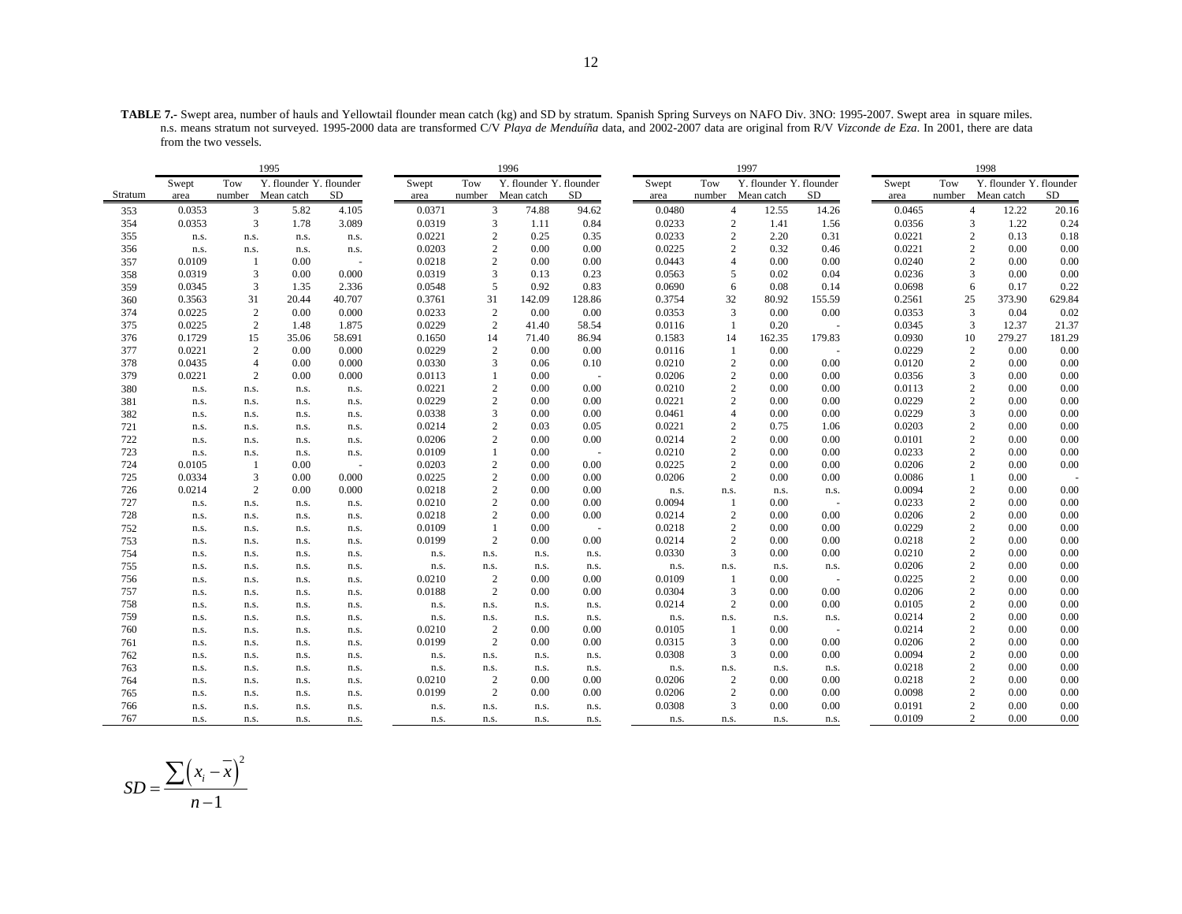**TABLE 7.-** Swept area, number of hauls and Yellowtail flounder mean catch (kg) and SD by stratum. Spanish Spring Surveys on NAFO Div. 3NO: 1995-2007. Swept area in square miles. n.s. means stratum not surveyed. 1995-2000 data are transformed C/V *Playa de Menduíña* data, and 2002-2007 data are original from R/V *Vizconde de Eza*. In 2001, there are data from the two vessels.

| | 1995 | | | | 1996 | | | | 1997 | | | | 1998 | | | |
|---|---|---|---|---|---|---|---|---|---|---|---|---|---|---|---|---|
| Stratum | Swept area | Tow number | Y. flounder Mean catch | Y. flounder SD | Swept area | Tow number | Y. flounder Mean catch | Y. flounder SD | Swept area | Tow number | Y. flounder Mean catch | Y. flounder SD | Swept area | Tow number | Y. flounder Mean catch | Y. flounder SD |
| 353 | 0.0353 | 3 | 5.82 | 4.105 | 0.0371 | 3 | 74.88 | 94.62 | 0.0480 | 4 | 12.55 | 14.26 | 0.0465 | 4 | 12.22 | 20.16 |
| 354 | 0.0353 | 3 | 1.78 | 3.089 | 0.0319 | 3 | 1.11 | 0.84 | 0.0233 | 2 | 1.41 | 1.56 | 0.0356 | 3 | 1.22 | 0.24 |
| 355 | n.s. | n.s. | n.s. | n.s. | 0.0221 | 2 | 0.25 | 0.35 | 0.0233 | 2 | 2.20 | 0.31 | 0.0221 | 2 | 0.13 | 0.18 |
| 356 | n.s. | n.s. | n.s. | n.s. | 0.0203 | 2 | 0.00 | 0.00 | 0.0225 | 2 | 0.32 | 0.46 | 0.0221 | 2 | 0.00 | 0.00 |
| 357 | 0.0109 | 1 | 0.00 | - | 0.0218 | 2 | 0.00 | 0.00 | 0.0443 | 4 | 0.00 | 0.00 | 0.0240 | 2 | 0.00 | 0.00 |
| 358 | 0.0319 | 3 | 0.00 | 0.000 | 0.0319 | 3 | 0.13 | 0.23 | 0.0563 | 5 | 0.02 | 0.04 | 0.0236 | 3 | 0.00 | 0.00 |
| 359 | 0.0345 | 3 | 1.35 | 2.336 | 0.0548 | 5 | 0.92 | 0.83 | 0.0690 | 6 | 0.08 | 0.14 | 0.0698 | 6 | 0.17 | 0.22 |
| 360 | 0.3563 | 31 | 20.44 | 40.707 | 0.3761 | 31 | 142.09 | 128.86 | 0.3754 | 32 | 80.92 | 155.59 | 0.2561 | 25 | 373.90 | 629.84 |
| 374 | 0.0225 | 2 | 0.00 | 0.000 | 0.0233 | 2 | 0.00 | 0.00 | 0.0353 | 3 | 0.00 | 0.00 | 0.0353 | 3 | 0.04 | 0.02 |
| 375 | 0.0225 | 2 | 1.48 | 1.875 | 0.0229 | 2 | 41.40 | 58.54 | 0.0116 | 1 | 0.20 | - | 0.0345 | 3 | 12.37 | 21.37 |
| 376 | 0.1729 | 15 | 35.06 | 58.691 | 0.1650 | 14 | 71.40 | 86.94 | 0.1583 | 14 | 162.35 | 179.83 | 0.0930 | 10 | 279.27 | 181.29 |
| 377 | 0.0221 | 2 | 0.00 | 0.000 | 0.0229 | 2 | 0.00 | 0.00 | 0.0116 | 1 | 0.00 | - | 0.0229 | 2 | 0.00 | 0.00 |
| 378 | 0.0435 | 4 | 0.00 | 0.000 | 0.0330 | 3 | 0.06 | 0.10 | 0.0210 | 2 | 0.00 | 0.00 | 0.0120 | 2 | 0.00 | 0.00 |
| 379 | 0.0221 | 2 | 0.00 | 0.000 | 0.0113 | 1 | 0.00 | - | 0.0206 | 2 | 0.00 | 0.00 | 0.0356 | 3 | 0.00 | 0.00 |
| 380 | n.s. | n.s. | n.s. | n.s. | 0.0221 | 2 | 0.00 | 0.00 | 0.0210 | 2 | 0.00 | 0.00 | 0.0113 | 2 | 0.00 | 0.00 |
| 381 | n.s. | n.s. | n.s. | n.s. | 0.0229 | 2 | 0.00 | 0.00 | 0.0221 | 2 | 0.00 | 0.00 | 0.0229 | 2 | 0.00 | 0.00 |
| 382 | n.s. | n.s. | n.s. | n.s. | 0.0338 | 3 | 0.00 | 0.00 | 0.0461 | 4 | 0.00 | 0.00 | 0.0229 | 3 | 0.00 | 0.00 |
| 721 | n.s. | n.s. | n.s. | n.s. | 0.0214 | 2 | 0.03 | 0.05 | 0.0221 | 2 | 0.75 | 1.06 | 0.0203 | 2 | 0.00 | 0.00 |
| 722 | n.s. | n.s. | n.s. | n.s. | 0.0206 | 2 | 0.00 | 0.00 | 0.0214 | 2 | 0.00 | 0.00 | 0.0101 | 2 | 0.00 | 0.00 |
| 723 | n.s. | n.s. | n.s. | n.s. | 0.0109 | 1 | 0.00 | - | 0.0210 | 2 | 0.00 | 0.00 | 0.0233 | 2 | 0.00 | 0.00 |
| 724 | 0.0105 | 1 | 0.00 | - | 0.0203 | 2 | 0.00 | 0.00 | 0.0225 | 2 | 0.00 | 0.00 | 0.0206 | 2 | 0.00 | 0.00 |
| 725 | 0.0334 | 3 | 0.00 | 0.000 | 0.0225 | 2 | 0.00 | 0.00 | 0.0206 | 2 | 0.00 | 0.00 | 0.0086 | 1 | 0.00 | - |
| 726 | 0.0214 | 2 | 0.00 | 0.000 | 0.0218 | 2 | 0.00 | 0.00 | n.s. | n.s. | n.s. | n.s. | 0.0094 | 2 | 0.00 | 0.00 |
| 727 | n.s. | n.s. | n.s. | n.s. | 0.0210 | 2 | 0.00 | 0.00 | 0.0094 | 1 | 0.00 | - | 0.0233 | 2 | 0.00 | 0.00 |
| 728 | n.s. | n.s. | n.s. | n.s. | 0.0218 | 2 | 0.00 | 0.00 | 0.0214 | 2 | 0.00 | 0.00 | 0.0206 | 2 | 0.00 | 0.00 |
| 752 | n.s. | n.s. | n.s. | n.s. | 0.0109 | 1 | 0.00 | - | 0.0218 | 2 | 0.00 | 0.00 | 0.0229 | 2 | 0.00 | 0.00 |
| 753 | n.s. | n.s. | n.s. | n.s. | 0.0199 | 2 | 0.00 | 0.00 | 0.0214 | 2 | 0.00 | 0.00 | 0.0218 | 2 | 0.00 | 0.00 |
| 754 | n.s. | n.s. | n.s. | n.s. | n.s. | n.s. | n.s. | n.s. | 0.0330 | 3 | 0.00 | 0.00 | 0.0210 | 2 | 0.00 | 0.00 |
| 755 | n.s. | n.s. | n.s. | n.s. | n.s. | n.s. | n.s. | n.s. | n.s. | n.s. | n.s. | n.s. | 0.0206 | 2 | 0.00 | 0.00 |
| 756 | n.s. | n.s. | n.s. | n.s. | 0.0210 | 2 | 0.00 | 0.00 | 0.0109 | 1 | 0.00 | - | 0.0225 | 2 | 0.00 | 0.00 |
| 757 | n.s. | n.s. | n.s. | n.s. | 0.0188 | 2 | 0.00 | 0.00 | 0.0304 | 3 | 0.00 | 0.00 | 0.0206 | 2 | 0.00 | 0.00 |
| 758 | n.s. | n.s. | n.s. | n.s. | n.s. | n.s. | n.s. | n.s. | 0.0214 | 2 | 0.00 | 0.00 | 0.0105 | 2 | 0.00 | 0.00 |
| 759 | n.s. | n.s. | n.s. | n.s. | n.s. | n.s. | n.s. | n.s. | n.s. | n.s. | n.s. | n.s. | 0.0214 | 2 | 0.00 | 0.00 |
| 760 | n.s. | n.s. | n.s. | n.s. | 0.0210 | 2 | 0.00 | 0.00 | 0.0105 | 1 | 0.00 | - | 0.0214 | 2 | 0.00 | 0.00 |
| 761 | n.s. | n.s. | n.s. | n.s. | 0.0199 | 2 | 0.00 | 0.00 | 0.0315 | 3 | 0.00 | 0.00 | 0.0206 | 2 | 0.00 | 0.00 |
| 762 | n.s. | n.s. | n.s. | n.s. | n.s. | n.s. | n.s. | n.s. | 0.0308 | 3 | 0.00 | 0.00 | 0.0094 | 2 | 0.00 | 0.00 |
| 763 | n.s. | n.s. | n.s. | n.s. | n.s. | n.s. | n.s. | n.s. | n.s. | n.s. | n.s. | n.s. | 0.0218 | 2 | 0.00 | 0.00 |
| 764 | n.s. | n.s. | n.s. | n.s. | 0.0210 | 2 | 0.00 | 0.00 | 0.0206 | 2 | 0.00 | 0.00 | 0.0218 | 2 | 0.00 | 0.00 |
| 765 | n.s. | n.s. | n.s. | n.s. | 0.0199 | 2 | 0.00 | 0.00 | 0.0206 | 2 | 0.00 | 0.00 | 0.0098 | 2 | 0.00 | 0.00 |
| 766 | n.s. | n.s. | n.s. | n.s. | n.s. | n.s. | n.s. | n.s. | 0.0308 | 3 | 0.00 | 0.00 | 0.0191 | 2 | 0.00 | 0.00 |
| 767 | n.s. | n.s. | n.s. | n.s. | n.s. | n.s. | n.s. | n.s. | n.s. | n.s. | n.s. | n.s. | 0.0109 | 2 | 0.00 | 0.00 |

$$SD = \frac{\sum\left(x_i - \overline{x}\right)^2}{n-1}$$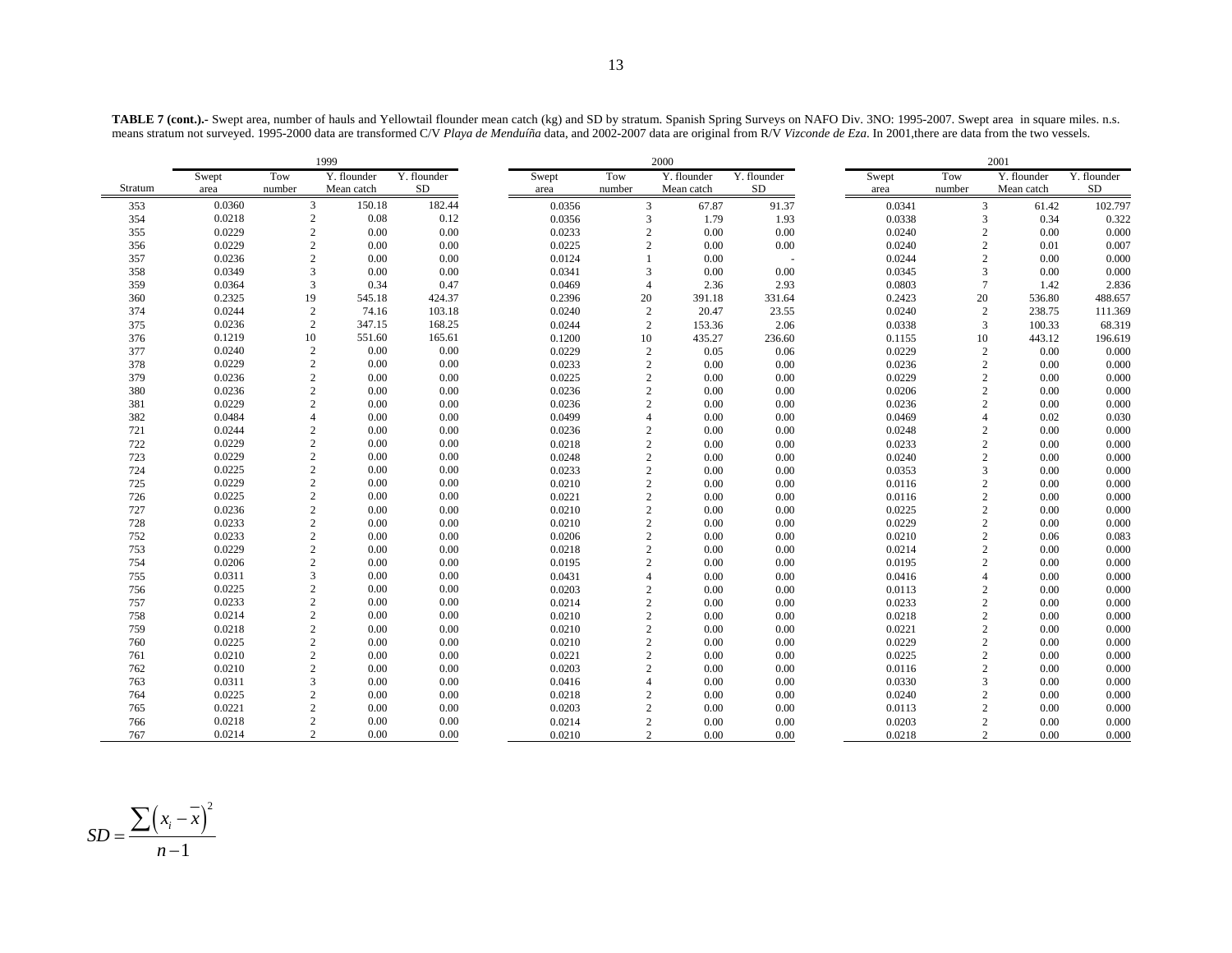**TABLE 7 (cont.).-** Swept area, number of hauls and Yellowtail flounder mean catch (kg) and SD by stratum. Spanish Spring Surveys on NAFO Div. 3NO: 1995-2007. Swept area in square miles. n.s. means stratum not surveyed. 1995-2000 data are transformed C/V *Playa de Menduíña* data, and 2002-2007 data are original from R/V *Vizconde de Eza*. In 2001,there are data from the two vessels.

| | 1999 | | | | 2000 | | | | 2001 | | | |
|---|---|---|---|---|---|---|---|---|---|---|---|---|
| Stratum | Swept area | Tow number | Y. flounder Mean catch | Y. flounder SD | Swept area | Tow number | Y. flounder Mean catch | Y. flounder SD | Swept area | Tow number | Y. flounder Mean catch | Y. flounder SD |
| 353 | 0.0360 | 3 | 150.18 | 182.44 | 0.0356 | 3 | 67.87 | 91.37 | 0.0341 | 3 | 61.42 | 102.797 |
| 354 | 0.0218 | 2 | 0.08 | 0.12 | 0.0356 | 3 | 1.79 | 1.93 | 0.0338 | 3 | 0.34 | 0.322 |
| 355 | 0.0229 | 2 | 0.00 | 0.00 | 0.0233 | 2 | 0.00 | 0.00 | 0.0240 | 2 | 0.00 | 0.000 |
| 356 | 0.0229 | 2 | 0.00 | 0.00 | 0.0225 | 2 | 0.00 | 0.00 | 0.0240 | 2 | 0.01 | 0.007 |
| 357 | 0.0236 | 2 | 0.00 | 0.00 | 0.0124 | 1 | 0.00 | - | 0.0244 | 2 | 0.00 | 0.000 |
| 358 | 0.0349 | 3 | 0.00 | 0.00 | 0.0341 | 3 | 0.00 | 0.00 | 0.0345 | 3 | 0.00 | 0.000 |
| 359 | 0.0364 | 3 | 0.34 | 0.47 | 0.0469 | 4 | 2.36 | 2.93 | 0.0803 | 7 | 1.42 | 2.836 |
| 360 | 0.2325 | 19 | 545.18 | 424.37 | 0.2396 | 20 | 391.18 | 331.64 | 0.2423 | 20 | 536.80 | 488.657 |
| 374 | 0.0244 | 2 | 74.16 | 103.18 | 0.0240 | 2 | 20.47 | 23.55 | 0.0240 | 2 | 238.75 | 111.369 |
| 375 | 0.0236 | 2 | 347.15 | 168.25 | 0.0244 | 2 | 153.36 | 2.06 | 0.0338 | 3 | 100.33 | 68.319 |
| 376 | 0.1219 | 10 | 551.60 | 165.61 | 0.1200 | 10 | 435.27 | 236.60 | 0.1155 | 10 | 443.12 | 196.619 |
| 377 | 0.0240 | 2 | 0.00 | 0.00 | 0.0229 | 2 | 0.05 | 0.06 | 0.0229 | 2 | 0.00 | 0.000 |
| 378 | 0.0229 | 2 | 0.00 | 0.00 | 0.0233 | 2 | 0.00 | 0.00 | 0.0236 | 2 | 0.00 | 0.000 |
| 379 | 0.0236 | 2 | 0.00 | 0.00 | 0.0225 | 2 | 0.00 | 0.00 | 0.0229 | 2 | 0.00 | 0.000 |
| 380 | 0.0236 | 2 | 0.00 | 0.00 | 0.0236 | 2 | 0.00 | 0.00 | 0.0206 | 2 | 0.00 | 0.000 |
| 381 | 0.0229 | 2 | 0.00 | 0.00 | 0.0236 | 2 | 0.00 | 0.00 | 0.0236 | 2 | 0.00 | 0.000 |
| 382 | 0.0484 | 4 | 0.00 | 0.00 | 0.0499 | 4 | 0.00 | 0.00 | 0.0469 | 4 | 0.02 | 0.030 |
| 721 | 0.0244 | 2 | 0.00 | 0.00 | 0.0236 | 2 | 0.00 | 0.00 | 0.0248 | 2 | 0.00 | 0.000 |
| 722 | 0.0229 | 2 | 0.00 | 0.00 | 0.0218 | 2 | 0.00 | 0.00 | 0.0233 | 2 | 0.00 | 0.000 |
| 723 | 0.0229 | 2 | 0.00 | 0.00 | 0.0248 | 2 | 0.00 | 0.00 | 0.0240 | 2 | 0.00 | 0.000 |
| 724 | 0.0225 | 2 | 0.00 | 0.00 | 0.0233 | 2 | 0.00 | 0.00 | 0.0353 | 3 | 0.00 | 0.000 |
| 725 | 0.0229 | 2 | 0.00 | 0.00 | 0.0210 | 2 | 0.00 | 0.00 | 0.0116 | 2 | 0.00 | 0.000 |
| 726 | 0.0225 | 2 | 0.00 | 0.00 | 0.0221 | 2 | 0.00 | 0.00 | 0.0116 | 2 | 0.00 | 0.000 |
| 727 | 0.0236 | 2 | 0.00 | 0.00 | 0.0210 | 2 | 0.00 | 0.00 | 0.0225 | 2 | 0.00 | 0.000 |
| 728 | 0.0233 | 2 | 0.00 | 0.00 | 0.0210 | 2 | 0.00 | 0.00 | 0.0229 | 2 | 0.00 | 0.000 |
| 752 | 0.0233 | 2 | 0.00 | 0.00 | 0.0206 | 2 | 0.00 | 0.00 | 0.0210 | 2 | 0.06 | 0.083 |
| 753 | 0.0229 | 2 | 0.00 | 0.00 | 0.0218 | 2 | 0.00 | 0.00 | 0.0214 | 2 | 0.00 | 0.000 |
| 754 | 0.0206 | 2 | 0.00 | 0.00 | 0.0195 | 2 | 0.00 | 0.00 | 0.0195 | 2 | 0.00 | 0.000 |
| 755 | 0.0311 | 3 | 0.00 | 0.00 | 0.0431 | 4 | 0.00 | 0.00 | 0.0416 | 4 | 0.00 | 0.000 |
| 756 | 0.0225 | 2 | 0.00 | 0.00 | 0.0203 | 2 | 0.00 | 0.00 | 0.0113 | 2 | 0.00 | 0.000 |
| 757 | 0.0233 | 2 | 0.00 | 0.00 | 0.0214 | 2 | 0.00 | 0.00 | 0.0233 | 2 | 0.00 | 0.000 |
| 758 | 0.0214 | 2 | 0.00 | 0.00 | 0.0210 | 2 | 0.00 | 0.00 | 0.0218 | 2 | 0.00 | 0.000 |
| 759 | 0.0218 | 2 | 0.00 | 0.00 | 0.0210 | 2 | 0.00 | 0.00 | 0.0221 | 2 | 0.00 | 0.000 |
| 760 | 0.0225 | 2 | 0.00 | 0.00 | 0.0210 | 2 | 0.00 | 0.00 | 0.0229 | 2 | 0.00 | 0.000 |
| 761 | 0.0210 | 2 | 0.00 | 0.00 | 0.0221 | 2 | 0.00 | 0.00 | 0.0225 | 2 | 0.00 | 0.000 |
| 762 | 0.0210 | 2 | 0.00 | 0.00 | 0.0203 | 2 | 0.00 | 0.00 | 0.0116 | 2 | 0.00 | 0.000 |
| 763 | 0.0311 | 3 | 0.00 | 0.00 | 0.0416 | 4 | 0.00 | 0.00 | 0.0330 | 3 | 0.00 | 0.000 |
| 764 | 0.0225 | 2 | 0.00 | 0.00 | 0.0218 | 2 | 0.00 | 0.00 | 0.0240 | 2 | 0.00 | 0.000 |
| 765 | 0.0221 | 2 | 0.00 | 0.00 | 0.0203 | 2 | 0.00 | 0.00 | 0.0113 | 2 | 0.00 | 0.000 |
| 766 | 0.0218 | 2 | 0.00 | 0.00 | 0.0214 | 2 | 0.00 | 0.00 | 0.0203 | 2 | 0.00 | 0.000 |
| 767 | 0.0214 | 2 | 0.00 | 0.00 | 0.0210 | 2 | 0.00 | 0.00 | 0.0218 | 2 | 0.00 | 0.000 |

$$SD = \frac{\sum \left(x_i - \overline{x}\right)^2}{n-1}$$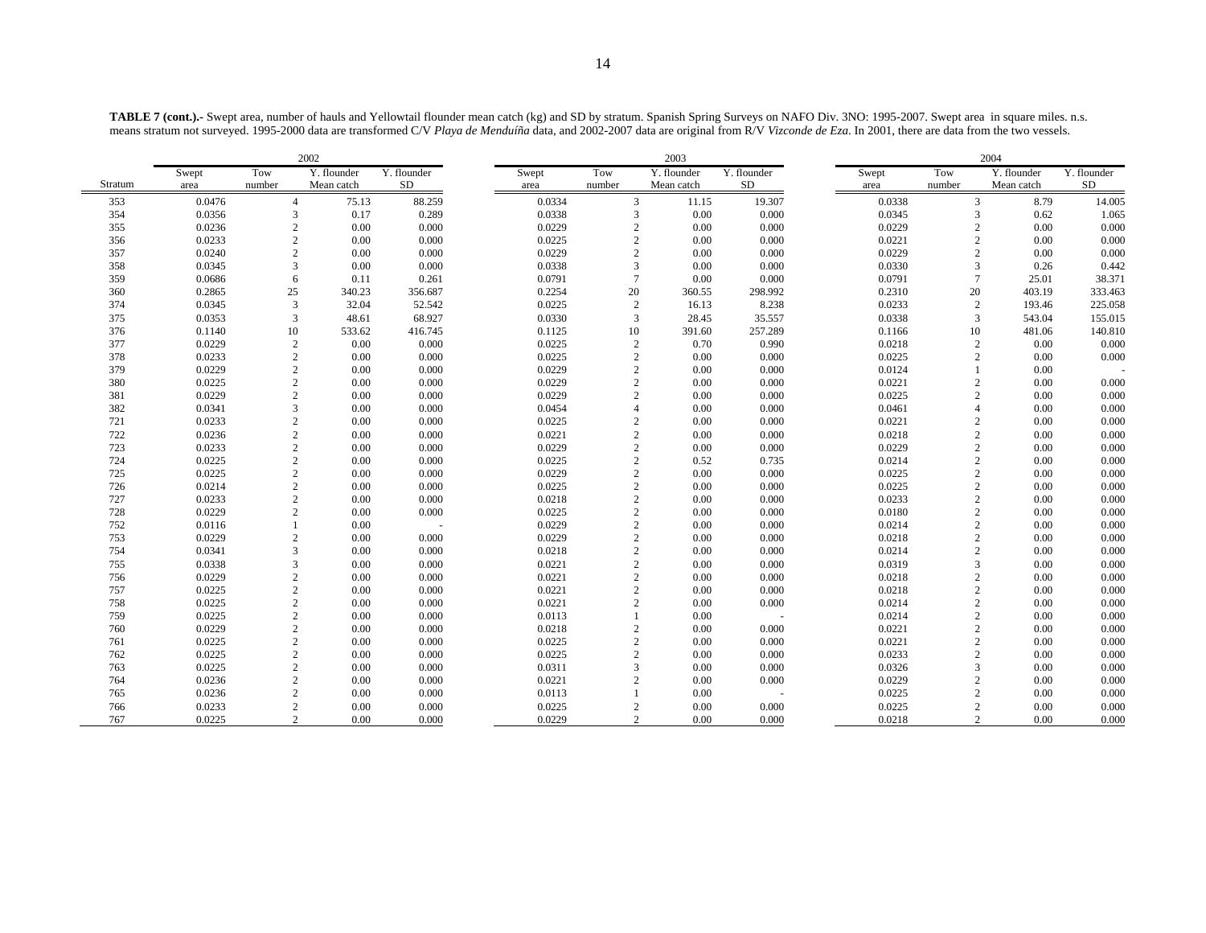**TABLE 7 (cont.).-** Swept area, number of hauls and Yellowtail flounder mean catch (kg) and SD by stratum. Spanish Spring Surveys on NAFO Div. 3NO: 1995-2007. Swept area in square miles. n.s. means stratum not surveyed. 1995-2000 data are transformed C/V *Playa de Menduíña* data, and 2002-2007 data are original from R/V *Vizconde de Eza*. In 2001, there are data from the two vessels.

| | 2002 | | | | 2003 | | | | 2004 | | | |
|---|---|---|---|---|---|---|---|---|---|---|---|---|
| Stratum | Swept area | Tow number | Y. flounder Mean catch | Y. flounder SD | Swept area | Tow number | Y. flounder Mean catch | Y. flounder SD | Swept area | Tow number | Y. flounder Mean catch | Y. flounder SD |
| 353 | 0.0476 | 4 | 75.13 | 88.259 | 0.0334 | 3 | 11.15 | 19.307 | 0.0338 | 3 | 8.79 | 14.005 |
| 354 | 0.0356 | 3 | 0.17 | 0.289 | 0.0338 | 3 | 0.00 | 0.000 | 0.0345 | 3 | 0.62 | 1.065 |
| 355 | 0.0236 | 2 | 0.00 | 0.000 | 0.0229 | 2 | 0.00 | 0.000 | 0.0229 | 2 | 0.00 | 0.000 |
| 356 | 0.0233 | 2 | 0.00 | 0.000 | 0.0225 | 2 | 0.00 | 0.000 | 0.0221 | 2 | 0.00 | 0.000 |
| 357 | 0.0240 | 2 | 0.00 | 0.000 | 0.0229 | 2 | 0.00 | 0.000 | 0.0229 | 2 | 0.00 | 0.000 |
| 358 | 0.0345 | 3 | 0.00 | 0.000 | 0.0338 | 3 | 0.00 | 0.000 | 0.0330 | 3 | 0.26 | 0.442 |
| 359 | 0.0686 | 6 | 0.11 | 0.261 | 0.0791 | 7 | 0.00 | 0.000 | 0.0791 | 7 | 25.01 | 38.371 |
| 360 | 0.2865 | 25 | 340.23 | 356.687 | 0.2254 | 20 | 360.55 | 298.992 | 0.2310 | 20 | 403.19 | 333.463 |
| 374 | 0.0345 | 3 | 32.04 | 52.542 | 0.0225 | 2 | 16.13 | 8.238 | 0.0233 | 2 | 193.46 | 225.058 |
| 375 | 0.0353 | 3 | 48.61 | 68.927 | 0.0330 | 3 | 28.45 | 35.557 | 0.0338 | 3 | 543.04 | 155.015 |
| 376 | 0.1140 | 10 | 533.62 | 416.745 | 0.1125 | 10 | 391.60 | 257.289 | 0.1166 | 10 | 481.06 | 140.810 |
| 377 | 0.0229 | 2 | 0.00 | 0.000 | 0.0225 | 2 | 0.70 | 0.990 | 0.0218 | 2 | 0.00 | 0.000 |
| 378 | 0.0233 | 2 | 0.00 | 0.000 | 0.0225 | 2 | 0.00 | 0.000 | 0.0225 | 2 | 0.00 | 0.000 |
| 379 | 0.0229 | 2 | 0.00 | 0.000 | 0.0229 | 2 | 0.00 | 0.000 | 0.0124 | 1 | 0.00 | - |
| 380 | 0.0225 | 2 | 0.00 | 0.000 | 0.0229 | 2 | 0.00 | 0.000 | 0.0221 | 2 | 0.00 | 0.000 |
| 381 | 0.0229 | 2 | 0.00 | 0.000 | 0.0229 | 2 | 0.00 | 0.000 | 0.0225 | 2 | 0.00 | 0.000 |
| 382 | 0.0341 | 3 | 0.00 | 0.000 | 0.0454 | 4 | 0.00 | 0.000 | 0.0461 | 4 | 0.00 | 0.000 |
| 721 | 0.0233 | 2 | 0.00 | 0.000 | 0.0225 | 2 | 0.00 | 0.000 | 0.0221 | 2 | 0.00 | 0.000 |
| 722 | 0.0236 | 2 | 0.00 | 0.000 | 0.0221 | 2 | 0.00 | 0.000 | 0.0218 | 2 | 0.00 | 0.000 |
| 723 | 0.0233 | 2 | 0.00 | 0.000 | 0.0229 | 2 | 0.00 | 0.000 | 0.0229 | 2 | 0.00 | 0.000 |
| 724 | 0.0225 | 2 | 0.00 | 0.000 | 0.0225 | 2 | 0.52 | 0.735 | 0.0214 | 2 | 0.00 | 0.000 |
| 725 | 0.0225 | 2 | 0.00 | 0.000 | 0.0229 | 2 | 0.00 | 0.000 | 0.0225 | 2 | 0.00 | 0.000 |
| 726 | 0.0214 | 2 | 0.00 | 0.000 | 0.0225 | 2 | 0.00 | 0.000 | 0.0225 | 2 | 0.00 | 0.000 |
| 727 | 0.0233 | 2 | 0.00 | 0.000 | 0.0218 | 2 | 0.00 | 0.000 | 0.0233 | 2 | 0.00 | 0.000 |
| 728 | 0.0229 | 2 | 0.00 | 0.000 | 0.0225 | 2 | 0.00 | 0.000 | 0.0180 | 2 | 0.00 | 0.000 |
| 752 | 0.0116 | 1 | 0.00 | - | 0.0229 | 2 | 0.00 | 0.000 | 0.0214 | 2 | 0.00 | 0.000 |
| 753 | 0.0229 | 2 | 0.00 | 0.000 | 0.0229 | 2 | 0.00 | 0.000 | 0.0218 | 2 | 0.00 | 0.000 |
| 754 | 0.0341 | 3 | 0.00 | 0.000 | 0.0218 | 2 | 0.00 | 0.000 | 0.0214 | 2 | 0.00 | 0.000 |
| 755 | 0.0338 | 3 | 0.00 | 0.000 | 0.0221 | 2 | 0.00 | 0.000 | 0.0319 | 3 | 0.00 | 0.000 |
| 756 | 0.0229 | 2 | 0.00 | 0.000 | 0.0221 | 2 | 0.00 | 0.000 | 0.0218 | 2 | 0.00 | 0.000 |
| 757 | 0.0225 | 2 | 0.00 | 0.000 | 0.0221 | 2 | 0.00 | 0.000 | 0.0218 | 2 | 0.00 | 0.000 |
| 758 | 0.0225 | 2 | 0.00 | 0.000 | 0.0221 | 2 | 0.00 | 0.000 | 0.0214 | 2 | 0.00 | 0.000 |
| 759 | 0.0225 | 2 | 0.00 | 0.000 | 0.0113 | 1 | 0.00 | - | 0.0214 | 2 | 0.00 | 0.000 |
| 760 | 0.0229 | 2 | 0.00 | 0.000 | 0.0218 | 2 | 0.00 | 0.000 | 0.0221 | 2 | 0.00 | 0.000 |
| 761 | 0.0225 | 2 | 0.00 | 0.000 | 0.0225 | 2 | 0.00 | 0.000 | 0.0221 | 2 | 0.00 | 0.000 |
| 762 | 0.0225 | 2 | 0.00 | 0.000 | 0.0225 | 2 | 0.00 | 0.000 | 0.0233 | 2 | 0.00 | 0.000 |
| 763 | 0.0225 | 2 | 0.00 | 0.000 | 0.0311 | 3 | 0.00 | 0.000 | 0.0326 | 3 | 0.00 | 0.000 |
| 764 | 0.0236 | 2 | 0.00 | 0.000 | 0.0221 | 2 | 0.00 | 0.000 | 0.0229 | 2 | 0.00 | 0.000 |
| 765 | 0.0236 | 2 | 0.00 | 0.000 | 0.0113 | 1 | 0.00 | - | 0.0225 | 2 | 0.00 | 0.000 |
| 766 | 0.0233 | 2 | 0.00 | 0.000 | 0.0225 | 2 | 0.00 | 0.000 | 0.0225 | 2 | 0.00 | 0.000 |
| 767 | 0.0225 | 2 | 0.00 | 0.000 | 0.0229 | 2 | 0.00 | 0.000 | 0.0218 | 2 | 0.00 | 0.000 |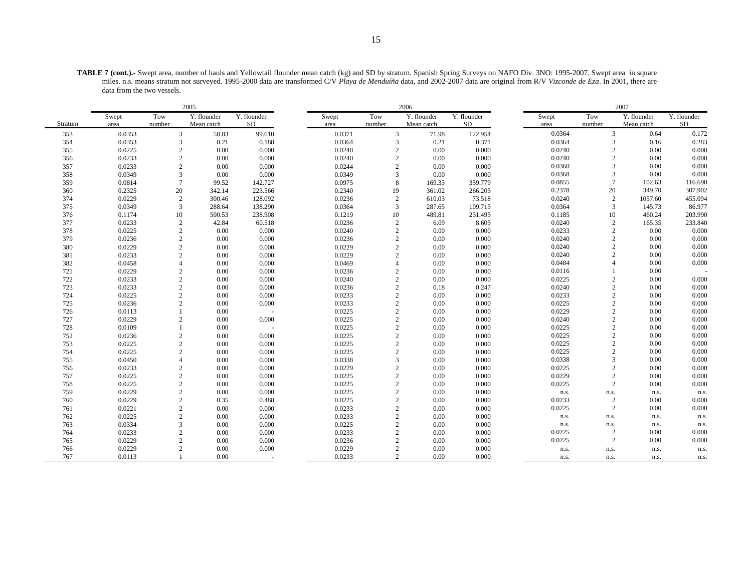**TABLE 7 (cont.).-** Swept area, number of hauls and Yellowtail flounder mean catch (kg) and SD by stratum. Spanish Spring Surveys on NAFO Div. 3NO: 1995-2007. Swept area in square miles. n.s. means stratum not surveyed. 1995-2000 data are transformed C/V *Playa de Menduíña* data, and 2002-2007 data are original from R/V *Vizconde de Eza*. In 2001, there are data from the two vessels.

| | 2005 | | | | 2006 | | | | 2007 | | | |
|---|---|---|---|---|---|---|---|---|---|---|---|---|
| Stratum | Swept area | Tow number | Y. flounder Mean catch | Y. flounder SD | Swept area | Tow number | Y. flounder Mean catch | Y. flounder SD | Swept area | Tow number | Y. flounder Mean catch | Y. flounder SD |
| 353 | 0.0353 | 3 | 58.83 | 99.610 | 0.0371 | 3 | 71.98 | 122.954 | 0.0364 | 3 | 0.64 | 0.172 |
| 354 | 0.0353 | 3 | 0.21 | 0.188 | 0.0364 | 3 | 0.21 | 0.371 | 0.0364 | 3 | 0.16 | 0.283 |
| 355 | 0.0225 | 2 | 0.00 | 0.000 | 0.0248 | 2 | 0.00 | 0.000 | 0.0240 | 2 | 0.00 | 0.000 |
| 356 | 0.0233 | 2 | 0.00 | 0.000 | 0.0240 | 2 | 0.00 | 0.000 | 0.0240 | 2 | 0.00 | 0.000 |
| 357 | 0.0233 | 2 | 0.00 | 0.000 | 0.0244 | 2 | 0.00 | 0.000 | 0.0360 | 3 | 0.00 | 0.000 |
| 358 | 0.0349 | 3 | 0.00 | 0.000 | 0.0349 | 3 | 0.00 | 0.000 | 0.0368 | 3 | 0.00 | 0.000 |
| 359 | 0.0814 | 7 | 99.52 | 142.727 | 0.0975 | 8 | 169.33 | 359.779 | 0.0855 | 7 | 102.63 | 116.690 |
| 360 | 0.2325 | 20 | 342.14 | 223.566 | 0.2340 | 19 | 361.02 | 266.205 | 0.2378 | 20 | 349.70 | 307.902 |
| 374 | 0.0229 | 2 | 300.46 | 128.092 | 0.0236 | 2 | 610.03 | 73.518 | 0.0240 | 2 | 1057.60 | 455.094 |
| 375 | 0.0349 | 3 | 288.64 | 138.290 | 0.0364 | 3 | 287.65 | 109.715 | 0.0364 | 3 | 145.73 | 86.977 |
| 376 | 0.1174 | 10 | 500.53 | 238.908 | 0.1219 | 10 | 489.81 | 231.495 | 0.1185 | 10 | 460.24 | 203.990 |
| 377 | 0.0233 | 2 | 42.84 | 60.518 | 0.0236 | 2 | 6.09 | 8.605 | 0.0240 | 2 | 165.35 | 233.840 |
| 378 | 0.0225 | 2 | 0.00 | 0.000 | 0.0240 | 2 | 0.00 | 0.000 | 0.0233 | 2 | 0.00 | 0.000 |
| 379 | 0.0236 | 2 | 0.00 | 0.000 | 0.0236 | 2 | 0.00 | 0.000 | 0.0240 | 2 | 0.00 | 0.000 |
| 380 | 0.0229 | 2 | 0.00 | 0.000 | 0.0229 | 2 | 0.00 | 0.000 | 0.0240 | 2 | 0.00 | 0.000 |
| 381 | 0.0233 | 2 | 0.00 | 0.000 | 0.0229 | 2 | 0.00 | 0.000 | 0.0240 | 2 | 0.00 | 0.000 |
| 382 | 0.0458 | 4 | 0.00 | 0.000 | 0.0469 | 4 | 0.00 | 0.000 | 0.0484 | 4 | 0.00 | 0.000 |
| 721 | 0.0229 | 2 | 0.00 | 0.000 | 0.0236 | 2 | 0.00 | 0.000 | 0.0116 | 1 | 0.00 | - |
| 722 | 0.0233 | 2 | 0.00 | 0.000 | 0.0240 | 2 | 0.00 | 0.000 | 0.0225 | 2 | 0.00 | 0.000 |
| 723 | 0.0233 | 2 | 0.00 | 0.000 | 0.0236 | 2 | 0.18 | 0.247 | 0.0240 | 2 | 0.00 | 0.000 |
| 724 | 0.0225 | 2 | 0.00 | 0.000 | 0.0233 | 2 | 0.00 | 0.000 | 0.0233 | 2 | 0.00 | 0.000 |
| 725 | 0.0236 | 2 | 0.00 | 0.000 | 0.0233 | 2 | 0.00 | 0.000 | 0.0225 | 2 | 0.00 | 0.000 |
| 726 | 0.0113 | 1 | 0.00 | - | 0.0225 | 2 | 0.00 | 0.000 | 0.0229 | 2 | 0.00 | 0.000 |
| 727 | 0.0229 | 2 | 0.00 | 0.000 | 0.0225 | 2 | 0.00 | 0.000 | 0.0240 | 2 | 0.00 | 0.000 |
| 728 | 0.0109 | 1 | 0.00 | - | 0.0225 | 2 | 0.00 | 0.000 | 0.0225 | 2 | 0.00 | 0.000 |
| 752 | 0.0236 | 2 | 0.00 | 0.000 | 0.0225 | 2 | 0.00 | 0.000 | 0.0225 | 2 | 0.00 | 0.000 |
| 753 | 0.0225 | 2 | 0.00 | 0.000 | 0.0225 | 2 | 0.00 | 0.000 | 0.0225 | 2 | 0.00 | 0.000 |
| 754 | 0.0225 | 2 | 0.00 | 0.000 | 0.0225 | 2 | 0.00 | 0.000 | 0.0225 | 2 | 0.00 | 0.000 |
| 755 | 0.0450 | 4 | 0.00 | 0.000 | 0.0338 | 3 | 0.00 | 0.000 | 0.0338 | 3 | 0.00 | 0.000 |
| 756 | 0.0233 | 2 | 0.00 | 0.000 | 0.0229 | 2 | 0.00 | 0.000 | 0.0225 | 2 | 0.00 | 0.000 |
| 757 | 0.0225 | 2 | 0.00 | 0.000 | 0.0225 | 2 | 0.00 | 0.000 | 0.0229 | 2 | 0.00 | 0.000 |
| 758 | 0.0225 | 2 | 0.00 | 0.000 | 0.0225 | 2 | 0.00 | 0.000 | 0.0225 | 2 | 0.00 | 0.000 |
| 759 | 0.0229 | 2 | 0.00 | 0.000 | 0.0225 | 2 | 0.00 | 0.000 | n.s. | n.s. | n.s. | n.s. |
| 760 | 0.0229 | 2 | 0.35 | 0.488 | 0.0225 | 2 | 0.00 | 0.000 | 0.0233 | 2 | 0.00 | 0.000 |
| 761 | 0.0221 | 2 | 0.00 | 0.000 | 0.0233 | 2 | 0.00 | 0.000 | 0.0225 | 2 | 0.00 | 0.000 |
| 762 | 0.0225 | 2 | 0.00 | 0.000 | 0.0233 | 2 | 0.00 | 0.000 | n.s. | n.s. | n.s. | n.s. |
| 763 | 0.0334 | 3 | 0.00 | 0.000 | 0.0225 | 2 | 0.00 | 0.000 | n.s. | n.s. | n.s. | n.s. |
| 764 | 0.0233 | 2 | 0.00 | 0.000 | 0.0233 | 2 | 0.00 | 0.000 | 0.0225 | 2 | 0.00 | 0.000 |
| 765 | 0.0229 | 2 | 0.00 | 0.000 | 0.0236 | 2 | 0.00 | 0.000 | 0.0225 | 2 | 0.00 | 0.000 |
| 766 | 0.0229 | 2 | 0.00 | 0.000 | 0.0229 | 2 | 0.00 | 0.000 | n.s. | n.s. | n.s. | n.s. |
| 767 | 0.0113 | 1 | 0.00 | - | 0.0233 | 2 | 0.00 | 0.000 | n.s. | n.s. | n.s. | n.s. |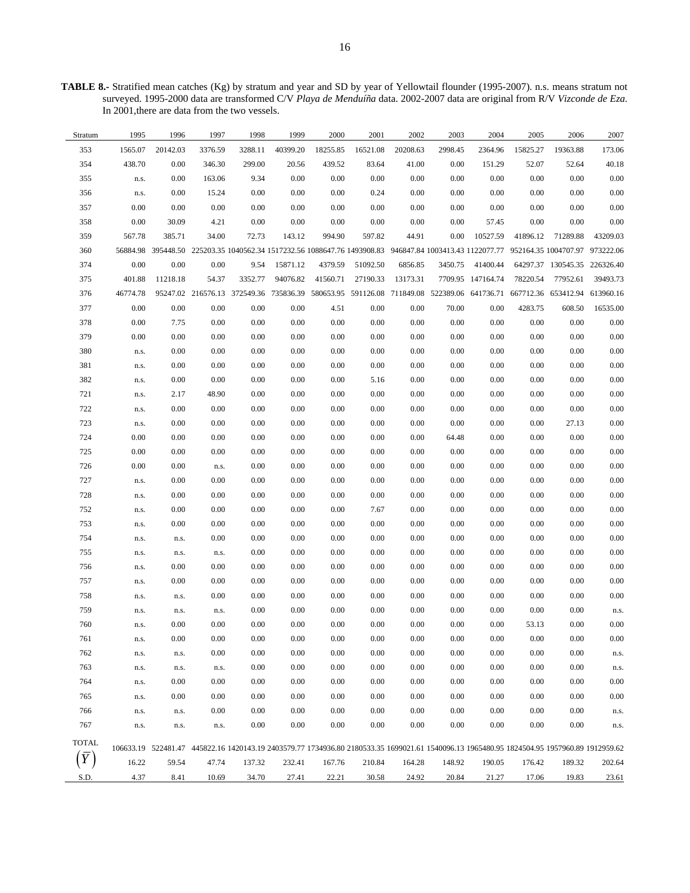**TABLE 8.-** Stratified mean catches (Kg) by stratum and year and SD by year of Yellowtail flounder (1995-2007). n.s. means stratum not surveyed. 1995-2000 data are transformed C/V *Playa de Menduíña* data. 2002-2007 data are original from R/V *Vizconde de Eza*. In 2001,there are data from the two vessels.

| Stratum | 1995 | 1996 | 1997 | 1998 | 1999 | 2000 | 2001 | 2002 | 2003 | 2004 | 2005 | 2006 | 2007 |
|---|---|---|---|---|---|---|---|---|---|---|---|---|---|
| 353 | 1565.07 | 20142.03 | 3376.59 | 3288.11 | 40399.20 | 18255.85 | 16521.08 | 20208.63 | 2998.45 | 2364.96 | 15825.27 | 19363.88 | 173.06 |
| 354 | 438.70 | 0.00 | 346.30 | 299.00 | 20.56 | 439.52 | 83.64 | 41.00 | 0.00 | 151.29 | 52.07 | 52.64 | 40.18 |
| 355 | n.s. | 0.00 | 163.06 | 9.34 | 0.00 | 0.00 | 0.00 | 0.00 | 0.00 | 0.00 | 0.00 | 0.00 | 0.00 |
| 356 | n.s. | 0.00 | 15.24 | 0.00 | 0.00 | 0.00 | 0.24 | 0.00 | 0.00 | 0.00 | 0.00 | 0.00 | 0.00 |
| 357 | 0.00 | 0.00 | 0.00 | 0.00 | 0.00 | 0.00 | 0.00 | 0.00 | 0.00 | 0.00 | 0.00 | 0.00 | 0.00 |
| 358 | 0.00 | 30.09 | 4.21 | 0.00 | 0.00 | 0.00 | 0.00 | 0.00 | 0.00 | 57.45 | 0.00 | 0.00 | 0.00 |
| 359 | 567.78 | 385.71 | 34.00 | 72.73 | 143.12 | 994.90 | 597.82 | 44.91 | 0.00 | 10527.59 | 41896.12 | 71289.88 | 43209.03 |
| 360 | 56884.98 | 395448.50 | 225203.35 | 1040562.34 | 1517232.56 | 1088647.76 | 1493908.83 | 946847.84 | 1003413.43 | 1122077.77 | 952164.35 | 1004707.97 | 973222.06 |
| 374 | 0.00 | 0.00 | 0.00 | 9.54 | 15871.12 | 4379.59 | 51092.50 | 6856.85 | 3450.75 | 41400.44 | 64297.37 | 130545.35 | 226326.40 |
| 375 | 401.88 | 11218.18 | 54.37 | 3352.77 | 94076.82 | 41560.71 | 27190.33 | 13173.31 | 7709.95 | 147164.74 | 78220.54 | 77952.61 | 39493.73 |
| 376 | 46774.78 | 95247.02 | 216576.13 | 372549.36 | 735836.39 | 580653.95 | 591126.08 | 711849.08 | 522389.06 | 641736.71 | 667712.36 | 653412.94 | 613960.16 |
| 377 | 0.00 | 0.00 | 0.00 | 0.00 | 0.00 | 4.51 | 0.00 | 0.00 | 70.00 | 0.00 | 4283.75 | 608.50 | 16535.00 |
| 378 | 0.00 | 7.75 | 0.00 | 0.00 | 0.00 | 0.00 | 0.00 | 0.00 | 0.00 | 0.00 | 0.00 | 0.00 | 0.00 |
| 379 | 0.00 | 0.00 | 0.00 | 0.00 | 0.00 | 0.00 | 0.00 | 0.00 | 0.00 | 0.00 | 0.00 | 0.00 | 0.00 |
| 380 | n.s. | 0.00 | 0.00 | 0.00 | 0.00 | 0.00 | 0.00 | 0.00 | 0.00 | 0.00 | 0.00 | 0.00 | 0.00 |
| 381 | n.s. | 0.00 | 0.00 | 0.00 | 0.00 | 0.00 | 0.00 | 0.00 | 0.00 | 0.00 | 0.00 | 0.00 | 0.00 |
| 382 | n.s. | 0.00 | 0.00 | 0.00 | 0.00 | 0.00 | 5.16 | 0.00 | 0.00 | 0.00 | 0.00 | 0.00 | 0.00 |
| 721 | n.s. | 2.17 | 48.90 | 0.00 | 0.00 | 0.00 | 0.00 | 0.00 | 0.00 | 0.00 | 0.00 | 0.00 | 0.00 |
| 722 | n.s. | 0.00 | 0.00 | 0.00 | 0.00 | 0.00 | 0.00 | 0.00 | 0.00 | 0.00 | 0.00 | 0.00 | 0.00 |
| 723 | n.s. | 0.00 | 0.00 | 0.00 | 0.00 | 0.00 | 0.00 | 0.00 | 0.00 | 0.00 | 0.00 | 27.13 | 0.00 |
| 724 | 0.00 | 0.00 | 0.00 | 0.00 | 0.00 | 0.00 | 0.00 | 0.00 | 64.48 | 0.00 | 0.00 | 0.00 | 0.00 |
| 725 | 0.00 | 0.00 | 0.00 | 0.00 | 0.00 | 0.00 | 0.00 | 0.00 | 0.00 | 0.00 | 0.00 | 0.00 | 0.00 |
| 726 | 0.00 | 0.00 | n.s. | 0.00 | 0.00 | 0.00 | 0.00 | 0.00 | 0.00 | 0.00 | 0.00 | 0.00 | 0.00 |
| 727 | n.s. | 0.00 | 0.00 | 0.00 | 0.00 | 0.00 | 0.00 | 0.00 | 0.00 | 0.00 | 0.00 | 0.00 | 0.00 |
| 728 | n.s. | 0.00 | 0.00 | 0.00 | 0.00 | 0.00 | 0.00 | 0.00 | 0.00 | 0.00 | 0.00 | 0.00 | 0.00 |
| 752 | n.s. | 0.00 | 0.00 | 0.00 | 0.00 | 0.00 | 7.67 | 0.00 | 0.00 | 0.00 | 0.00 | 0.00 | 0.00 |
| 753 | n.s. | 0.00 | 0.00 | 0.00 | 0.00 | 0.00 | 0.00 | 0.00 | 0.00 | 0.00 | 0.00 | 0.00 | 0.00 |
| 754 | n.s. | n.s. | 0.00 | 0.00 | 0.00 | 0.00 | 0.00 | 0.00 | 0.00 | 0.00 | 0.00 | 0.00 | 0.00 |
| 755 | n.s. | n.s. | n.s. | 0.00 | 0.00 | 0.00 | 0.00 | 0.00 | 0.00 | 0.00 | 0.00 | 0.00 | 0.00 |
| 756 | n.s. | 0.00 | 0.00 | 0.00 | 0.00 | 0.00 | 0.00 | 0.00 | 0.00 | 0.00 | 0.00 | 0.00 | 0.00 |
| 757 | n.s. | 0.00 | 0.00 | 0.00 | 0.00 | 0.00 | 0.00 | 0.00 | 0.00 | 0.00 | 0.00 | 0.00 | 0.00 |
| 758 | n.s. | n.s. | 0.00 | 0.00 | 0.00 | 0.00 | 0.00 | 0.00 | 0.00 | 0.00 | 0.00 | 0.00 | 0.00 |
| 759 | n.s. | n.s. | n.s. | 0.00 | 0.00 | 0.00 | 0.00 | 0.00 | 0.00 | 0.00 | 0.00 | 0.00 | n.s. |
| 760 | n.s. | 0.00 | 0.00 | 0.00 | 0.00 | 0.00 | 0.00 | 0.00 | 0.00 | 0.00 | 53.13 | 0.00 | 0.00 |
| 761 | n.s. | 0.00 | 0.00 | 0.00 | 0.00 | 0.00 | 0.00 | 0.00 | 0.00 | 0.00 | 0.00 | 0.00 | 0.00 |
| 762 | n.s. | n.s. | 0.00 | 0.00 | 0.00 | 0.00 | 0.00 | 0.00 | 0.00 | 0.00 | 0.00 | 0.00 | n.s. |
| 763 | n.s. | n.s. | n.s. | 0.00 | 0.00 | 0.00 | 0.00 | 0.00 | 0.00 | 0.00 | 0.00 | 0.00 | n.s. |
| 764 | n.s. | 0.00 | 0.00 | 0.00 | 0.00 | 0.00 | 0.00 | 0.00 | 0.00 | 0.00 | 0.00 | 0.00 | 0.00 |
| 765 | n.s. | 0.00 | 0.00 | 0.00 | 0.00 | 0.00 | 0.00 | 0.00 | 0.00 | 0.00 | 0.00 | 0.00 | 0.00 |
| 766 | n.s. | n.s. | 0.00 | 0.00 | 0.00 | 0.00 | 0.00 | 0.00 | 0.00 | 0.00 | 0.00 | 0.00 | n.s. |
| 767 | n.s. | n.s. | n.s. | 0.00 | 0.00 | 0.00 | 0.00 | 0.00 | 0.00 | 0.00 | 0.00 | 0.00 | n.s. |
| TOTAL | 106633.19 | 522481.47 | 445822.16 | 1420143.19 | 2403579.77 | 1734936.80 | 2180533.35 | 1699021.61 | 1540096.13 | 1965480.95 | 1824504.95 | 1957960.89 | 1912959.62 |
| $\left(\bar{Y}\right)$ | 16.22 | 59.54 | 47.74 | 137.32 | 232.41 | 167.76 | 210.84 | 164.28 | 148.92 | 190.05 | 176.42 | 189.32 | 202.64 |
| S.D. | 4.37 | 8.41 | 10.69 | 34.70 | 27.41 | 22.21 | 30.58 | 24.92 | 20.84 | 21.27 | 17.06 | 19.83 | 23.61 |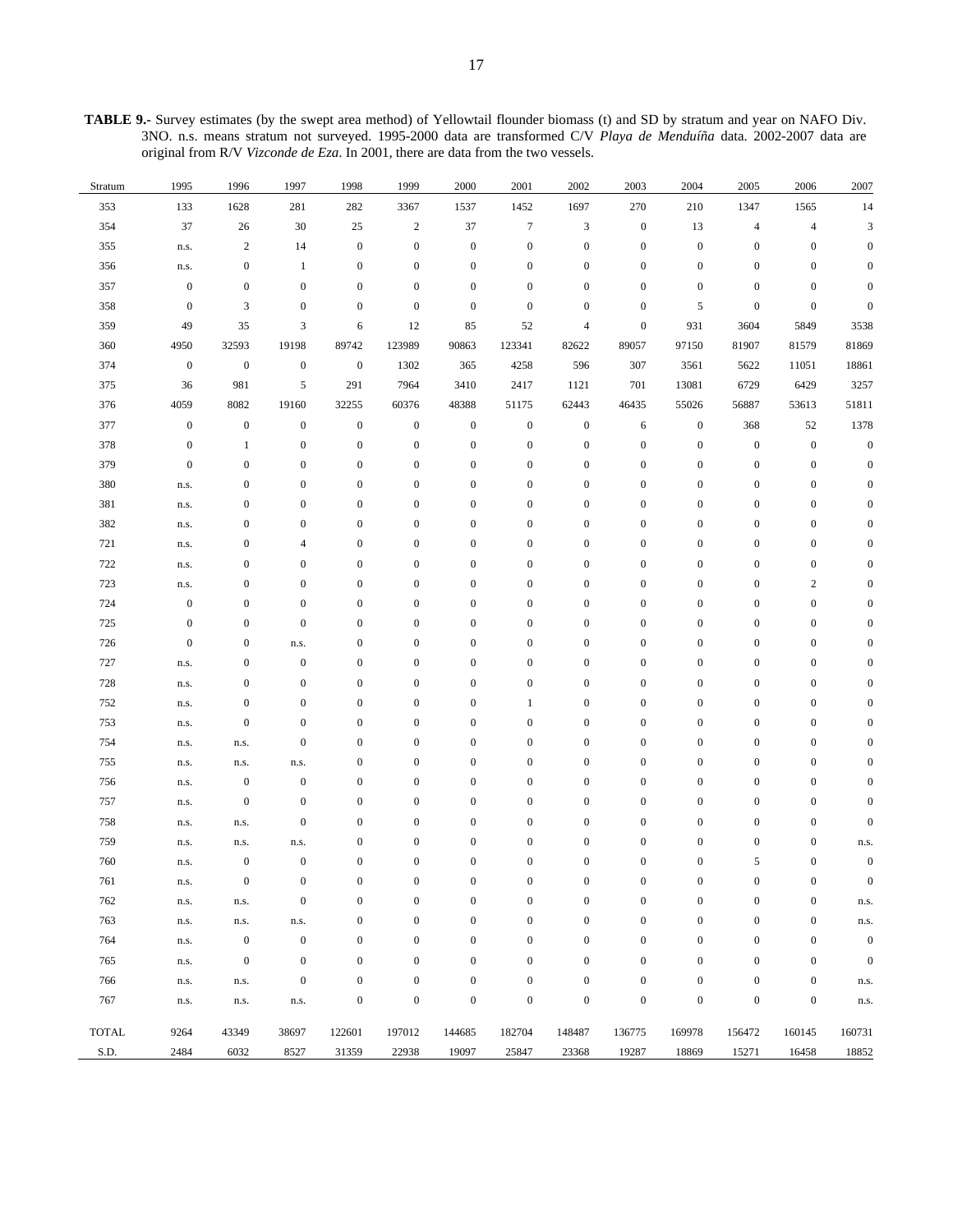**TABLE 9.-** Survey estimates (by the swept area method) of Yellowtail flounder biomass (t) and SD by stratum and year on NAFO Div. 3NO. n.s. means stratum not surveyed. 1995-2000 data are transformed C/V *Playa de Menduíña* data. 2002-2007 data are original from R/V *Vizconde de Eza*. In 2001, there are data from the two vessels.

| Stratum | 1995 | 1996 | 1997 | 1998 | 1999 | 2000 | 2001 | 2002 | 2003 | 2004 | 2005 | 2006 | 2007 |
|---|---|---|---|---|---|---|---|---|---|---|---|---|---|
| 353 | 133 | 1628 | 281 | 282 | 3367 | 1537 | 1452 | 1697 | 270 | 210 | 1347 | 1565 | 14 |
| 354 | 37 | 26 | 30 | 25 | 2 | 37 | 7 | 3 | 0 | 13 | 4 | 4 | 3 |
| 355 | n.s. | 2 | 14 | 0 | 0 | 0 | 0 | 0 | 0 | 0 | 0 | 0 | 0 |
| 356 | n.s. | 0 | 1 | 0 | 0 | 0 | 0 | 0 | 0 | 0 | 0 | 0 | 0 |
| 357 | 0 | 0 | 0 | 0 | 0 | 0 | 0 | 0 | 0 | 0 | 0 | 0 | 0 |
| 358 | 0 | 3 | 0 | 0 | 0 | 0 | 0 | 0 | 0 | 5 | 0 | 0 | 0 |
| 359 | 49 | 35 | 3 | 6 | 12 | 85 | 52 | 4 | 0 | 931 | 3604 | 5849 | 3538 |
| 360 | 4950 | 32593 | 19198 | 89742 | 123989 | 90863 | 123341 | 82622 | 89057 | 97150 | 81907 | 81579 | 81869 |
| 374 | 0 | 0 | 0 | 0 | 1302 | 365 | 4258 | 596 | 307 | 3561 | 5622 | 11051 | 18861 |
| 375 | 36 | 981 | 5 | 291 | 7964 | 3410 | 2417 | 1121 | 701 | 13081 | 6729 | 6429 | 3257 |
| 376 | 4059 | 8082 | 19160 | 32255 | 60376 | 48388 | 51175 | 62443 | 46435 | 55026 | 56887 | 53613 | 51811 |
| 377 | 0 | 0 | 0 | 0 | 0 | 0 | 0 | 0 | 6 | 0 | 368 | 52 | 1378 |
| 378 | 0 | 1 | 0 | 0 | 0 | 0 | 0 | 0 | 0 | 0 | 0 | 0 | 0 |
| 379 | 0 | 0 | 0 | 0 | 0 | 0 | 0 | 0 | 0 | 0 | 0 | 0 | 0 |
| 380 | n.s. | 0 | 0 | 0 | 0 | 0 | 0 | 0 | 0 | 0 | 0 | 0 | 0 |
| 381 | n.s. | 0 | 0 | 0 | 0 | 0 | 0 | 0 | 0 | 0 | 0 | 0 | 0 |
| 382 | n.s. | 0 | 0 | 0 | 0 | 0 | 0 | 0 | 0 | 0 | 0 | 0 | 0 |
| 721 | n.s. | 0 | 4 | 0 | 0 | 0 | 0 | 0 | 0 | 0 | 0 | 0 | 0 |
| 722 | n.s. | 0 | 0 | 0 | 0 | 0 | 0 | 0 | 0 | 0 | 0 | 0 | 0 |
| 723 | n.s. | 0 | 0 | 0 | 0 | 0 | 0 | 0 | 0 | 0 | 0 | 2 | 0 |
| 724 | 0 | 0 | 0 | 0 | 0 | 0 | 0 | 0 | 0 | 0 | 0 | 0 | 0 |
| 725 | 0 | 0 | 0 | 0 | 0 | 0 | 0 | 0 | 0 | 0 | 0 | 0 | 0 |
| 726 | 0 | 0 | n.s. | 0 | 0 | 0 | 0 | 0 | 0 | 0 | 0 | 0 | 0 |
| 727 | n.s. | 0 | 0 | 0 | 0 | 0 | 0 | 0 | 0 | 0 | 0 | 0 | 0 |
| 728 | n.s. | 0 | 0 | 0 | 0 | 0 | 0 | 0 | 0 | 0 | 0 | 0 | 0 |
| 752 | n.s. | 0 | 0 | 0 | 0 | 0 | 1 | 0 | 0 | 0 | 0 | 0 | 0 |
| 753 | n.s. | 0 | 0 | 0 | 0 | 0 | 0 | 0 | 0 | 0 | 0 | 0 | 0 |
| 754 | n.s. | n.s. | 0 | 0 | 0 | 0 | 0 | 0 | 0 | 0 | 0 | 0 | 0 |
| 755 | n.s. | n.s. | n.s. | 0 | 0 | 0 | 0 | 0 | 0 | 0 | 0 | 0 | 0 |
| 756 | n.s. | 0 | 0 | 0 | 0 | 0 | 0 | 0 | 0 | 0 | 0 | 0 | 0 |
| 757 | n.s. | 0 | 0 | 0 | 0 | 0 | 0 | 0 | 0 | 0 | 0 | 0 | 0 |
| 758 | n.s. | n.s. | 0 | 0 | 0 | 0 | 0 | 0 | 0 | 0 | 0 | 0 | 0 |
| 759 | n.s. | n.s. | n.s. | 0 | 0 | 0 | 0 | 0 | 0 | 0 | 0 | 0 | n.s. |
| 760 | n.s. | 0 | 0 | 0 | 0 | 0 | 0 | 0 | 0 | 0 | 5 | 0 | 0 |
| 761 | n.s. | 0 | 0 | 0 | 0 | 0 | 0 | 0 | 0 | 0 | 0 | 0 | 0 |
| 762 | n.s. | n.s. | 0 | 0 | 0 | 0 | 0 | 0 | 0 | 0 | 0 | 0 | n.s. |
| 763 | n.s. | n.s. | n.s. | 0 | 0 | 0 | 0 | 0 | 0 | 0 | 0 | 0 | n.s. |
| 764 | n.s. | 0 | 0 | 0 | 0 | 0 | 0 | 0 | 0 | 0 | 0 | 0 | 0 |
| 765 | n.s. | 0 | 0 | 0 | 0 | 0 | 0 | 0 | 0 | 0 | 0 | 0 | 0 |
| 766 | n.s. | n.s. | 0 | 0 | 0 | 0 | 0 | 0 | 0 | 0 | 0 | 0 | n.s. |
| 767 | n.s. | n.s. | n.s. | 0 | 0 | 0 | 0 | 0 | 0 | 0 | 0 | 0 | n.s. |
| TOTAL | 9264 | 43349 | 38697 | 122601 | 197012 | 144685 | 182704 | 148487 | 136775 | 169978 | 156472 | 160145 | 160731 |
| S.D. | 2484 | 6032 | 8527 | 31359 | 22938 | 19097 | 25847 | 23368 | 19287 | 18869 | 15271 | 16458 | 18852 |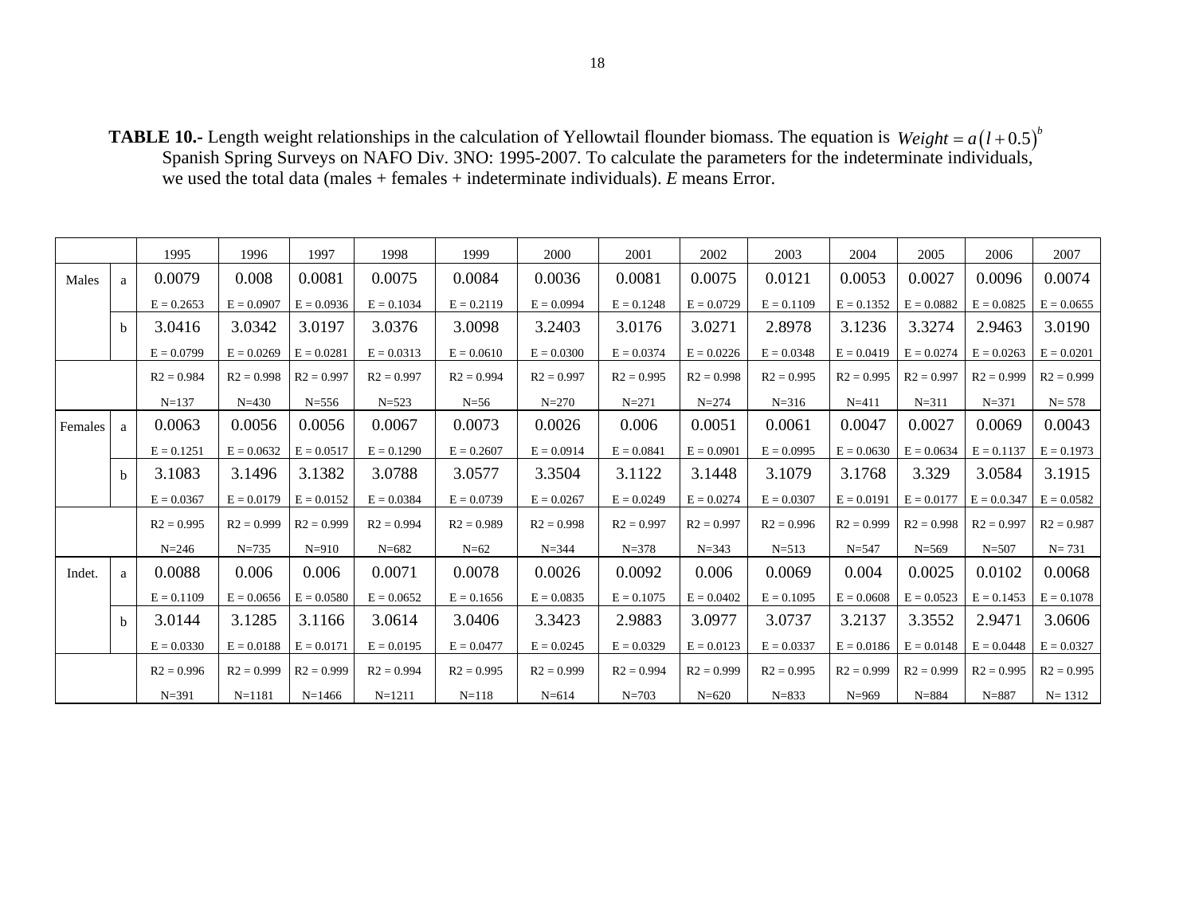**TABLE 10.-** Length weight relationships in the calculation of Yellowtail flounder biomass. The equation is $Weight = a(l + 0.5)^b$ Spanish Spring Surveys on NAFO Div. 3NO: 1995-2007. To calculate the parameters for the indeterminate individuals, we used the total data (males + females + indeterminate individuals). *E* means Error.

| | | 1995 | 1996 | 1997 | 1998 | 1999 | 2000 | 2001 | 2002 | 2003 | 2004 | 2005 | 2006 | 2007 |
|---|---|---|---|---|---|---|---|---|---|---|---|---|---|---|
| Males | a | 0.0079 | 0.008 | 0.0081 | 0.0075 | 0.0084 | 0.0036 | 0.0081 | 0.0075 | 0.0121 | 0.0053 | 0.0027 | 0.0096 | 0.0074 |
| | | E = 0.2653 | E = 0.0907 | E = 0.0936 | E = 0.1034 | E = 0.2119 | E = 0.0994 | E = 0.1248 | E = 0.0729 | E = 0.1109 | E = 0.1352 | E = 0.0882 | E = 0.0825 | E = 0.0655 |
| | b | 3.0416 | 3.0342 | 3.0197 | 3.0376 | 3.0098 | 3.2403 | 3.0176 | 3.0271 | 2.8978 | 3.1236 | 3.3274 | 2.9463 | 3.0190 |
| | | E = 0.0799 | E = 0.0269 | E = 0.0281 | E = 0.0313 | E = 0.0610 | E = 0.0300 | E = 0.0374 | E = 0.0226 | E = 0.0348 | E = 0.0419 | E = 0.0274 | E = 0.0263 | E = 0.0201 |
| | | R2 = 0.984 | R2 = 0.998 | R2 = 0.997 | R2 = 0.997 | R2 = 0.994 | R2 = 0.997 | R2 = 0.995 | R2 = 0.998 | R2 = 0.995 | R2 = 0.995 | R2 = 0.997 | R2 = 0.999 | R2 = 0.999 |
| | | N=137 | N=430 | N=556 | N=523 | N=56 | N=270 | N=271 | N=274 | N=316 | N=411 | N=311 | N=371 | N= 578 |
| Females | a | 0.0063 | 0.0056 | 0.0056 | 0.0067 | 0.0073 | 0.0026 | 0.006 | 0.0051 | 0.0061 | 0.0047 | 0.0027 | 0.0069 | 0.0043 |
| | | E = 0.1251 | E = 0.0632 | E = 0.0517 | E = 0.1290 | E = 0.2607 | E = 0.0914 | E = 0.0841 | E = 0.0901 | E = 0.0995 | E = 0.0630 | E = 0.0634 | E = 0.1137 | E = 0.1973 |
| | b | 3.1083 | 3.1496 | 3.1382 | 3.0788 | 3.0577 | 3.3504 | 3.1122 | 3.1448 | 3.1079 | 3.1768 | 3.329 | 3.0584 | 3.1915 |
| | | E = 0.0367 | E = 0.0179 | E = 0.0152 | E = 0.0384 | E = 0.0739 | E = 0.0267 | E = 0.0249 | E = 0.0274 | E = 0.0307 | E = 0.0191 | E = 0.0177 | E = 0.0.347 | E = 0.0582 |
| | | R2 = 0.995 | R2 = 0.999 | R2 = 0.999 | R2 = 0.994 | R2 = 0.989 | R2 = 0.998 | R2 = 0.997 | R2 = 0.997 | R2 = 0.996 | R2 = 0.999 | R2 = 0.998 | R2 = 0.997 | R2 = 0.987 |
| | | N=246 | N=735 | N=910 | N=682 | N=62 | N=344 | N=378 | N=343 | N=513 | N=547 | N=569 | N=507 | N= 731 |
| Indet. | a | 0.0088 | 0.006 | 0.006 | 0.0071 | 0.0078 | 0.0026 | 0.0092 | 0.006 | 0.0069 | 0.004 | 0.0025 | 0.0102 | 0.0068 |
| | | E = 0.1109 | E = 0.0656 | E = 0.0580 | E = 0.0652 | E = 0.1656 | E = 0.0835 | E = 0.1075 | E = 0.0402 | E = 0.1095 | E = 0.0608 | E = 0.0523 | E = 0.1453 | E = 0.1078 |
| | b | 3.0144 | 3.1285 | 3.1166 | 3.0614 | 3.0406 | 3.3423 | 2.9883 | 3.0977 | 3.0737 | 3.2137 | 3.3552 | 2.9471 | 3.0606 |
| | | E = 0.0330 | E = 0.0188 | E = 0.0171 | E = 0.0195 | E = 0.0477 | E = 0.0245 | E = 0.0329 | E = 0.0123 | E = 0.0337 | E = 0.0186 | E = 0.0148 | E = 0.0448 | E = 0.0327 |
| | | R2 = 0.996 | R2 = 0.999 | R2 = 0.999 | R2 = 0.994 | R2 = 0.995 | R2 = 0.999 | R2 = 0.994 | R2 = 0.999 | R2 = 0.995 | R2 = 0.999 | R2 = 0.999 | R2 = 0.995 | R2 = 0.995 |
| | | N=391 | N=1181 | N=1466 | N=1211 | N=118 | N=614 | N=703 | N=620 | N=833 | N=969 | N=884 | N=887 | N= 1312 |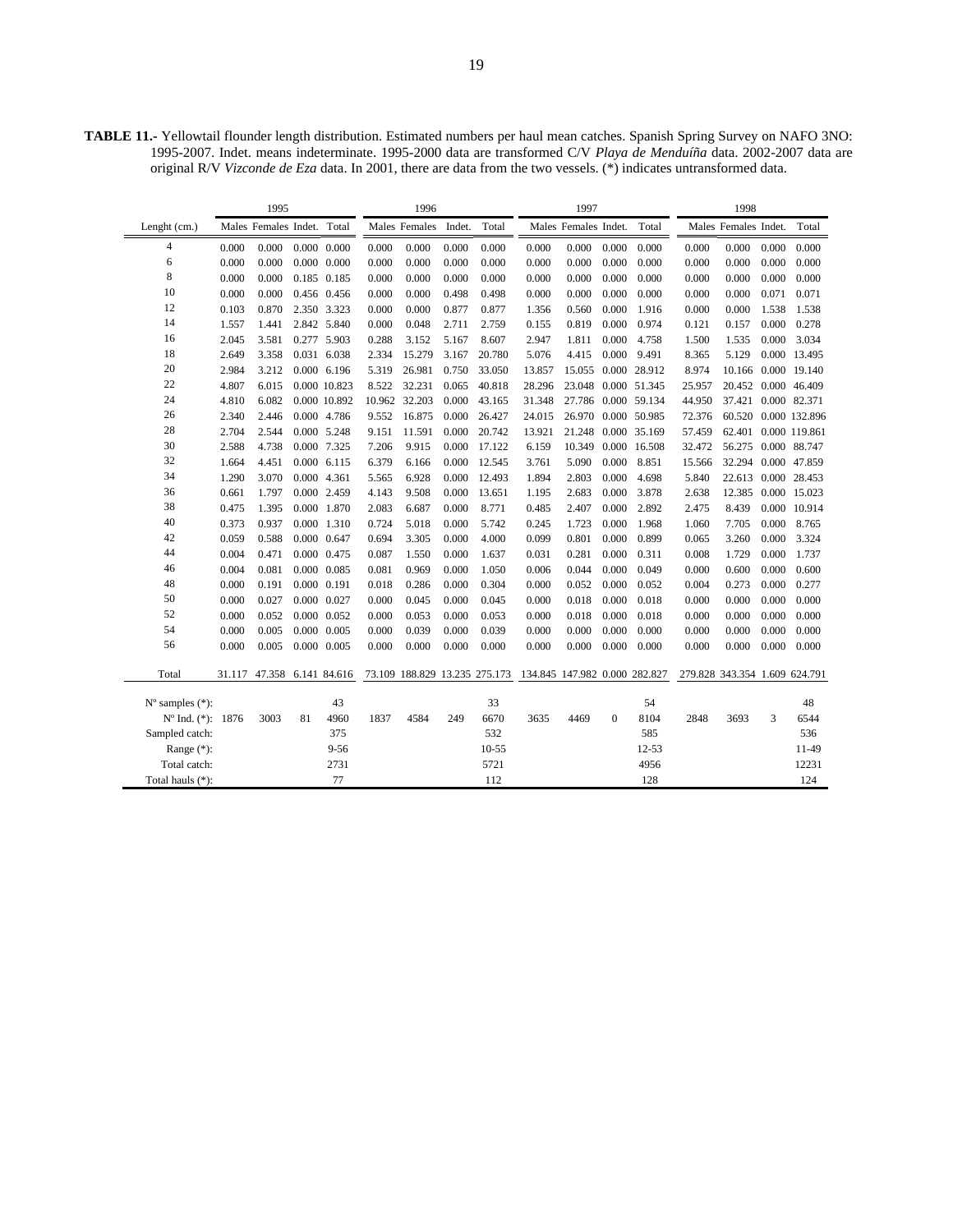**TABLE 11.-** Yellowtail flounder length distribution. Estimated numbers per haul mean catches. Spanish Spring Survey on NAFO 3NO: 1995-2007. Indet. means indeterminate. 1995-2000 data are transformed C/V *Playa de Menduíña* data. 2002-2007 data are original R/V *Vizconde de Eza* data. In 2001, there are data from the two vessels. (*) indicates untransformed data.

| | 1995 | | | | 1996 | | | | 1997 | | | | 1998 | | | |
|---|---|---|---|---|---|---|---|---|---|---|---|---|---|---|---|---|
| Lenght (cm.) | Males | Females | Indet. | Total | Males | Females | Indet. | Total | Males | Females | Indet. | Total | Males | Females | Indet. | Total |
| 4 | 0.000 | 0.000 | 0.000 | 0.000 | 0.000 | 0.000 | 0.000 | 0.000 | 0.000 | 0.000 | 0.000 | 0.000 | 0.000 | 0.000 | 0.000 | 0.000 |
| 6 | 0.000 | 0.000 | 0.000 | 0.000 | 0.000 | 0.000 | 0.000 | 0.000 | 0.000 | 0.000 | 0.000 | 0.000 | 0.000 | 0.000 | 0.000 | 0.000 |
| 8 | 0.000 | 0.000 | 0.185 | 0.185 | 0.000 | 0.000 | 0.000 | 0.000 | 0.000 | 0.000 | 0.000 | 0.000 | 0.000 | 0.000 | 0.000 | 0.000 |
| 10 | 0.000 | 0.000 | 0.456 | 0.456 | 0.000 | 0.000 | 0.498 | 0.498 | 0.000 | 0.000 | 0.000 | 0.000 | 0.000 | 0.000 | 0.071 | 0.071 |
| 12 | 0.103 | 0.870 | 2.350 | 3.323 | 0.000 | 0.000 | 0.877 | 0.877 | 1.356 | 0.560 | 0.000 | 1.916 | 0.000 | 0.000 | 1.538 | 1.538 |
| 14 | 1.557 | 1.441 | 2.842 | 5.840 | 0.000 | 0.048 | 2.711 | 2.759 | 0.155 | 0.819 | 0.000 | 0.974 | 0.121 | 0.157 | 0.000 | 0.278 |
| 16 | 2.045 | 3.581 | 0.277 | 5.903 | 0.288 | 3.152 | 5.167 | 8.607 | 2.947 | 1.811 | 0.000 | 4.758 | 1.500 | 1.535 | 0.000 | 3.034 |
| 18 | 2.649 | 3.358 | 0.031 | 6.038 | 2.334 | 15.279 | 3.167 | 20.780 | 5.076 | 4.415 | 0.000 | 9.491 | 8.365 | 5.129 | 0.000 | 13.495 |
| 20 | 2.984 | 3.212 | 0.000 | 6.196 | 5.319 | 26.981 | 0.750 | 33.050 | 13.857 | 15.055 | 0.000 | 28.912 | 8.974 | 10.166 | 0.000 | 19.140 |
| 22 | 4.807 | 6.015 | 0.000 | 10.823 | 8.522 | 32.231 | 0.065 | 40.818 | 28.296 | 23.048 | 0.000 | 51.345 | 25.957 | 20.452 | 0.000 | 46.409 |
| 24 | 4.810 | 6.082 | 0.000 | 10.892 | 10.962 | 32.203 | 0.000 | 43.165 | 31.348 | 27.786 | 0.000 | 59.134 | 44.950 | 37.421 | 0.000 | 82.371 |
| 26 | 2.340 | 2.446 | 0.000 | 4.786 | 9.552 | 16.875 | 0.000 | 26.427 | 24.015 | 26.970 | 0.000 | 50.985 | 72.376 | 60.520 | 0.000 | 132.896 |
| 28 | 2.704 | 2.544 | 0.000 | 5.248 | 9.151 | 11.591 | 0.000 | 20.742 | 13.921 | 21.248 | 0.000 | 35.169 | 57.459 | 62.401 | 0.000 | 119.861 |
| 30 | 2.588 | 4.738 | 0.000 | 7.325 | 7.206 | 9.915 | 0.000 | 17.122 | 6.159 | 10.349 | 0.000 | 16.508 | 32.472 | 56.275 | 0.000 | 88.747 |
| 32 | 1.664 | 4.451 | 0.000 | 6.115 | 6.379 | 6.166 | 0.000 | 12.545 | 3.761 | 5.090 | 0.000 | 8.851 | 15.566 | 32.294 | 0.000 | 47.859 |
| 34 | 1.290 | 3.070 | 0.000 | 4.361 | 5.565 | 6.928 | 0.000 | 12.493 | 1.894 | 2.803 | 0.000 | 4.698 | 5.840 | 22.613 | 0.000 | 28.453 |
| 36 | 0.661 | 1.797 | 0.000 | 2.459 | 4.143 | 9.508 | 0.000 | 13.651 | 1.195 | 2.683 | 0.000 | 3.878 | 2.638 | 12.385 | 0.000 | 15.023 |
| 38 | 0.475 | 1.395 | 0.000 | 1.870 | 2.083 | 6.687 | 0.000 | 8.771 | 0.485 | 2.407 | 0.000 | 2.892 | 2.475 | 8.439 | 0.000 | 10.914 |
| 40 | 0.373 | 0.937 | 0.000 | 1.310 | 0.724 | 5.018 | 0.000 | 5.742 | 0.245 | 1.723 | 0.000 | 1.968 | 1.060 | 7.705 | 0.000 | 8.765 |
| 42 | 0.059 | 0.588 | 0.000 | 0.647 | 0.694 | 3.305 | 0.000 | 4.000 | 0.099 | 0.801 | 0.000 | 0.899 | 0.065 | 3.260 | 0.000 | 3.324 |
| 44 | 0.004 | 0.471 | 0.000 | 0.475 | 0.087 | 1.550 | 0.000 | 1.637 | 0.031 | 0.281 | 0.000 | 0.311 | 0.008 | 1.729 | 0.000 | 1.737 |
| 46 | 0.004 | 0.081 | 0.000 | 0.085 | 0.081 | 0.969 | 0.000 | 1.050 | 0.006 | 0.044 | 0.000 | 0.049 | 0.000 | 0.600 | 0.000 | 0.600 |
| 48 | 0.000 | 0.191 | 0.000 | 0.191 | 0.018 | 0.286 | 0.000 | 0.304 | 0.000 | 0.052 | 0.000 | 0.052 | 0.004 | 0.273 | 0.000 | 0.277 |
| 50 | 0.000 | 0.027 | 0.000 | 0.027 | 0.000 | 0.045 | 0.000 | 0.045 | 0.000 | 0.018 | 0.000 | 0.018 | 0.000 | 0.000 | 0.000 | 0.000 |
| 52 | 0.000 | 0.052 | 0.000 | 0.052 | 0.000 | 0.053 | 0.000 | 0.053 | 0.000 | 0.018 | 0.000 | 0.018 | 0.000 | 0.000 | 0.000 | 0.000 |
| 54 | 0.000 | 0.005 | 0.000 | 0.005 | 0.000 | 0.039 | 0.000 | 0.039 | 0.000 | 0.000 | 0.000 | 0.000 | 0.000 | 0.000 | 0.000 | 0.000 |
| 56 | 0.000 | 0.005 | 0.000 | 0.005 | 0.000 | 0.000 | 0.000 | 0.000 | 0.000 | 0.000 | 0.000 | 0.000 | 0.000 | 0.000 | 0.000 | 0.000 |
| Total | 31.117 | 47.358 | 6.141 | 84.616 | 73.109 | 188.829 | 13.235 | 275.173 | 134.845 | 147.982 | 0.000 | 282.827 | 279.828 | 343.354 | 1.609 | 624.791 |
| Nº samples (*): | | | | 43 | | | | 33 | | | | 54 | | | | 48 |
| Nº Ind. (*): | 1876 | 3003 | 81 | 4960 | 1837 | 4584 | 249 | 6670 | 3635 | 4469 | 0 | 8104 | 2848 | 3693 | 3 | 6544 |
| Sampled catch: | | | | 375 | | | | 532 | | | | 585 | | | | 536 |
| Range (*): | | | | 9-56 | | | | 10-55 | | | | 12-53 | | | | 11-49 |
| Total catch: | | | | 2731 | | | | 5721 | | | | 4956 | | | | 12231 |
| Total hauls (*): | | | | 77 | | | | 112 | | | | 128 | | | | 124 |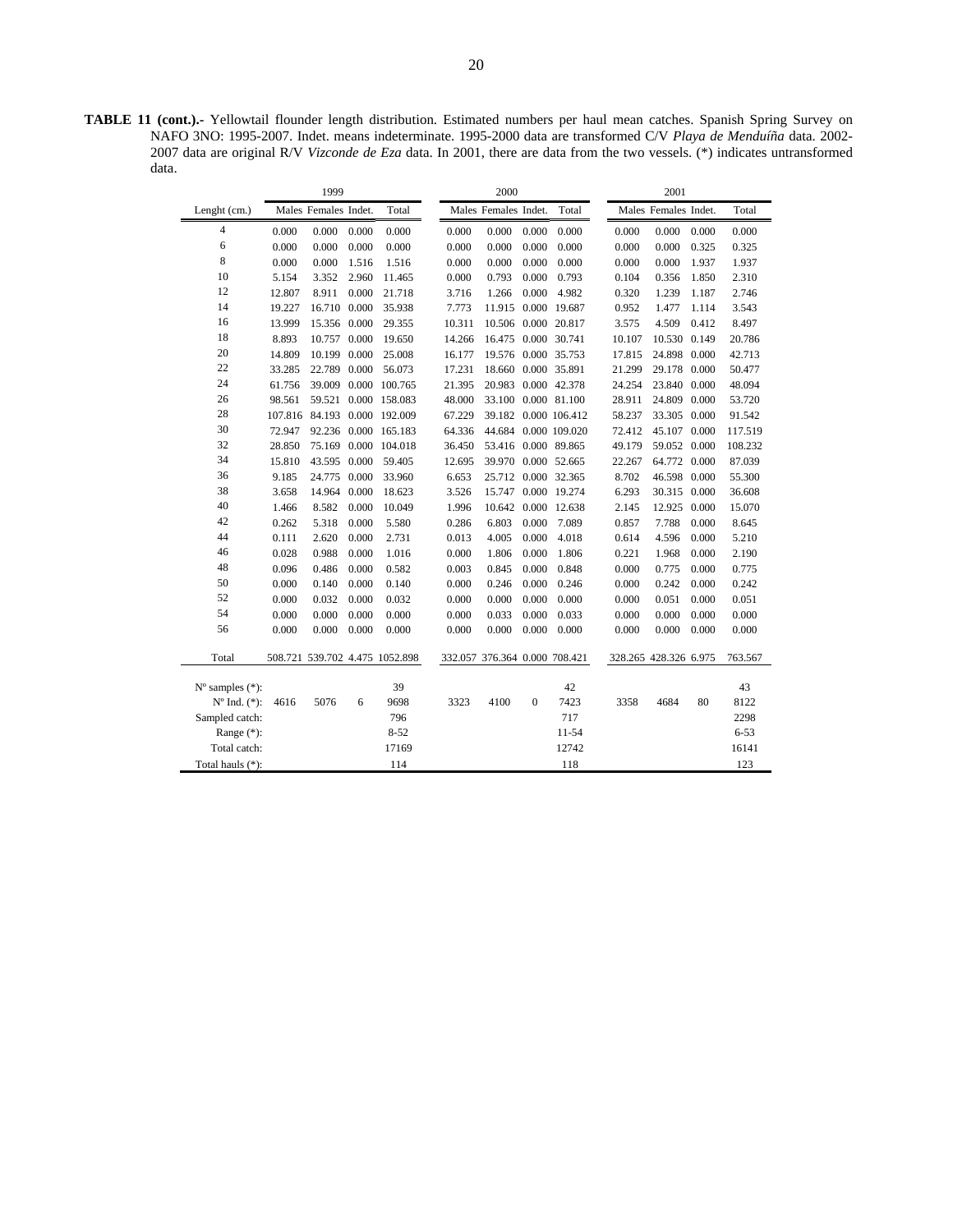**TABLE 11 (cont.).-** Yellowtail flounder length distribution. Estimated numbers per haul mean catches. Spanish Spring Survey on NAFO 3NO: 1995-2007. Indet. means indeterminate. 1995-2000 data are transformed C/V *Playa de Menduíña* data. 2002-2007 data are original R/V *Vizconde de Eza* data. In 2001, there are data from the two vessels. (*) indicates untransformed data.

| | 1999 | | | | 2000 | | | | 2001 | | | |
|---|---|---|---|---|---|---|---|---|---|---|---|---|
| Lenght (cm.) | Males | Females | Indet. | Total | Males | Females | Indet. | Total | Males | Females | Indet. | Total |
| 4 | 0.000 | 0.000 | 0.000 | 0.000 | 0.000 | 0.000 | 0.000 | 0.000 | 0.000 | 0.000 | 0.000 | 0.000 |
| 6 | 0.000 | 0.000 | 0.000 | 0.000 | 0.000 | 0.000 | 0.000 | 0.000 | 0.000 | 0.000 | 0.325 | 0.325 |
| 8 | 0.000 | 0.000 | 1.516 | 1.516 | 0.000 | 0.000 | 0.000 | 0.000 | 0.000 | 0.000 | 1.937 | 1.937 |
| 10 | 5.154 | 3.352 | 2.960 | 11.465 | 0.000 | 0.793 | 0.000 | 0.793 | 0.104 | 0.356 | 1.850 | 2.310 |
| 12 | 12.807 | 8.911 | 0.000 | 21.718 | 3.716 | 1.266 | 0.000 | 4.982 | 0.320 | 1.239 | 1.187 | 2.746 |
| 14 | 19.227 | 16.710 | 0.000 | 35.938 | 7.773 | 11.915 | 0.000 | 19.687 | 0.952 | 1.477 | 1.114 | 3.543 |
| 16 | 13.999 | 15.356 | 0.000 | 29.355 | 10.311 | 10.506 | 0.000 | 20.817 | 3.575 | 4.509 | 0.412 | 8.497 |
| 18 | 8.893 | 10.757 | 0.000 | 19.650 | 14.266 | 16.475 | 0.000 | 30.741 | 10.107 | 10.530 | 0.149 | 20.786 |
| 20 | 14.809 | 10.199 | 0.000 | 25.008 | 16.177 | 19.576 | 0.000 | 35.753 | 17.815 | 24.898 | 0.000 | 42.713 |
| 22 | 33.285 | 22.789 | 0.000 | 56.073 | 17.231 | 18.660 | 0.000 | 35.891 | 21.299 | 29.178 | 0.000 | 50.477 |
| 24 | 61.756 | 39.009 | 0.000 | 100.765 | 21.395 | 20.983 | 0.000 | 42.378 | 24.254 | 23.840 | 0.000 | 48.094 |
| 26 | 98.561 | 59.521 | 0.000 | 158.083 | 48.000 | 33.100 | 0.000 | 81.100 | 28.911 | 24.809 | 0.000 | 53.720 |
| 28 | 107.816 | 84.193 | 0.000 | 192.009 | 67.229 | 39.182 | 0.000 | 106.412 | 58.237 | 33.305 | 0.000 | 91.542 |
| 30 | 72.947 | 92.236 | 0.000 | 165.183 | 64.336 | 44.684 | 0.000 | 109.020 | 72.412 | 45.107 | 0.000 | 117.519 |
| 32 | 28.850 | 75.169 | 0.000 | 104.018 | 36.450 | 53.416 | 0.000 | 89.865 | 49.179 | 59.052 | 0.000 | 108.232 |
| 34 | 15.810 | 43.595 | 0.000 | 59.405 | 12.695 | 39.970 | 0.000 | 52.665 | 22.267 | 64.772 | 0.000 | 87.039 |
| 36 | 9.185 | 24.775 | 0.000 | 33.960 | 6.653 | 25.712 | 0.000 | 32.365 | 8.702 | 46.598 | 0.000 | 55.300 |
| 38 | 3.658 | 14.964 | 0.000 | 18.623 | 3.526 | 15.747 | 0.000 | 19.274 | 6.293 | 30.315 | 0.000 | 36.608 |
| 40 | 1.466 | 8.582 | 0.000 | 10.049 | 1.996 | 10.642 | 0.000 | 12.638 | 2.145 | 12.925 | 0.000 | 15.070 |
| 42 | 0.262 | 5.318 | 0.000 | 5.580 | 0.286 | 6.803 | 0.000 | 7.089 | 0.857 | 7.788 | 0.000 | 8.645 |
| 44 | 0.111 | 2.620 | 0.000 | 2.731 | 0.013 | 4.005 | 0.000 | 4.018 | 0.614 | 4.596 | 0.000 | 5.210 |
| 46 | 0.028 | 0.988 | 0.000 | 1.016 | 0.000 | 1.806 | 0.000 | 1.806 | 0.221 | 1.968 | 0.000 | 2.190 |
| 48 | 0.096 | 0.486 | 0.000 | 0.582 | 0.003 | 0.845 | 0.000 | 0.848 | 0.000 | 0.775 | 0.000 | 0.775 |
| 50 | 0.000 | 0.140 | 0.000 | 0.140 | 0.000 | 0.246 | 0.000 | 0.246 | 0.000 | 0.242 | 0.000 | 0.242 |
| 52 | 0.000 | 0.032 | 0.000 | 0.032 | 0.000 | 0.000 | 0.000 | 0.000 | 0.000 | 0.051 | 0.000 | 0.051 |
| 54 | 0.000 | 0.000 | 0.000 | 0.000 | 0.000 | 0.033 | 0.000 | 0.033 | 0.000 | 0.000 | 0.000 | 0.000 |
| 56 | 0.000 | 0.000 | 0.000 | 0.000 | 0.000 | 0.000 | 0.000 | 0.000 | 0.000 | 0.000 | 0.000 | 0.000 |
| Total | 508.721 | 539.702 | 4.475 | 1052.898 | 332.057 | 376.364 | 0.000 | 708.421 | 328.265 | 428.326 | 6.975 | 763.567 |
| Nº samples (*): | | | | 39 | | | | 42 | | | | 43 |
| Nº Ind. (*): | 4616 | 5076 | 6 | 9698 | 3323 | 4100 | 0 | 7423 | 3358 | 4684 | 80 | 8122 |
| Sampled catch: | | | | 796 | | | | 717 | | | | 2298 |
| Range (*): | | | | 8-52 | | | | 11-54 | | | | 6-53 |
| Total catch: | | | | 17169 | | | | 12742 | | | | 16141 |
| Total hauls (*): | | | | 114 | | | | 118 | | | | 123 |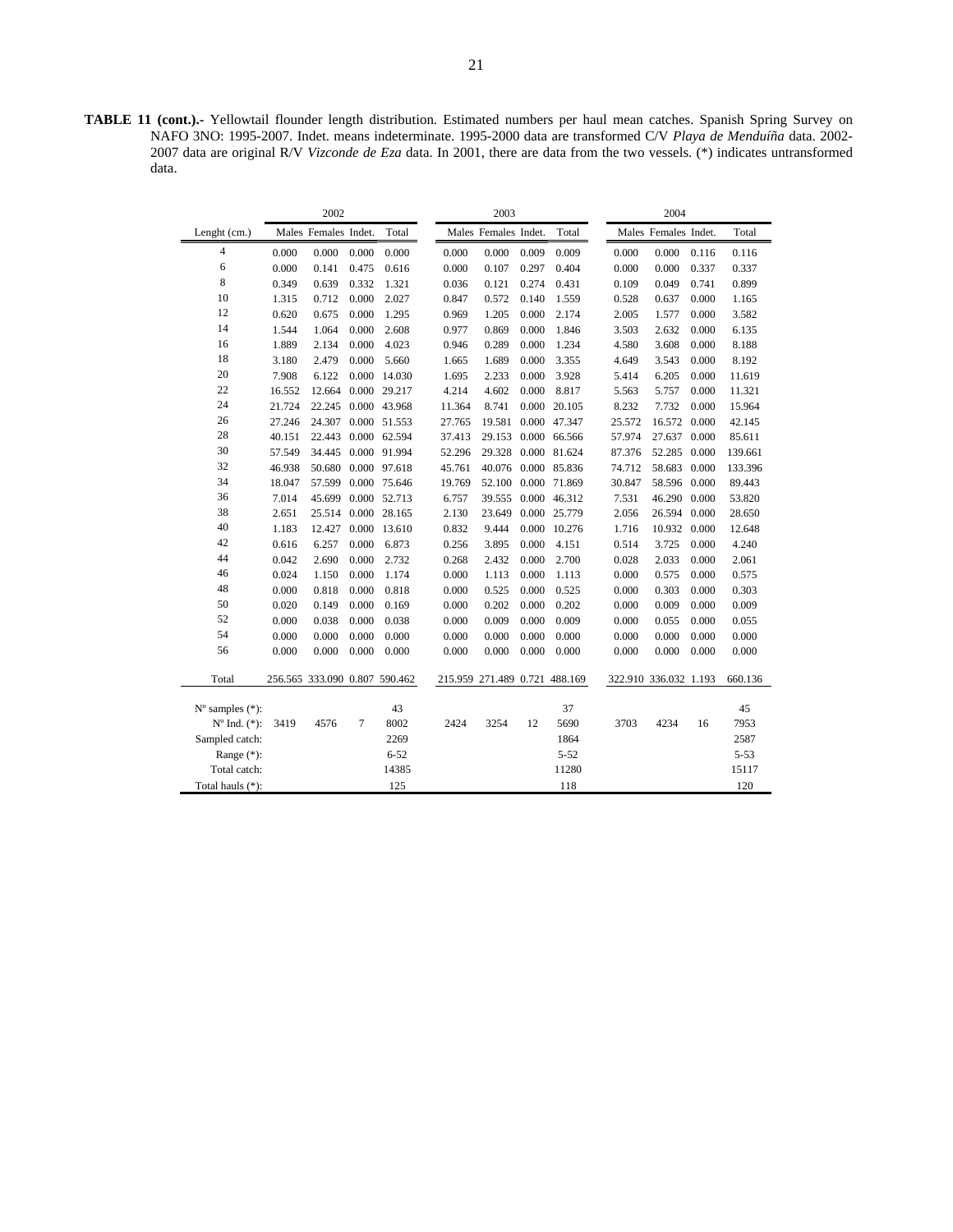**TABLE 11 (cont.).-** Yellowtail flounder length distribution. Estimated numbers per haul mean catches. Spanish Spring Survey on NAFO 3NO: 1995-2007. Indet. means indeterminate. 1995-2000 data are transformed C/V *Playa de Menduíña* data. 2002-2007 data are original R/V *Vizconde de Eza* data. In 2001, there are data from the two vessels. (*) indicates untransformed data.

| | 2002 | | | | 2003 | | | | 2004 | | | |
|---|---|---|---|---|---|---|---|---|---|---|---|---|
| Lenght (cm.) | Males | Females | Indet. | Total | Males | Females | Indet. | Total | Males | Females | Indet. | Total |
| 4 | 0.000 | 0.000 | 0.000 | 0.000 | 0.000 | 0.000 | 0.009 | 0.009 | 0.000 | 0.000 | 0.116 | 0.116 |
| 6 | 0.000 | 0.141 | 0.475 | 0.616 | 0.000 | 0.107 | 0.297 | 0.404 | 0.000 | 0.000 | 0.337 | 0.337 |
| 8 | 0.349 | 0.639 | 0.332 | 1.321 | 0.036 | 0.121 | 0.274 | 0.431 | 0.109 | 0.049 | 0.741 | 0.899 |
| 10 | 1.315 | 0.712 | 0.000 | 2.027 | 0.847 | 0.572 | 0.140 | 1.559 | 0.528 | 0.637 | 0.000 | 1.165 |
| 12 | 0.620 | 0.675 | 0.000 | 1.295 | 0.969 | 1.205 | 0.000 | 2.174 | 2.005 | 1.577 | 0.000 | 3.582 |
| 14 | 1.544 | 1.064 | 0.000 | 2.608 | 0.977 | 0.869 | 0.000 | 1.846 | 3.503 | 2.632 | 0.000 | 6.135 |
| 16 | 1.889 | 2.134 | 0.000 | 4.023 | 0.946 | 0.289 | 0.000 | 1.234 | 4.580 | 3.608 | 0.000 | 8.188 |
| 18 | 3.180 | 2.479 | 0.000 | 5.660 | 1.665 | 1.689 | 0.000 | 3.355 | 4.649 | 3.543 | 0.000 | 8.192 |
| 20 | 7.908 | 6.122 | 0.000 | 14.030 | 1.695 | 2.233 | 0.000 | 3.928 | 5.414 | 6.205 | 0.000 | 11.619 |
| 22 | 16.552 | 12.664 | 0.000 | 29.217 | 4.214 | 4.602 | 0.000 | 8.817 | 5.563 | 5.757 | 0.000 | 11.321 |
| 24 | 21.724 | 22.245 | 0.000 | 43.968 | 11.364 | 8.741 | 0.000 | 20.105 | 8.232 | 7.732 | 0.000 | 15.964 |
| 26 | 27.246 | 24.307 | 0.000 | 51.553 | 27.765 | 19.581 | 0.000 | 47.347 | 25.572 | 16.572 | 0.000 | 42.145 |
| 28 | 40.151 | 22.443 | 0.000 | 62.594 | 37.413 | 29.153 | 0.000 | 66.566 | 57.974 | 27.637 | 0.000 | 85.611 |
| 30 | 57.549 | 34.445 | 0.000 | 91.994 | 52.296 | 29.328 | 0.000 | 81.624 | 87.376 | 52.285 | 0.000 | 139.661 |
| 32 | 46.938 | 50.680 | 0.000 | 97.618 | 45.761 | 40.076 | 0.000 | 85.836 | 74.712 | 58.683 | 0.000 | 133.396 |
| 34 | 18.047 | 57.599 | 0.000 | 75.646 | 19.769 | 52.100 | 0.000 | 71.869 | 30.847 | 58.596 | 0.000 | 89.443 |
| 36 | 7.014 | 45.699 | 0.000 | 52.713 | 6.757 | 39.555 | 0.000 | 46.312 | 7.531 | 46.290 | 0.000 | 53.820 |
| 38 | 2.651 | 25.514 | 0.000 | 28.165 | 2.130 | 23.649 | 0.000 | 25.779 | 2.056 | 26.594 | 0.000 | 28.650 |
| 40 | 1.183 | 12.427 | 0.000 | 13.610 | 0.832 | 9.444 | 0.000 | 10.276 | 1.716 | 10.932 | 0.000 | 12.648 |
| 42 | 0.616 | 6.257 | 0.000 | 6.873 | 0.256 | 3.895 | 0.000 | 4.151 | 0.514 | 3.725 | 0.000 | 4.240 |
| 44 | 0.042 | 2.690 | 0.000 | 2.732 | 0.268 | 2.432 | 0.000 | 2.700 | 0.028 | 2.033 | 0.000 | 2.061 |
| 46 | 0.024 | 1.150 | 0.000 | 1.174 | 0.000 | 1.113 | 0.000 | 1.113 | 0.000 | 0.575 | 0.000 | 0.575 |
| 48 | 0.000 | 0.818 | 0.000 | 0.818 | 0.000 | 0.525 | 0.000 | 0.525 | 0.000 | 0.303 | 0.000 | 0.303 |
| 50 | 0.020 | 0.149 | 0.000 | 0.169 | 0.000 | 0.202 | 0.000 | 0.202 | 0.000 | 0.009 | 0.000 | 0.009 |
| 52 | 0.000 | 0.038 | 0.000 | 0.038 | 0.000 | 0.009 | 0.000 | 0.009 | 0.000 | 0.055 | 0.000 | 0.055 |
| 54 | 0.000 | 0.000 | 0.000 | 0.000 | 0.000 | 0.000 | 0.000 | 0.000 | 0.000 | 0.000 | 0.000 | 0.000 |
| 56 | 0.000 | 0.000 | 0.000 | 0.000 | 0.000 | 0.000 | 0.000 | 0.000 | 0.000 | 0.000 | 0.000 | 0.000 |
| Total | 256.565 | 333.090 | 0.807 | 590.462 | 215.959 | 271.489 | 0.721 | 488.169 | 322.910 | 336.032 | 1.193 | 660.136 |
| Nº samples (*): | | | | 43 | | | | 37 | | | | 45 |
| Nº Ind. (*): | 3419 | 4576 | 7 | 8002 | 2424 | 3254 | 12 | 5690 | 3703 | 4234 | 16 | 7953 |
| Sampled catch: | | | | 2269 | | | | 1864 | | | | 2587 |
| Range (*): | | | | 6-52 | | | | 5-52 | | | | 5-53 |
| Total catch: | | | | 14385 | | | | 11280 | | | | 15117 |
| Total hauls (*): | | | | 125 | | | | 118 | | | | 120 |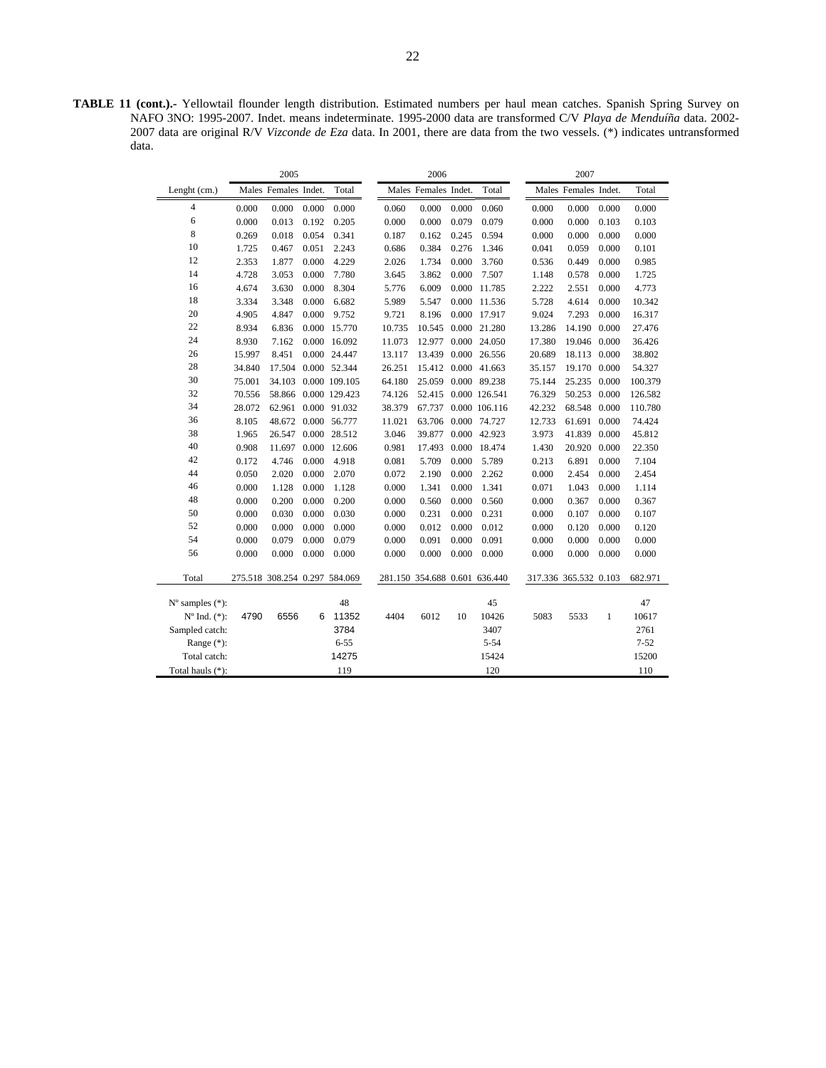**TABLE 11 (cont.).-** Yellowtail flounder length distribution. Estimated numbers per haul mean catches. Spanish Spring Survey on NAFO 3NO: 1995-2007. Indet. means indeterminate. 1995-2000 data are transformed C/V *Playa de Menduíña* data. 2002-2007 data are original R/V *Vizconde de Eza* data. In 2001, there are data from the two vessels. (*) indicates untransformed data.

| | 2005 | | | | 2006 | | | | 2007 | | | |
|---|---|---|---|---|---|---|---|---|---|---|---|---|
| Lenght (cm.) | Males | Females | Indet. | Total | Males | Females | Indet. | Total | Males | Females | Indet. | Total |
| 4 | 0.000 | 0.000 | 0.000 | 0.000 | 0.060 | 0.000 | 0.000 | 0.060 | 0.000 | 0.000 | 0.000 | 0.000 |
| 6 | 0.000 | 0.013 | 0.192 | 0.205 | 0.000 | 0.000 | 0.079 | 0.079 | 0.000 | 0.000 | 0.103 | 0.103 |
| 8 | 0.269 | 0.018 | 0.054 | 0.341 | 0.187 | 0.162 | 0.245 | 0.594 | 0.000 | 0.000 | 0.000 | 0.000 |
| 10 | 1.725 | 0.467 | 0.051 | 2.243 | 0.686 | 0.384 | 0.276 | 1.346 | 0.041 | 0.059 | 0.000 | 0.101 |
| 12 | 2.353 | 1.877 | 0.000 | 4.229 | 2.026 | 1.734 | 0.000 | 3.760 | 0.536 | 0.449 | 0.000 | 0.985 |
| 14 | 4.728 | 3.053 | 0.000 | 7.780 | 3.645 | 3.862 | 0.000 | 7.507 | 1.148 | 0.578 | 0.000 | 1.725 |
| 16 | 4.674 | 3.630 | 0.000 | 8.304 | 5.776 | 6.009 | 0.000 | 11.785 | 2.222 | 2.551 | 0.000 | 4.773 |
| 18 | 3.334 | 3.348 | 0.000 | 6.682 | 5.989 | 5.547 | 0.000 | 11.536 | 5.728 | 4.614 | 0.000 | 10.342 |
| 20 | 4.905 | 4.847 | 0.000 | 9.752 | 9.721 | 8.196 | 0.000 | 17.917 | 9.024 | 7.293 | 0.000 | 16.317 |
| 22 | 8.934 | 6.836 | 0.000 | 15.770 | 10.735 | 10.545 | 0.000 | 21.280 | 13.286 | 14.190 | 0.000 | 27.476 |
| 24 | 8.930 | 7.162 | 0.000 | 16.092 | 11.073 | 12.977 | 0.000 | 24.050 | 17.380 | 19.046 | 0.000 | 36.426 |
| 26 | 15.997 | 8.451 | 0.000 | 24.447 | 13.117 | 13.439 | 0.000 | 26.556 | 20.689 | 18.113 | 0.000 | 38.802 |
| 28 | 34.840 | 17.504 | 0.000 | 52.344 | 26.251 | 15.412 | 0.000 | 41.663 | 35.157 | 19.170 | 0.000 | 54.327 |
| 30 | 75.001 | 34.103 | 0.000 | 109.105 | 64.180 | 25.059 | 0.000 | 89.238 | 75.144 | 25.235 | 0.000 | 100.379 |
| 32 | 70.556 | 58.866 | 0.000 | 129.423 | 74.126 | 52.415 | 0.000 | 126.541 | 76.329 | 50.253 | 0.000 | 126.582 |
| 34 | 28.072 | 62.961 | 0.000 | 91.032 | 38.379 | 67.737 | 0.000 | 106.116 | 42.232 | 68.548 | 0.000 | 110.780 |
| 36 | 8.105 | 48.672 | 0.000 | 56.777 | 11.021 | 63.706 | 0.000 | 74.727 | 12.733 | 61.691 | 0.000 | 74.424 |
| 38 | 1.965 | 26.547 | 0.000 | 28.512 | 3.046 | 39.877 | 0.000 | 42.923 | 3.973 | 41.839 | 0.000 | 45.812 |
| 40 | 0.908 | 11.697 | 0.000 | 12.606 | 0.981 | 17.493 | 0.000 | 18.474 | 1.430 | 20.920 | 0.000 | 22.350 |
| 42 | 0.172 | 4.746 | 0.000 | 4.918 | 0.081 | 5.709 | 0.000 | 5.789 | 0.213 | 6.891 | 0.000 | 7.104 |
| 44 | 0.050 | 2.020 | 0.000 | 2.070 | 0.072 | 2.190 | 0.000 | 2.262 | 0.000 | 2.454 | 0.000 | 2.454 |
| 46 | 0.000 | 1.128 | 0.000 | 1.128 | 0.000 | 1.341 | 0.000 | 1.341 | 0.071 | 1.043 | 0.000 | 1.114 |
| 48 | 0.000 | 0.200 | 0.000 | 0.200 | 0.000 | 0.560 | 0.000 | 0.560 | 0.000 | 0.367 | 0.000 | 0.367 |
| 50 | 0.000 | 0.030 | 0.000 | 0.030 | 0.000 | 0.231 | 0.000 | 0.231 | 0.000 | 0.107 | 0.000 | 0.107 |
| 52 | 0.000 | 0.000 | 0.000 | 0.000 | 0.000 | 0.012 | 0.000 | 0.012 | 0.000 | 0.120 | 0.000 | 0.120 |
| 54 | 0.000 | 0.079 | 0.000 | 0.079 | 0.000 | 0.091 | 0.000 | 0.091 | 0.000 | 0.000 | 0.000 | 0.000 |
| 56 | 0.000 | 0.000 | 0.000 | 0.000 | 0.000 | 0.000 | 0.000 | 0.000 | 0.000 | 0.000 | 0.000 | 0.000 |
| Total | 275.518 | 308.254 | 0.297 | 584.069 | 281.150 | 354.688 | 0.601 | 636.440 | 317.336 | 365.532 | 0.103 | 682.971 |
| Nº samples (*): | | | | 48 | | | | 45 | | | | 47 |
| Nº Ind. (*): | 4790 | 6556 | 6 | 11352 | 4404 | 6012 | 10 | 10426 | 5083 | 5533 | 1 | 10617 |
| Sampled catch: | | | | 3784 | | | | 3407 | | | | 2761 |
| Range (*): | | | | 6-55 | | | | 5-54 | | | | 7-52 |
| Total catch: | | | | 14275 | | | | 15424 | | | | 15200 |
| Total hauls (*): | | | | 119 | | | | 120 | | | | 110 |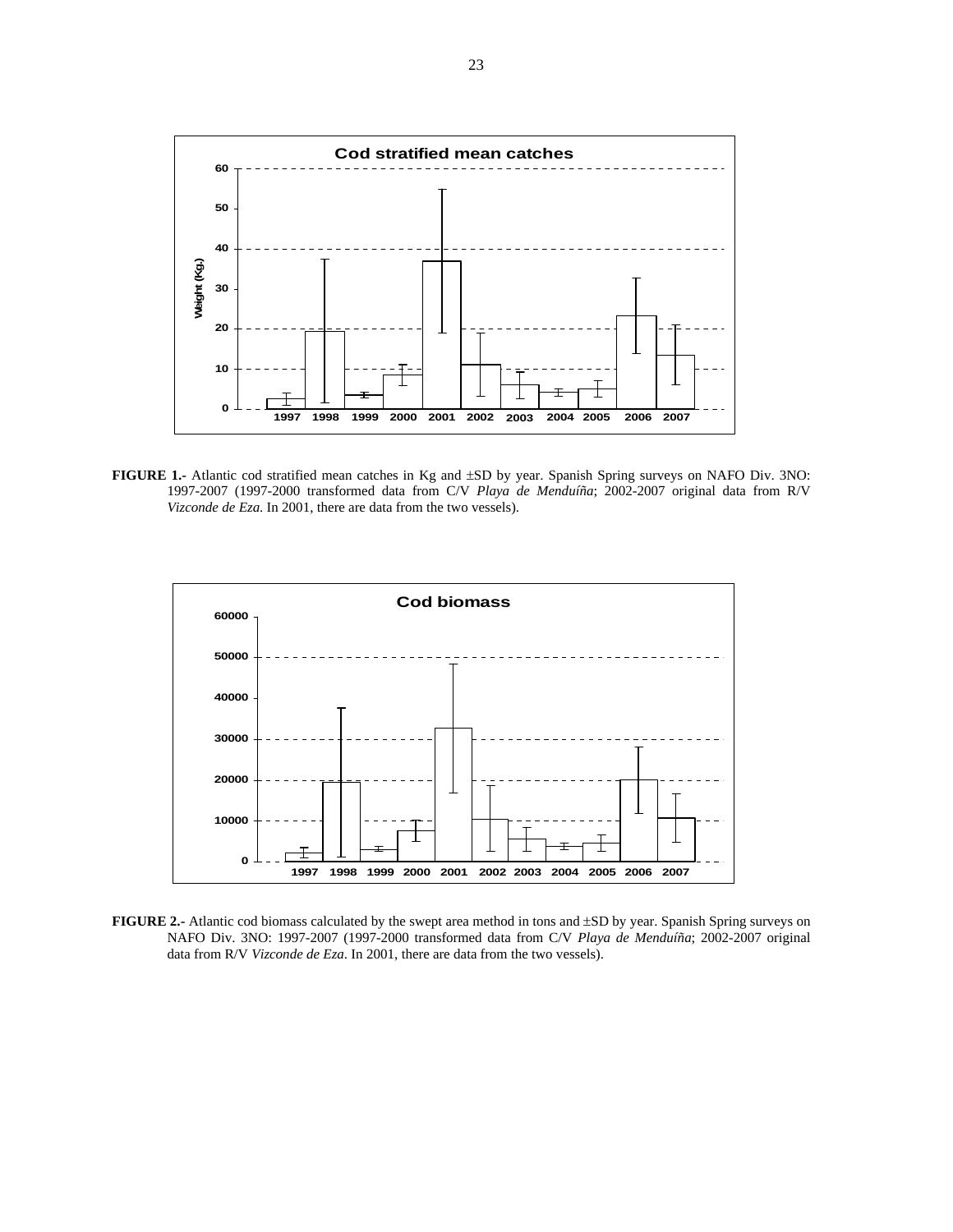**FIGURE 1.-** Atlantic cod stratified mean catches in Kg and ±SD by year. Spanish Spring surveys on NAFO Div. 3NO: 1997-2007 (1997-2000 transformed data from C/V *Playa de Menduíña*; 2002-2007 original data from R/V *Vizconde de Eza*. In 2001, there are data from the two vessels).

**FIGURE 2.-** Atlantic cod biomass calculated by the swept area method in tons and ±SD by year. Spanish Spring surveys on NAFO Div. 3NO: 1997-2007 (1997-2000 transformed data from C/V *Playa de Menduíña*; 2002-2007 original data from R/V *Vizconde de Eza*. In 2001, there are data from the two vessels).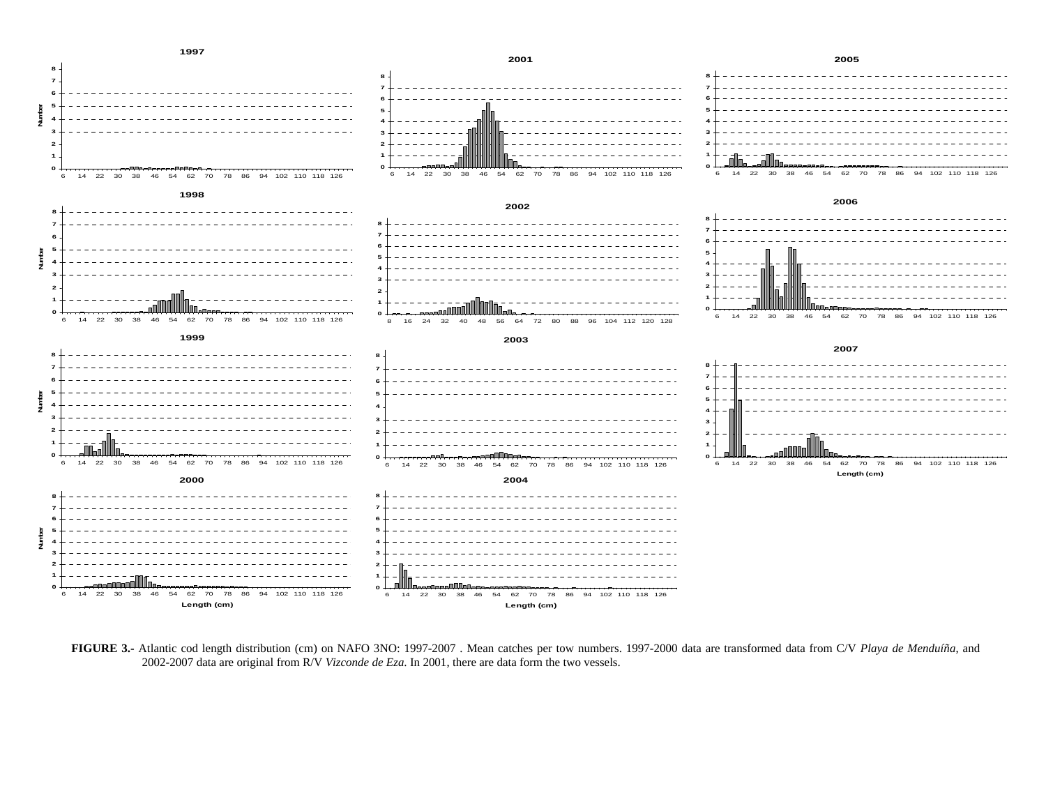**FIGURE 3.-** Atlantic cod length distribution (cm) on NAFO 3NO: 1997-2007 . Mean catches per tow numbers. 1997-2000 data are transformed data from C/V *Playa de Menduíña*, and 2002-2007 data are original from R/V *Vizconde de Eza.* In 2001, there are data form the two vessels.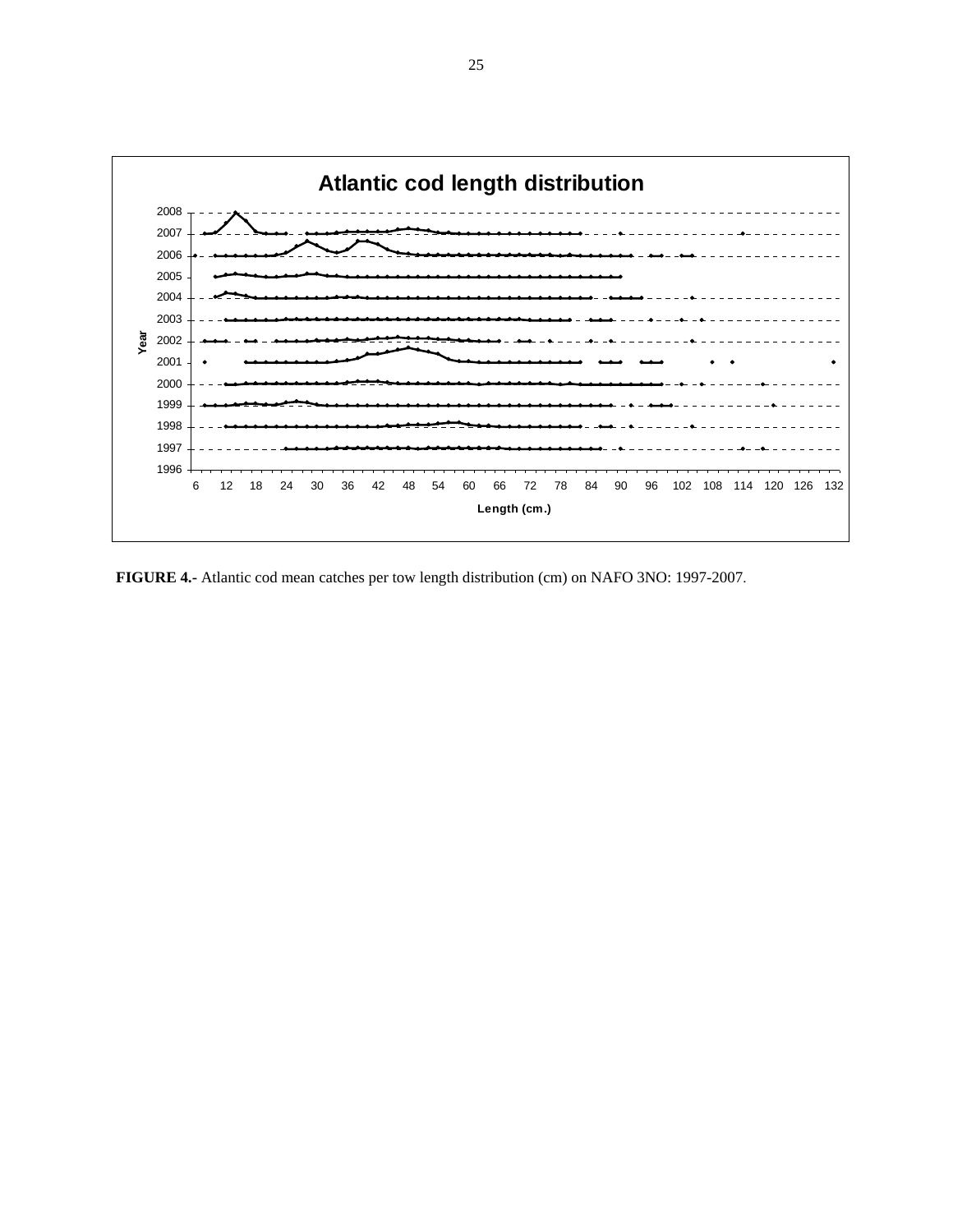**FIGURE 4.-** Atlantic cod mean catches per tow length distribution (cm) on NAFO 3NO: 1997-2007.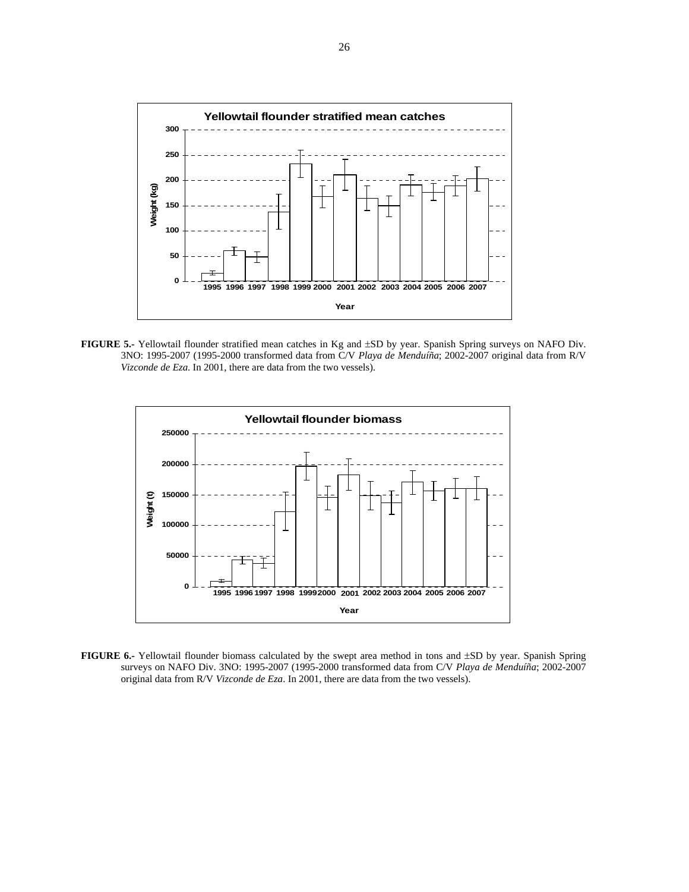**FIGURE 5.-** Yellowtail flounder stratified mean catches in Kg and ±SD by year. Spanish Spring surveys on NAFO Div. 3NO: 1995-2007 (1995-2000 transformed data from C/V *Playa de Menduíña*; 2002-2007 original data from R/V *Vizconde de Eza*. In 2001, there are data from the two vessels).

**FIGURE 6.-** Yellowtail flounder biomass calculated by the swept area method in tons and ±SD by year. Spanish Spring surveys on NAFO Div. 3NO: 1995-2007 (1995-2000 transformed data from C/V *Playa de Menduíña*; 2002-2007 original data from R/V *Vizconde de Eza*. In 2001, there are data from the two vessels).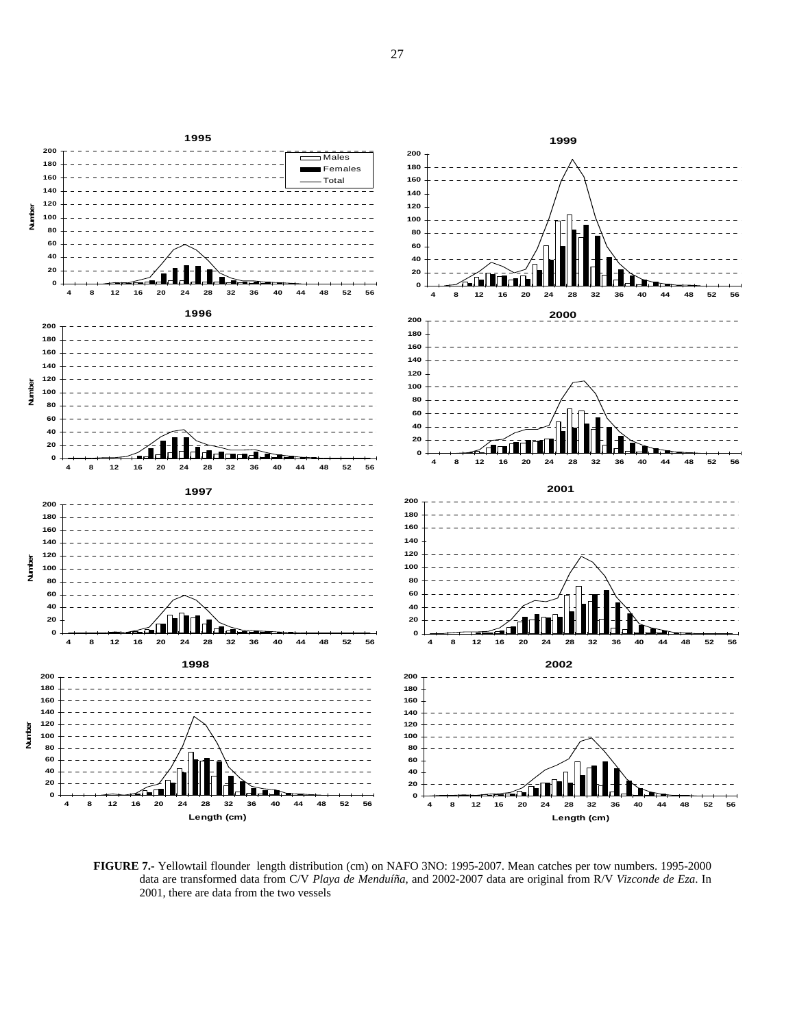**FIGURE 7.-** Yellowtail flounder length distribution (cm) on NAFO 3NO: 1995-2007. Mean catches per tow numbers. 1995-2000 data are transformed data from C/V *Playa de Menduíña*, and 2002-2007 data are original from R/V *Vizconde de Eza*. In 2001, there are data from the two vessels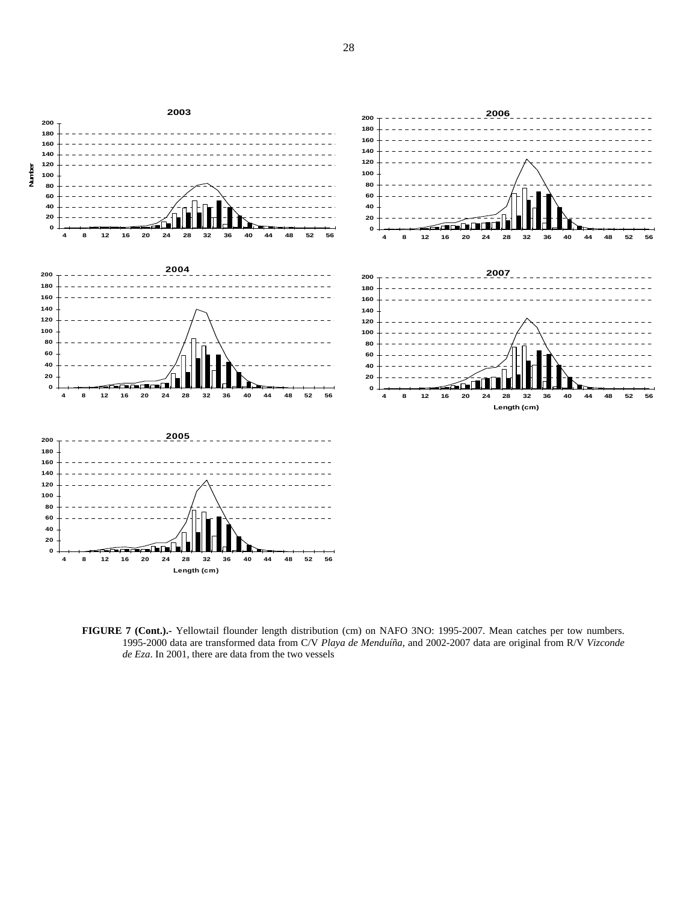**FIGURE 7 (Cont.).-** Yellowtail flounder length distribution (cm) on NAFO 3NO: 1995-2007. Mean catches per tow numbers. 1995-2000 data are transformed data from C/V *Playa de Menduíña*, and 2002-2007 data are original from R/V *Vizconde de Eza*. In 2001, there are data from the two vessels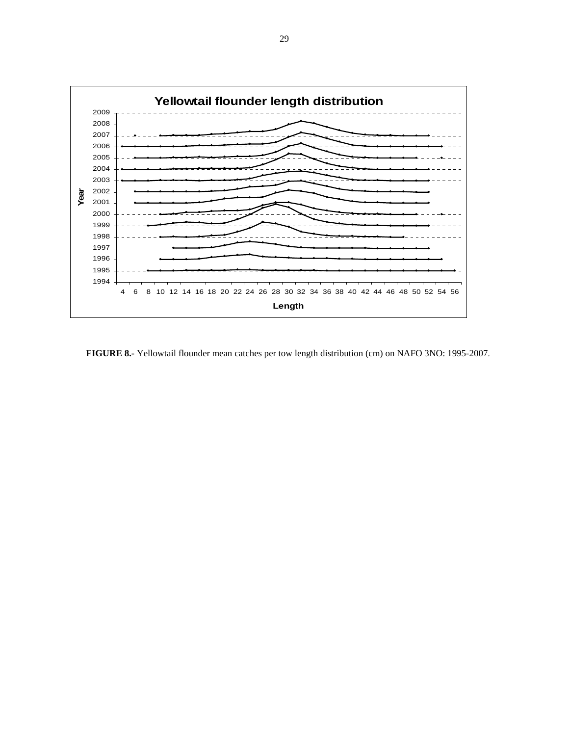Yellowtail flounder length distribution

2009
2008
2007
2006
2005
2004
2003
2002
2001
2000
1999
1998
1997
1996
1995
1994

Year

4 6 8 10 12 14 16 18 20 22 24 26 28 30 32 34 36 38 40 42 44 46 48 50 52 54 56

Length

**FIGURE 8.-** Yellowtail flounder mean catches per tow length distribution (cm) on NAFO 3NO: 1995-2007.